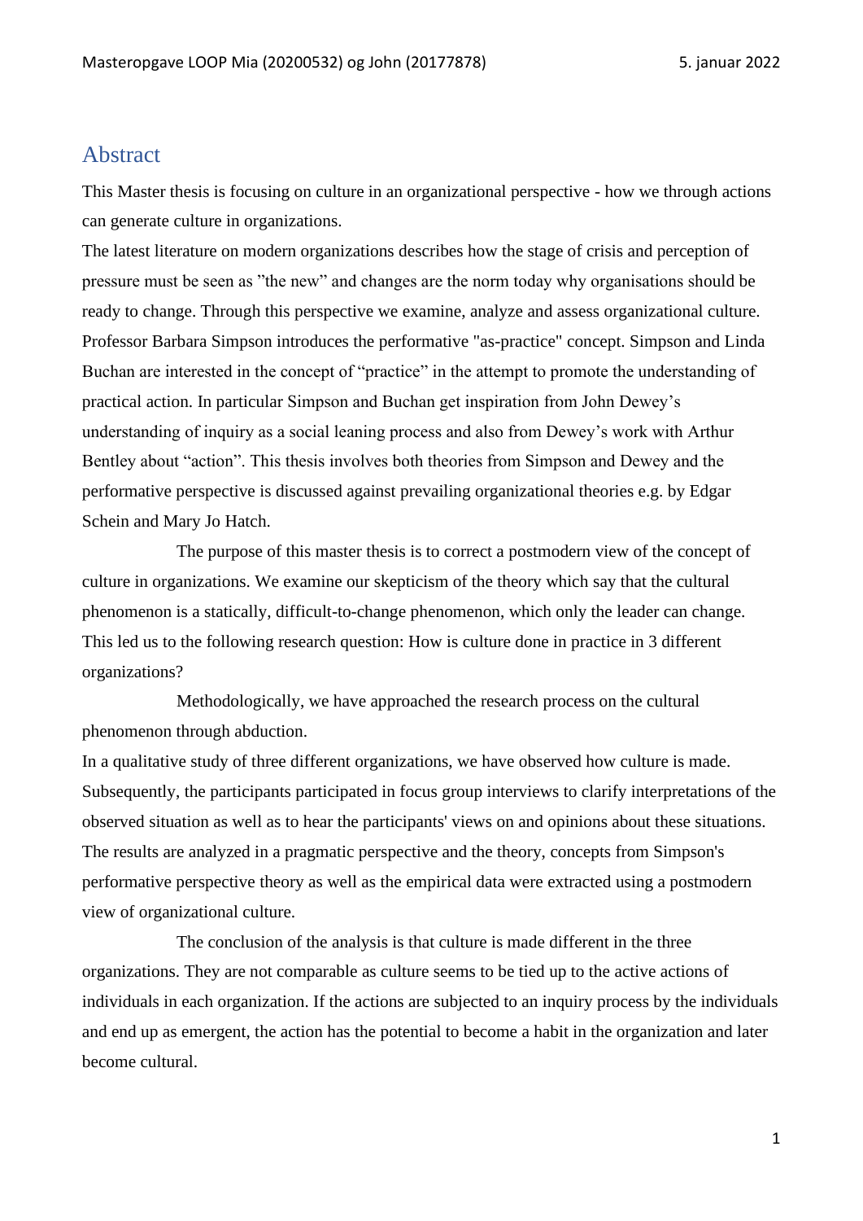# Abstract

This Master thesis is focusing on culture in an organizational perspective - how we through actions can generate culture in organizations.

The latest literature on modern organizations describes how the stage of crisis and perception of pressure must be seen as ”the new” and changes are the norm today why organisations should be ready to change. Through this perspective we examine, analyze and assess organizational culture. Professor Barbara Simpson introduces the performative "as-practice" concept. Simpson and Linda Buchan are interested in the concept of “practice” in the attempt to promote the understanding of practical action. In particular Simpson and Buchan get inspiration from John Dewey’s understanding of inquiry as a social leaning process and also from Dewey’s work with Arthur Bentley about “action”. This thesis involves both theories from Simpson and Dewey and the performative perspective is discussed against prevailing organizational theories e.g. by Edgar Schein and Mary Jo Hatch.

The purpose of this master thesis is to correct a postmodern view of the concept of culture in organizations. We examine our skepticism of the theory which say that the cultural phenomenon is a statically, difficult-to-change phenomenon, which only the leader can change. This led us to the following research question: How is culture done in practice in 3 different organizations?

Methodologically, we have approached the research process on the cultural phenomenon through abduction.

In a qualitative study of three different organizations, we have observed how culture is made. Subsequently, the participants participated in focus group interviews to clarify interpretations of the observed situation as well as to hear the participants' views on and opinions about these situations. The results are analyzed in a pragmatic perspective and the theory, concepts from Simpson's performative perspective theory as well as the empirical data were extracted using a postmodern view of organizational culture.

The conclusion of the analysis is that culture is made different in the three organizations. They are not comparable as culture seems to be tied up to the active actions of individuals in each organization. If the actions are subjected to an inquiry process by the individuals and end up as emergent, the action has the potential to become a habit in the organization and later become cultural.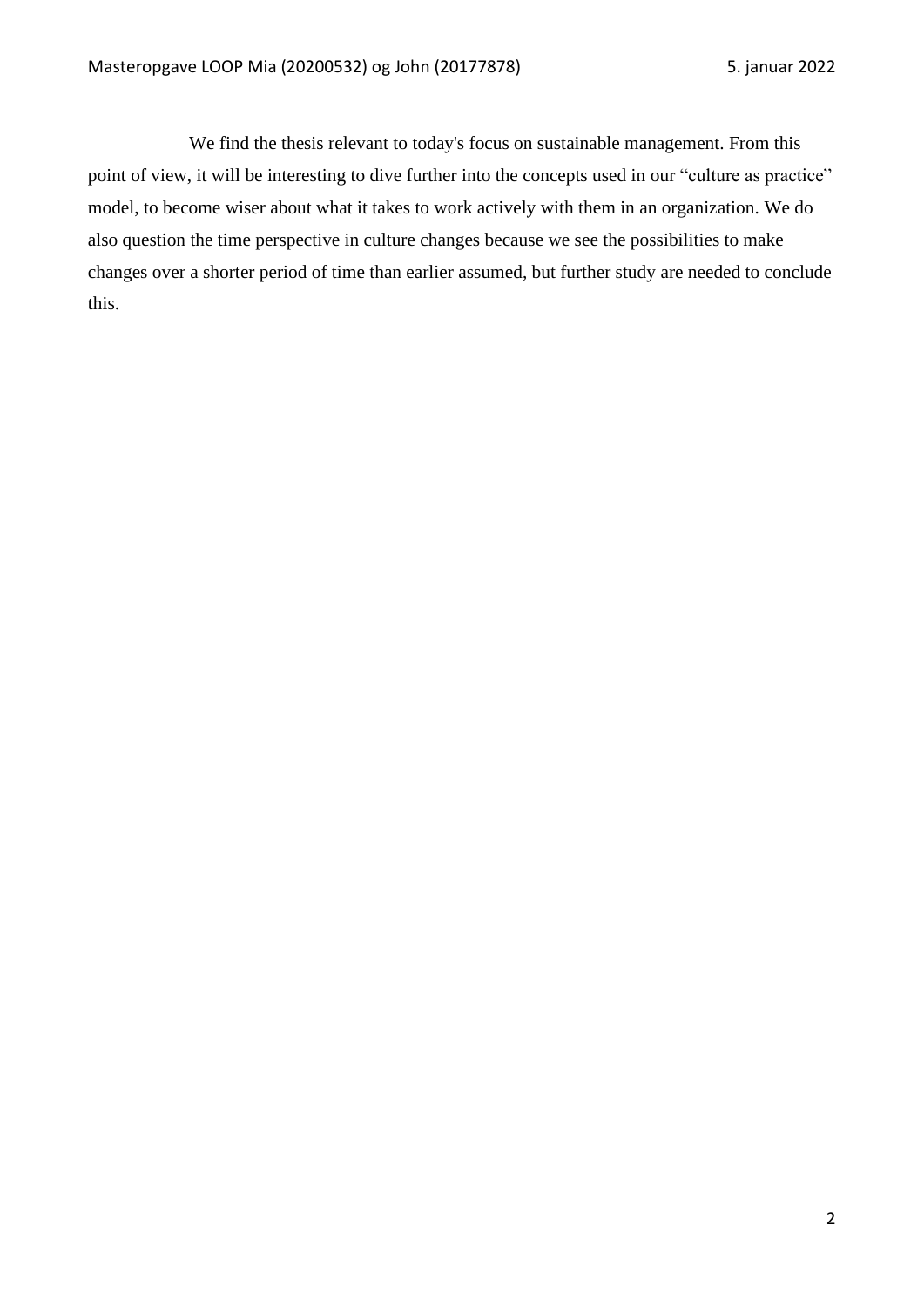We find the thesis relevant to today's focus on sustainable management. From this point of view, it will be interesting to dive further into the concepts used in our "culture as practice" model, to become wiser about what it takes to work actively with them in an organization. We do also question the time perspective in culture changes because we see the possibilities to make changes over a shorter period of time than earlier assumed, but further study are needed to conclude this.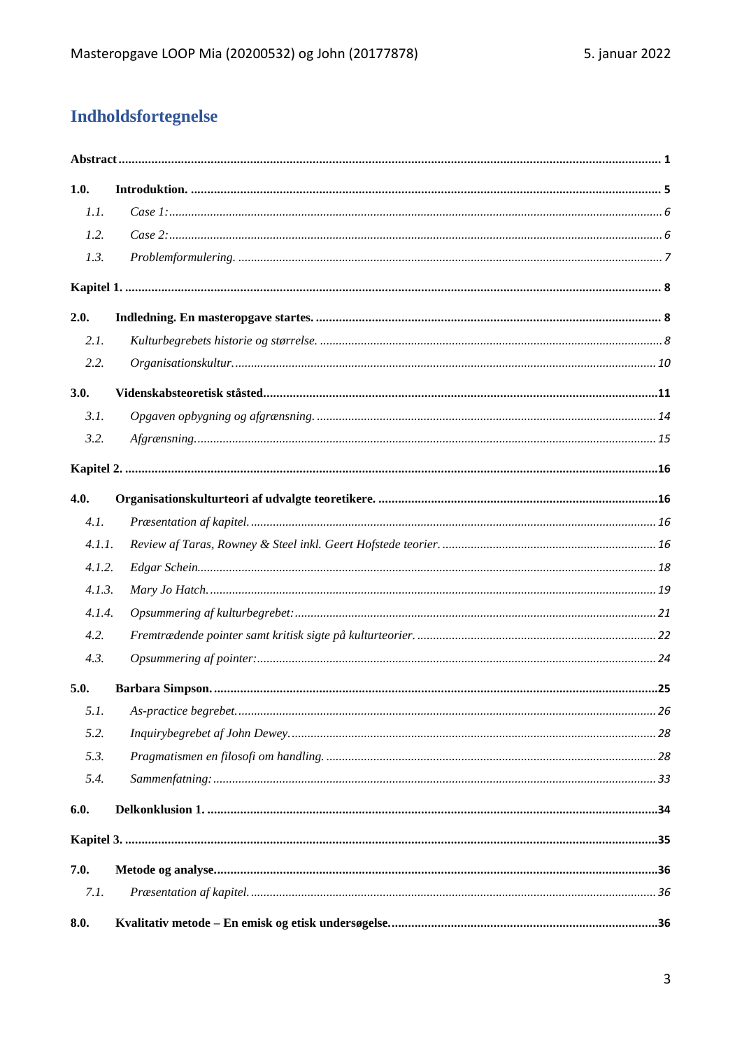# Indholdsfortegnelse

**Abstract** .......... **1**

**1.0. Introduktion.** .......... **5**

*1.1. Case 1:* .......... *6*

*1.2. Case 2:* .......... *6*

*1.3. Problemformulering.* .......... *7*

**Kapitel 1.** .......... **8**

**2.0. Indledning. En masteropgave startes.** .......... **8**

*2.1. Kulturbegrebets historie og størrelse.* .......... *8*

*2.2. Organisationskultur.* .......... *10*

**3.0. Videnskabsteoretisk ståsted** .......... **11**

*3.1. Opgaven opbygning og afgrænsning.* .......... *14*

*3.2. Afgrænsning.* .......... *15*

**Kapitel 2.** .......... **16**

**4.0. Organisationskulturteori af udvalgte teoretikere.** .......... **16**

*4.1. Præsentation af kapitel.* .......... *16*

*4.1.1. Review af Taras, Rowney & Steel inkl. Geert Hofstede teorier.* .......... *16*

*4.1.2. Edgar Schein.* .......... *18*

*4.1.3. Mary Jo Hatch.* .......... *19*

*4.1.4. Opsummering af kulturbegrebet:* .......... *21*

*4.2. Fremtrædende pointer samt kritisk sigte på kulturteorier.* .......... *22*

*4.3. Opsummering af pointer:* .......... *24*

**5.0. Barbara Simpson.** .......... **25**

*5.1. As-practice begrebet.* .......... *26*

*5.2. Inquirybegrebet af John Dewey.* .......... *28*

*5.3. Pragmatismen en filosofi om handling.* .......... *28*

*5.4. Sammenfatning:* .......... *33*

**6.0. Delkonklusion 1.** .......... **34**

**Kapitel 3.** .......... **35**

**7.0. Metode og analyse.** .......... **36**

*7.1. Præsentation af kapitel.* .......... *36*

**8.0. Kvalitativ metode – En emisk og etisk undersøgelse.** .......... **36**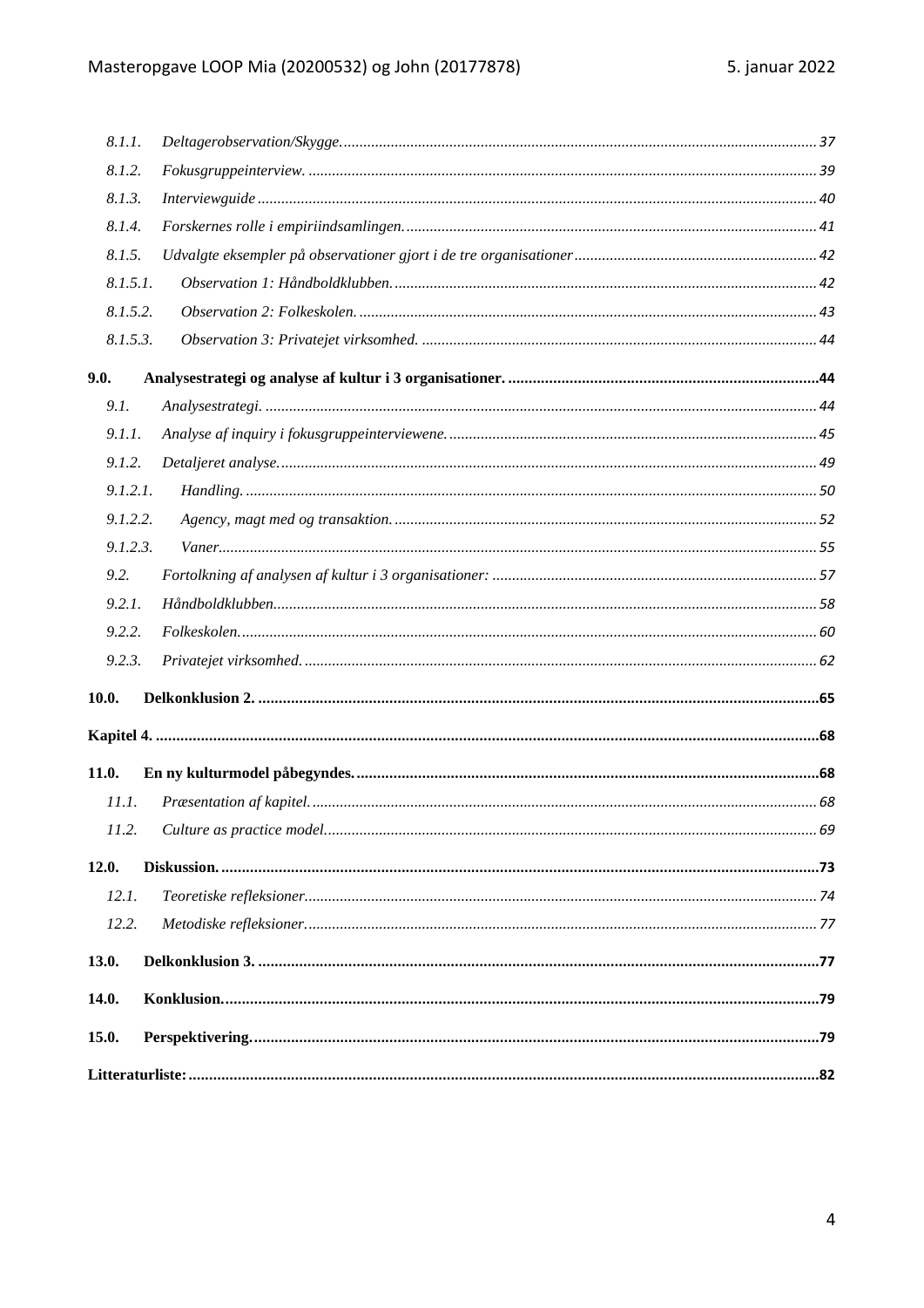*8.1.1. Deltagerobservation/Skygge.* ........ 37

*8.1.2. Fokusgruppeinterview.* ........ 39

*8.1.3. Interviewguide* ........ 40

*8.1.4. Forskernes rolle i empiriindsamlingen.* ........ 41

*8.1.5. Udvalgte eksempler på observationer gjort i de tre organisationer* ........ 42

*8.1.5.1. Observation 1: Håndboldklubben.* ........ 42

*8.1.5.2. Observation 2: Folkeskolen.* ........ 43

*8.1.5.3. Observation 3: Privatejet virksomhed.* ........ 44

**9.0. Analysestrategi og analyse af kultur i 3 organisationer.** ........ 44

*9.1. Analysestrategi.* ........ 44

*9.1.1. Analyse af inquiry i fokusgruppeinterviewene.* ........ 45

*9.1.2. Detaljeret analyse.* ........ 49

*9.1.2.1. Handling.* ........ 50

*9.1.2.2. Agency, magt med og transaktion.* ........ 52

*9.1.2.3. Vaner* ........ 55

*9.2. Fortolkning af analysen af kultur i 3 organisationer:* ........ 57

*9.2.1. Håndboldklubben* ........ 58

*9.2.2. Folkeskolen.* ........ 60

*9.2.3. Privatejet virksomhed.* ........ 62

**10.0. Delkonklusion 2.** ........ 65

**Kapitel 4.** ........ 68

**11.0. En ny kulturmodel påbegyndes.** ........ 68

*11.1. Præsentation af kapitel.* ........ 68

*11.2. Culture as practice model.* ........ 69

**12.0. Diskussion.** ........ 73

*12.1. Teoretiske refleksioner* ........ 74

*12.2. Metodiske refleksioner.* ........ 77

**13.0. Delkonklusion 3.** ........ 77

**14.0. Konklusion.** ........ 79

**15.0. Perspektivering.** ........ 79

**Litteraturliste:** ........ 82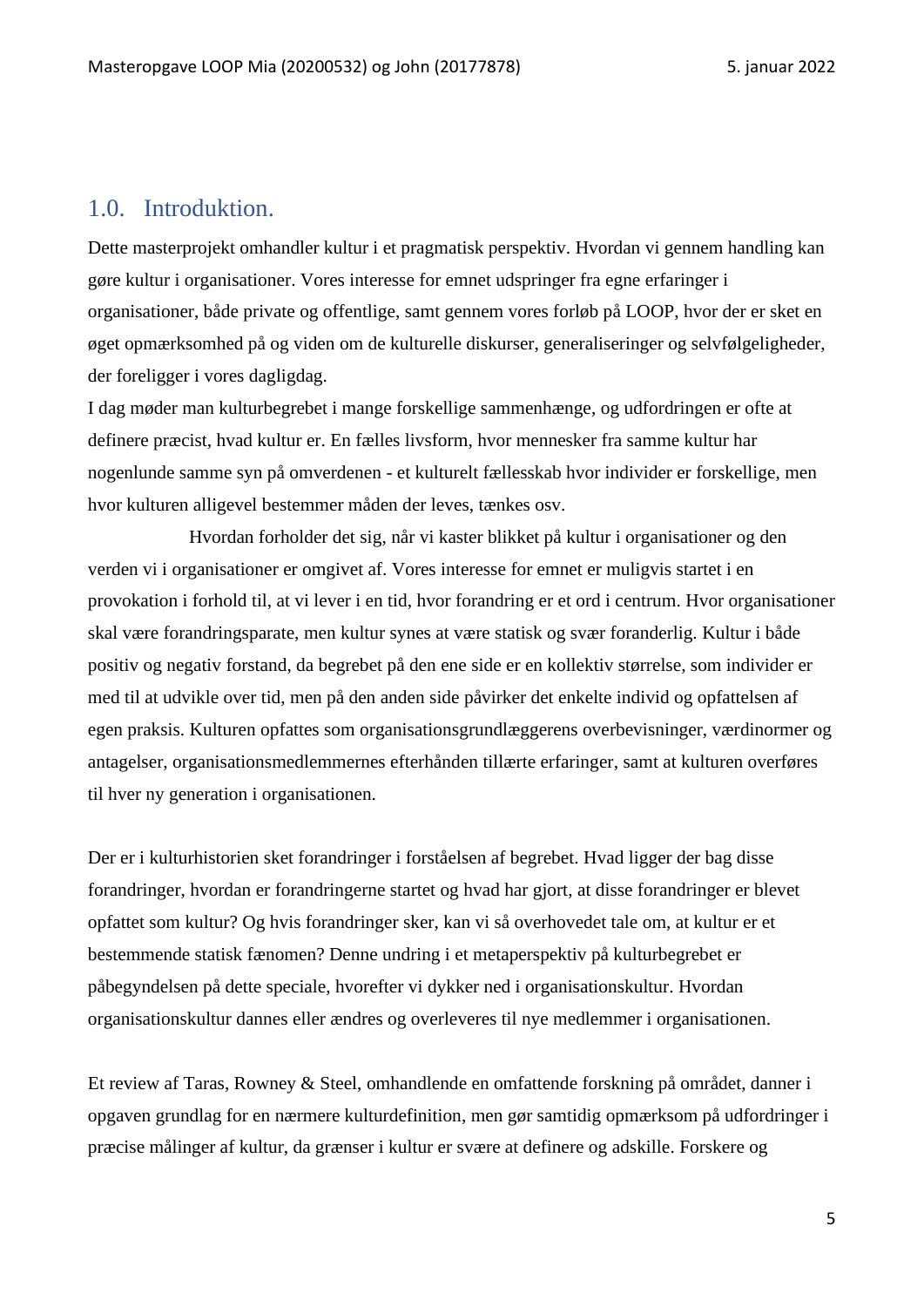# 1.0. Introduktion.

Dette masterprojekt omhandler kultur i et pragmatisk perspektiv. Hvordan vi gennem handling kan gøre kultur i organisationer. Vores interesse for emnet udspringer fra egne erfaringer i organisationer, både private og offentlige, samt gennem vores forløb på LOOP, hvor der er sket en øget opmærksomhed på og viden om de kulturelle diskurser, generaliseringer og selvfølgeligheder, der foreligger i vores dagligdag.
I dag møder man kulturbegrebet i mange forskellige sammenhænge, og udfordringen er ofte at definere præcist, hvad kultur er. En fælles livsform, hvor mennesker fra samme kultur har nogenlunde samme syn på omverdenen - et kulturelt fællesskab hvor individer er forskellige, men hvor kulturen alligevel bestemmer måden der leves, tænkes osv.

Hvordan forholder det sig, når vi kaster blikket på kultur i organisationer og den verden vi i organisationer er omgivet af. Vores interesse for emnet er muligvis startet i en provokation i forhold til, at vi lever i en tid, hvor forandring er et ord i centrum. Hvor organisationer skal være forandringsparate, men kultur synes at være statisk og svær foranderlig. Kultur i både positiv og negativ forstand, da begrebet på den ene side er en kollektiv størrelse, som individer er med til at udvikle over tid, men på den anden side påvirker det enkelte individ og opfattelsen af egen praksis. Kulturen opfattes som organisationsgrundlæggerens overbevisninger, værdinormer og antagelser, organisationsmedlemmernes efterhånden tillærte erfaringer, samt at kulturen overføres til hver ny generation i organisationen.

Der er i kulturhistorien sket forandringer i forståelsen af begrebet. Hvad ligger der bag disse forandringer, hvordan er forandringerne startet og hvad har gjort, at disse forandringer er blevet opfattet som kultur? Og hvis forandringer sker, kan vi så overhovedet tale om, at kultur er et bestemmende statisk fænomen? Denne undring i et metaperspektiv på kulturbegrebet er påbegyndelsen på dette speciale, hvorefter vi dykker ned i organisationskultur. Hvordan organisationskultur dannes eller ændres og overleveres til nye medlemmer i organisationen.

Et review af Taras, Rowney & Steel, omhandlende en omfattende forskning på området, danner i opgaven grundlag for en nærmere kulturdefinition, men gør samtidig opmærksom på udfordringer i præcise målinger af kultur, da grænser i kultur er svære at definere og adskille. Forskere og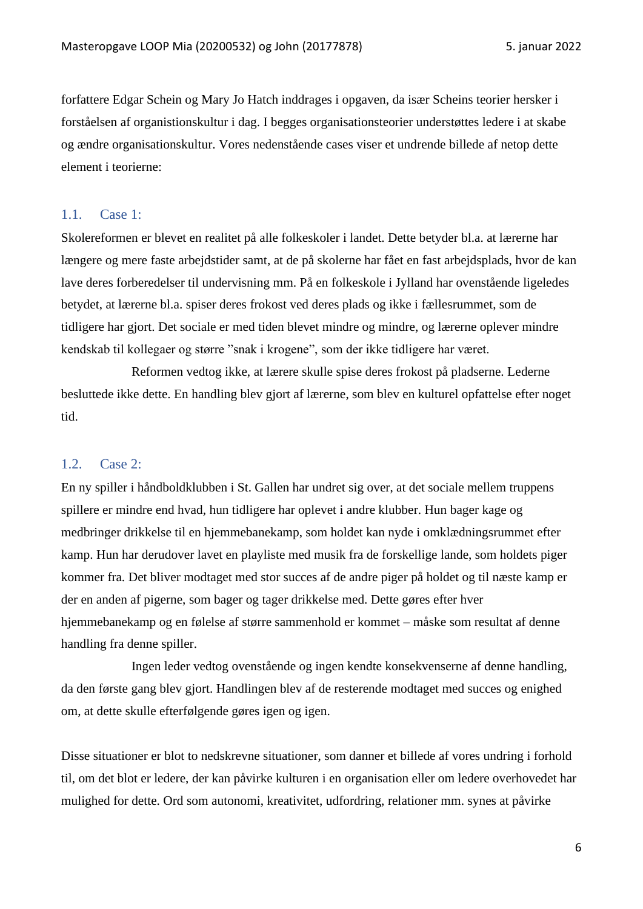forfattere Edgar Schein og Mary Jo Hatch inddrages i opgaven, da især Scheins teorier hersker i forståelsen af organistionskultur i dag. I begges organisationsteorier understøttes ledere i at skabe og ændre organisationskultur. Vores nedenstående cases viser et undrende billede af netop dette element i teorierne:

## 1.1. Case 1:

Skolereformen er blevet en realitet på alle folkeskoler i landet. Dette betyder bl.a. at lærerne har længere og mere faste arbejdstider samt, at de på skolerne har fået en fast arbejdsplads, hvor de kan lave deres forberedelser til undervisning mm. På en folkeskole i Jylland har ovenstående ligeledes betydet, at lærerne bl.a. spiser deres frokost ved deres plads og ikke i fællesrummet, som de tidligere har gjort. Det sociale er med tiden blevet mindre og mindre, og lærerne oplever mindre kendskab til kollegaer og større "snak i krogene", som der ikke tidligere har været.

Reformen vedtog ikke, at lærere skulle spise deres frokost på pladserne. Lederne besluttede ikke dette. En handling blev gjort af lærerne, som blev en kulturel opfattelse efter noget tid.

## 1.2. Case 2:

En ny spiller i håndboldklubben i St. Gallen har undret sig over, at det sociale mellem truppens spillere er mindre end hvad, hun tidligere har oplevet i andre klubber. Hun bager kage og medbringer drikkelse til en hjemmebanekamp, som holdet kan nyde i omklædningsrummet efter kamp. Hun har derudover lavet en playliste med musik fra de forskellige lande, som holdets piger kommer fra. Det bliver modtaget med stor succes af de andre piger på holdet og til næste kamp er der en anden af pigerne, som bager og tager drikkelse med. Dette gøres efter hver hjemmebanekamp og en følelse af større sammenhold er kommet – måske som resultat af denne handling fra denne spiller.

Ingen leder vedtog ovenstående og ingen kendte konsekvenserne af denne handling, da den første gang blev gjort. Handlingen blev af de resterende modtaget med succes og enighed om, at dette skulle efterfølgende gøres igen og igen.

Disse situationer er blot to nedskrevne situationer, som danner et billede af vores undring i forhold til, om det blot er ledere, der kan påvirke kulturen i en organisation eller om ledere overhovedet har mulighed for dette. Ord som autonomi, kreativitet, udfordring, relationer mm. synes at påvirke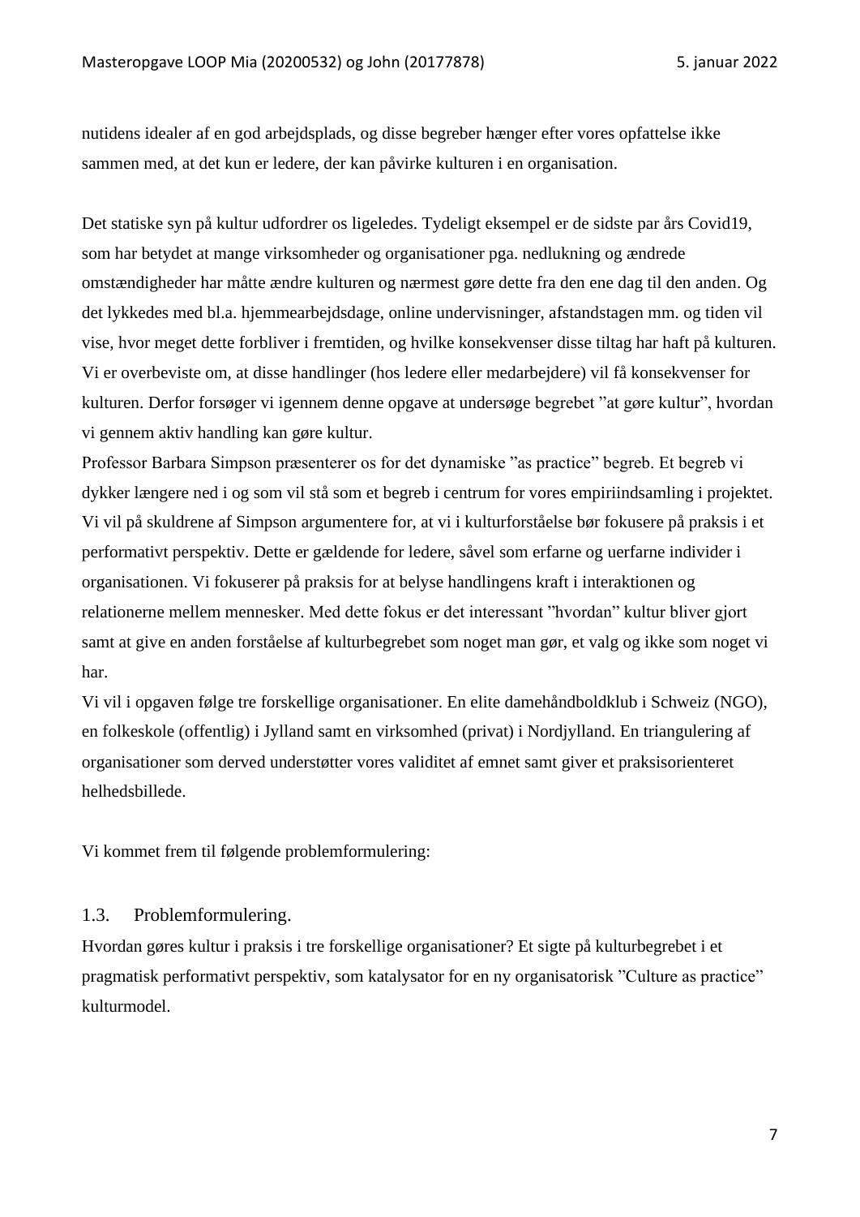nutidens idealer af en god arbejdsplads, og disse begreber hænger efter vores opfattelse ikke sammen med, at det kun er ledere, der kan påvirke kulturen i en organisation.

Det statiske syn på kultur udfordrer os ligeledes. Tydeligt eksempel er de sidste par års Covid19, som har betydet at mange virksomheder og organisationer pga. nedlukning og ændrede omstændigheder har måtte ændre kulturen og nærmest gøre dette fra den ene dag til den anden. Og det lykkedes med bl.a. hjemmearbejdsdage, online undervisninger, afstandstagen mm. og tiden vil vise, hvor meget dette forbliver i fremtiden, og hvilke konsekvenser disse tiltag har haft på kulturen. Vi er overbeviste om, at disse handlinger (hos ledere eller medarbejdere) vil få konsekvenser for kulturen. Derfor forsøger vi igennem denne opgave at undersøge begrebet "at gøre kultur", hvordan vi gennem aktiv handling kan gøre kultur.

Professor Barbara Simpson præsenterer os for det dynamiske "as practice" begreb. Et begreb vi dykker længere ned i og som vil stå som et begreb i centrum for vores empiriindsamling i projektet. Vi vil på skuldrene af Simpson argumentere for, at vi i kulturforståelse bør fokusere på praksis i et performativt perspektiv. Dette er gældende for ledere, såvel som erfarne og uerfarne individer i organisationen. Vi fokuserer på praksis for at belyse handlingens kraft i interaktionen og relationerne mellem mennesker. Med dette fokus er det interessant "hvordan" kultur bliver gjort samt at give en anden forståelse af kulturbegrebet som noget man gør, et valg og ikke som noget vi har.

Vi vil i opgaven følge tre forskellige organisationer. En elite damehåndboldklub i Schweiz (NGO), en folkeskole (offentlig) i Jylland samt en virksomhed (privat) i Nordjylland. En triangulering af organisationer som derved understøtter vores validitet af emnet samt giver et praksisorienteret helhedsbillede.

Vi kommet frem til følgende problemformulering:

### 1.3. Problemformulering.

Hvordan gøres kultur i praksis i tre forskellige organisationer? Et sigte på kulturbegrebet i et pragmatisk performativt perspektiv, som katalysator for en ny organisatorisk "Culture as practice" kulturmodel.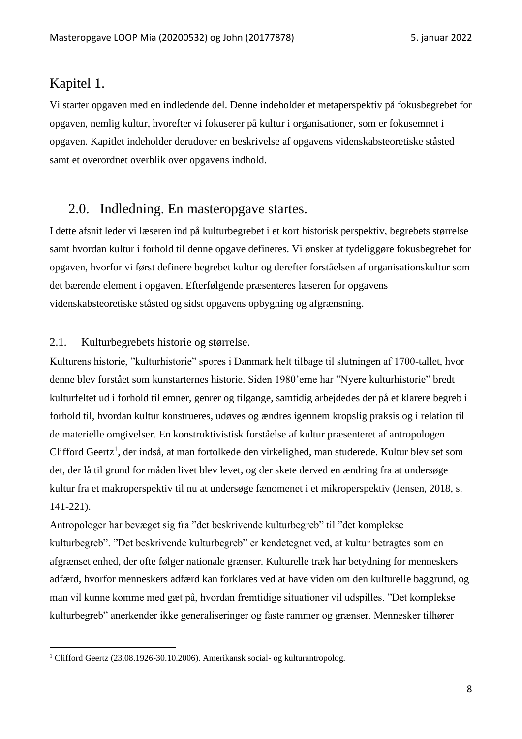# Kapitel 1.

Vi starter opgaven med en indledende del. Denne indeholder et metaperspektiv på fokusbegrebet for opgaven, nemlig kultur, hvorefter vi fokuserer på kultur i organisationer, som er fokusemnet i opgaven. Kapitlet indeholder derudover en beskrivelse af opgavens videnskabsteoretiske ståsted samt et overordnet overblik over opgavens indhold.

## 2.0. Indledning. En masteropgave startes.

I dette afsnit leder vi læseren ind på kulturbegrebet i et kort historisk perspektiv, begrebets størrelse samt hvordan kultur i forhold til denne opgave defineres. Vi ønsker at tydeliggøre fokusbegrebet for opgaven, hvorfor vi først definere begrebet kultur og derefter forståelsen af organisationskultur som det bærende element i opgaven. Efterfølgende præsenteres læseren for opgavens videnskabsteoretiske ståsted og sidst opgavens opbygning og afgrænsning.

### 2.1. Kulturbegrebets historie og størrelse.

Kulturens historie, "kulturhistorie" spores i Danmark helt tilbage til slutningen af 1700-tallet, hvor denne blev forstået som kunstarternes historie. Siden 1980'erne har "Nyere kulturhistorie" bredt kulturfeltet ud i forhold til emner, genrer og tilgange, samtidig arbejdedes der på et klarere begreb i forhold til, hvordan kultur konstrueres, udøves og ændres igennem kropslig praksis og i relation til de materielle omgivelser. En konstruktivistisk forståelse af kultur præsenteret af antropologen Clifford Geertz[1], der indså, at man fortolkede den virkelighed, man studerede. Kultur blev set som det, der lå til grund for måden livet blev levet, og der skete derved en ændring fra at undersøge kultur fra et makroperspektiv til nu at undersøge fænomenet i et mikroperspektiv (Jensen, 2018, s. 141-221).

Antropologer har bevæget sig fra "det beskrivende kulturbegreb" til "det komplekse kulturbegreb". "Det beskrivende kulturbegreb" er kendetegnet ved, at kultur betragtes som en afgrænset enhed, der ofte følger nationale grænser. Kulturelle træk har betydning for menneskers adfærd, hvorfor menneskers adfærd kan forklares ved at have viden om den kulturelle baggrund, og man vil kunne komme med gæt på, hvordan fremtidige situationer vil udspilles. "Det komplekse kulturbegreb" anerkender ikke generaliseringer og faste rammer og grænser. Mennesker tilhører

---

[1] Clifford Geertz (23.08.1926-30.10.2006). Amerikansk social- og kulturantropolog.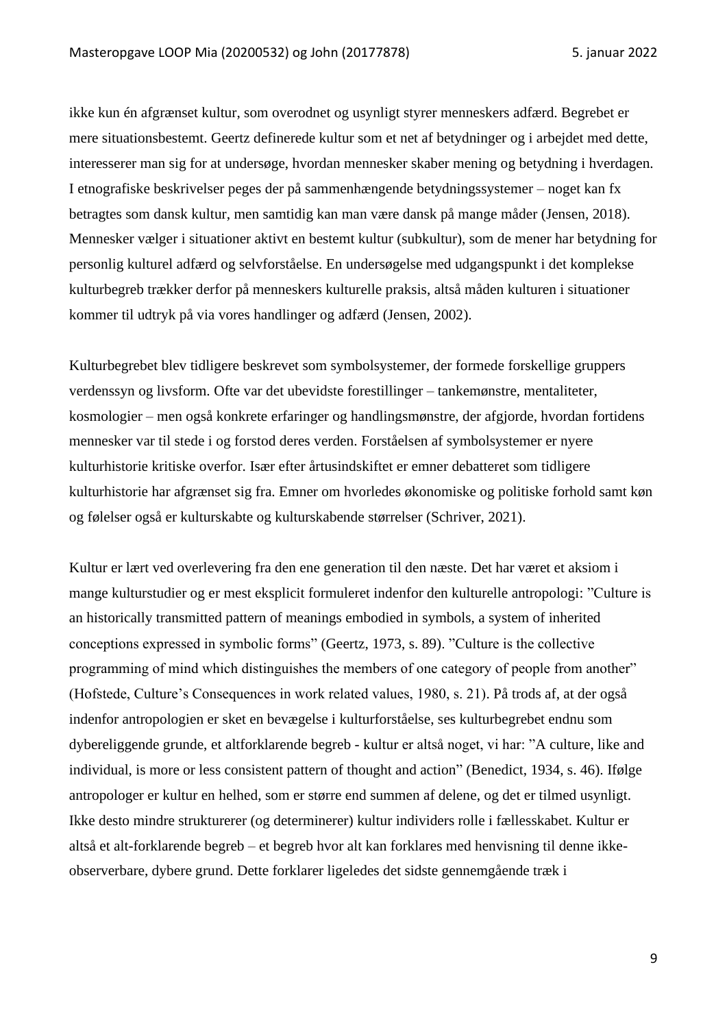ikke kun én afgrænset kultur, som overodnet og usynligt styrer menneskers adfærd. Begrebet er mere situationsbestemt. Geertz definerede kultur som et net af betydninger og i arbejdet med dette, interesserer man sig for at undersøge, hvordan mennesker skaber mening og betydning i hverdagen. I etnografiske beskrivelser peges der på sammenhængende betydningssystemer – noget kan fx betragtes som dansk kultur, men samtidig kan man være dansk på mange måder (Jensen, 2018). Mennesker vælger i situationer aktivt en bestemt kultur (subkultur), som de mener har betydning for personlig kulturel adfærd og selvforståelse. En undersøgelse med udgangspunkt i det komplekse kulturbegreb trækker derfor på menneskers kulturelle praksis, altså måden kulturen i situationer kommer til udtryk på via vores handlinger og adfærd (Jensen, 2002).

Kulturbegrebet blev tidligere beskrevet som symbolsystemer, der formede forskellige gruppers verdenssyn og livsform. Ofte var det ubevidste forestillinger – tankemønstre, mentaliteter, kosmologier – men også konkrete erfaringer og handlingsmønstre, der afgjorde, hvordan fortidens mennesker var til stede i og forstod deres verden. Forståelsen af symbolsystemer er nyere kulturhistorie kritiske overfor. Især efter årtusindskiftet er emner debatteret som tidligere kulturhistorie har afgrænset sig fra. Emner om hvorledes økonomiske og politiske forhold samt køn og følelser også er kulturskabte og kulturskabende størrelser (Schriver, 2021).

Kultur er lært ved overlevering fra den ene generation til den næste. Det har været et aksiom i mange kulturstudier og er mest eksplicit formuleret indenfor den kulturelle antropologi: ”Culture is an historically transmitted pattern of meanings embodied in symbols, a system of inherited conceptions expressed in symbolic forms” (Geertz, 1973, s. 89). ”Culture is the collective programming of mind which distinguishes the members of one category of people from another” (Hofstede, Culture’s Consequences in work related values, 1980, s. 21). På trods af, at der også indenfor antropologien er sket en bevægelse i kulturforståelse, ses kulturbegrebet endnu som dybereliggende grunde, et altforklarende begreb - kultur er altså noget, vi har: ”A culture, like and individual, is more or less consistent pattern of thought and action” (Benedict, 1934, s. 46). Ifølge antropologer er kultur en helhed, som er større end summen af delene, og det er tilmed usynligt. Ikke desto mindre strukturerer (og determinerer) kultur individers rolle i fællesskabet. Kultur er altså et alt-forklarende begreb – et begreb hvor alt kan forklares med henvisning til denne ikke-observerbare, dybere grund. Dette forklarer ligeledes det sidste gennemgående træk i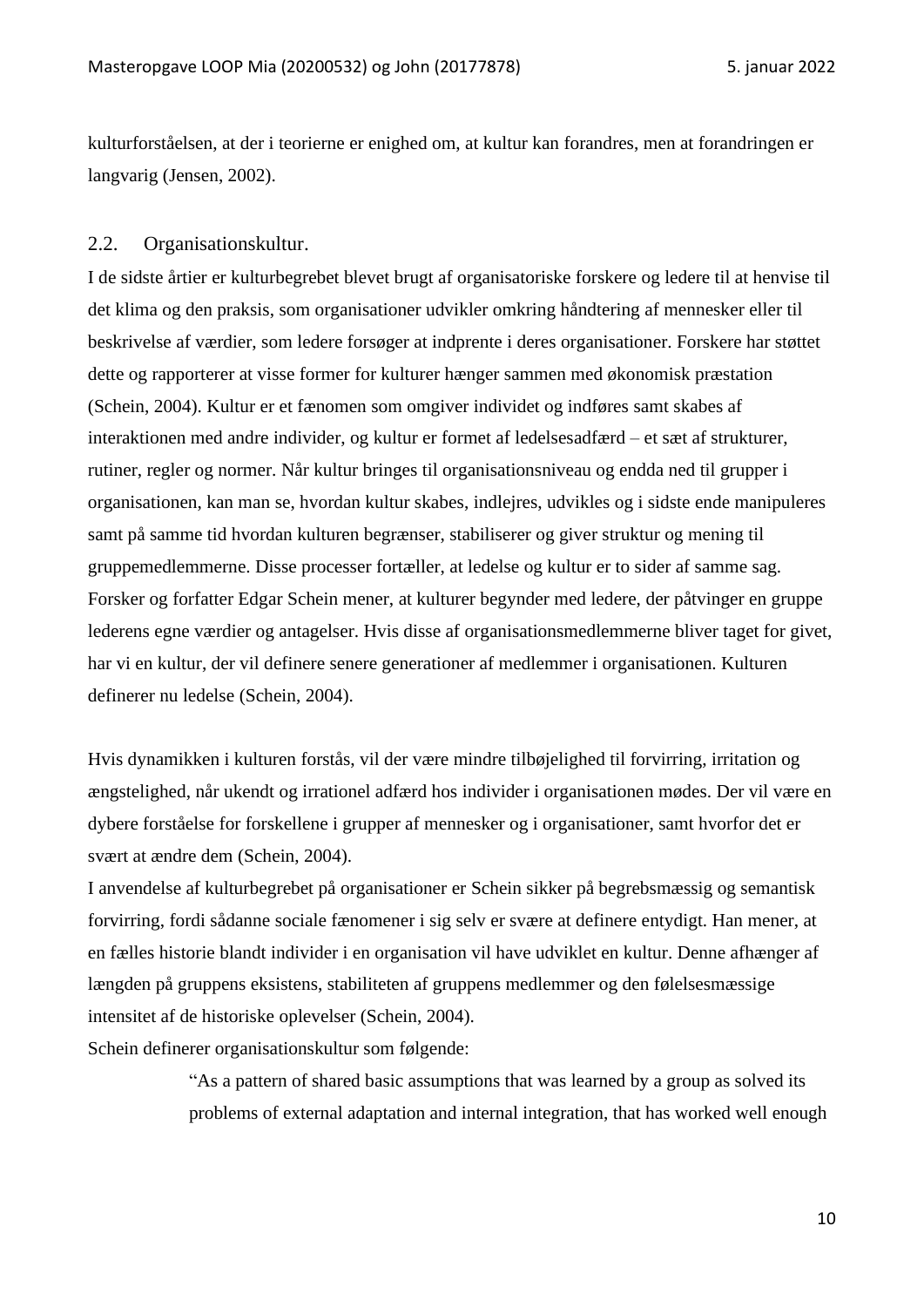kulturforståelsen, at der i teorierne er enighed om, at kultur kan forandres, men at forandringen er langvarig (Jensen, 2002).

## 2.2. Organisationskultur.

I de sidste årtier er kulturbegrebet blevet brugt af organisatoriske forskere og ledere til at henvise til det klima og den praksis, som organisationer udvikler omkring håndtering af mennesker eller til beskrivelse af værdier, som ledere forsøger at indprente i deres organisationer. Forskere har støttet dette og rapporterer at visse former for kulturer hænger sammen med økonomisk præstation (Schein, 2004). Kultur er et fænomen som omgiver individet og indføres samt skabes af interaktionen med andre individer, og kultur er formet af ledelsesadfærd – et sæt af strukturer, rutiner, regler og normer. Når kultur bringes til organisationsniveau og endda ned til grupper i organisationen, kan man se, hvordan kultur skabes, indlejres, udvikles og i sidste ende manipuleres samt på samme tid hvordan kulturen begrænser, stabiliserer og giver struktur og mening til gruppemedlemmerne. Disse processer fortæller, at ledelse og kultur er to sider af samme sag. Forsker og forfatter Edgar Schein mener, at kulturer begynder med ledere, der påtvinger en gruppe lederens egne værdier og antagelser. Hvis disse af organisationsmedlemmerne bliver taget for givet, har vi en kultur, der vil definere senere generationer af medlemmer i organisationen. Kulturen definerer nu ledelse (Schein, 2004).

Hvis dynamikken i kulturen forstås, vil der være mindre tilbøjelighed til forvirring, irritation og ængstelighed, når ukendt og irrationel adfærd hos individer i organisationen mødes. Der vil være en dybere forståelse for forskellene i grupper af mennesker og i organisationer, samt hvorfor det er svært at ændre dem (Schein, 2004).

I anvendelse af kulturbegrebet på organisationer er Schein sikker på begrebsmæssig og semantisk forvirring, fordi sådanne sociale fænomener i sig selv er svære at definere entydigt. Han mener, at en fælles historie blandt individer i en organisation vil have udviklet en kultur. Denne afhænger af længden på gruppens eksistens, stabiliteten af gruppens medlemmer og den følelsesmæssige intensitet af de historiske oplevelser (Schein, 2004).

Schein definerer organisationskultur som følgende:

> "As a pattern of shared basic assumptions that was learned by a group as solved its problems of external adaptation and internal integration, that has worked well enough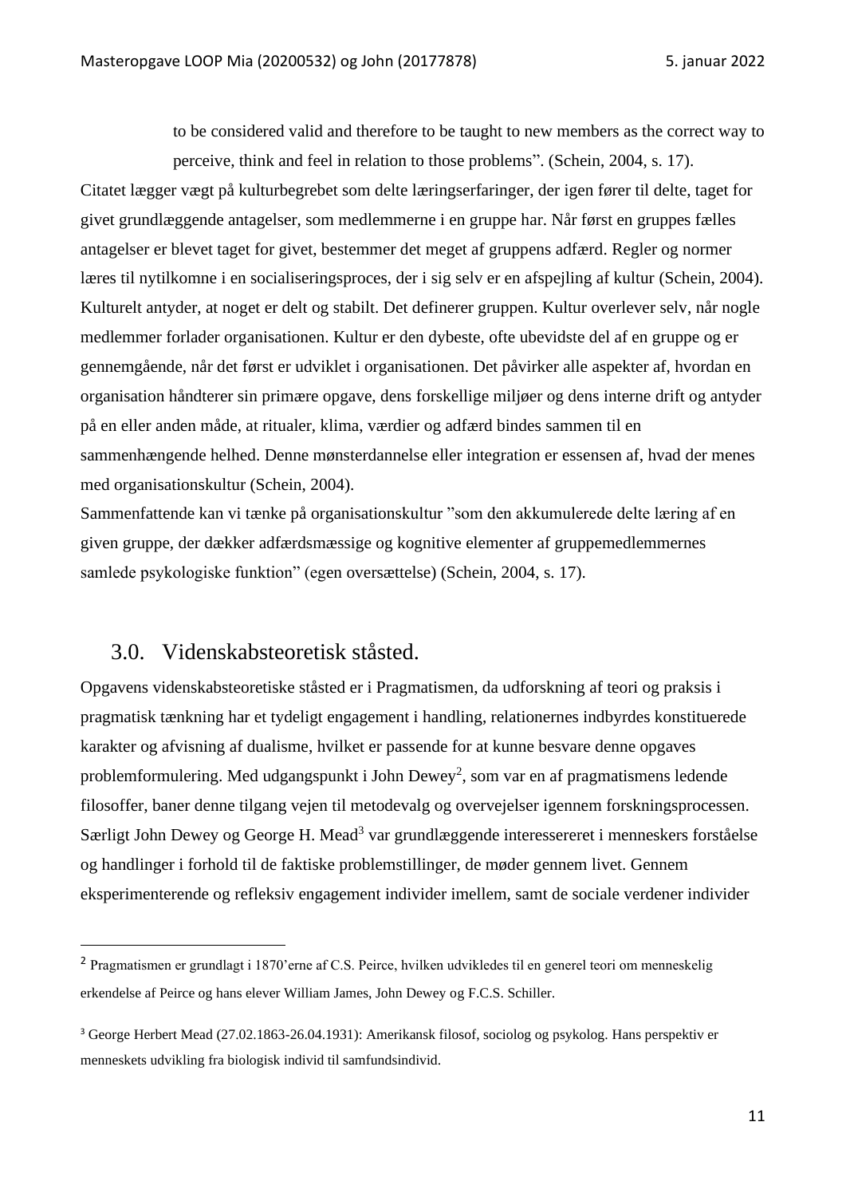> to be considered valid and therefore to be taught to new members as the correct way to perceive, think and feel in relation to those problems". (Schein, 2004, s. 17).

Citatet lægger vægt på kulturbegrebet som delte læringserfaringer, der igen fører til delte, taget for givet grundlæggende antagelser, som medlemmerne i en gruppe har. Når først en gruppes fælles antagelser er blevet taget for givet, bestemmer det meget af gruppens adfærd. Regler og normer læres til nytilkomne i en socialiseringsproces, der i sig selv er en afspejling af kultur (Schein, 2004). Kulturelt antyder, at noget er delt og stabilt. Det definerer gruppen. Kultur overlever selv, når nogle medlemmer forlader organisationen. Kultur er den dybeste, ofte ubevidste del af en gruppe og er gennemgående, når det først er udviklet i organisationen. Det påvirker alle aspekter af, hvordan en organisation håndterer sin primære opgave, dens forskellige miljøer og dens interne drift og antyder på en eller anden måde, at ritualer, klima, værdier og adfærd bindes sammen til en sammenhængende helhed. Denne mønsterdannelse eller integration er essensen af, hvad der menes med organisationskultur (Schein, 2004).

Sammenfattende kan vi tænke på organisationskultur "som den akkumulerede delte læring af en given gruppe, der dækker adfærdsmæssige og kognitive elementer af gruppemedlemmernes samlede psykologiske funktion" (egen oversættelse) (Schein, 2004, s. 17).

## 3.0. Videnskabsteoretisk ståsted.

Opgavens videnskabsteoretiske ståsted er i Pragmatismen, da udforskning af teori og praksis i pragmatisk tænkning har et tydeligt engagement i handling, relationernes indbyrdes konstituerede karakter og afvisning af dualisme, hvilket er passende for at kunne besvare denne opgaves problemformulering. Med udgangspunkt i John Dewey[2], som var en af pragmatismens ledende filosoffer, baner denne tilgang vejen til metodevalg og overvejelser igennem forskningsprocessen. Særligt John Dewey og George H. Mead[3] var grundlæggende interessereret i menneskers forståelse og handlinger i forhold til de faktiske problemstillinger, de møder gennem livet. Gennem eksperimenterende og refleksiv engagement individer imellem, samt de sociale verdener individer

---

[2] Pragmatismen er grundlagt i 1870'erne af C.S. Peirce, hvilken udvikledes til en generel teori om menneskelig erkendelse af Peirce og hans elever William James, John Dewey og F.C.S. Schiller.

[3] George Herbert Mead (27.02.1863-26.04.1931): Amerikansk filosof, sociolog og psykolog. Hans perspektiv er menneskets udvikling fra biologisk individ til samfundsindivid.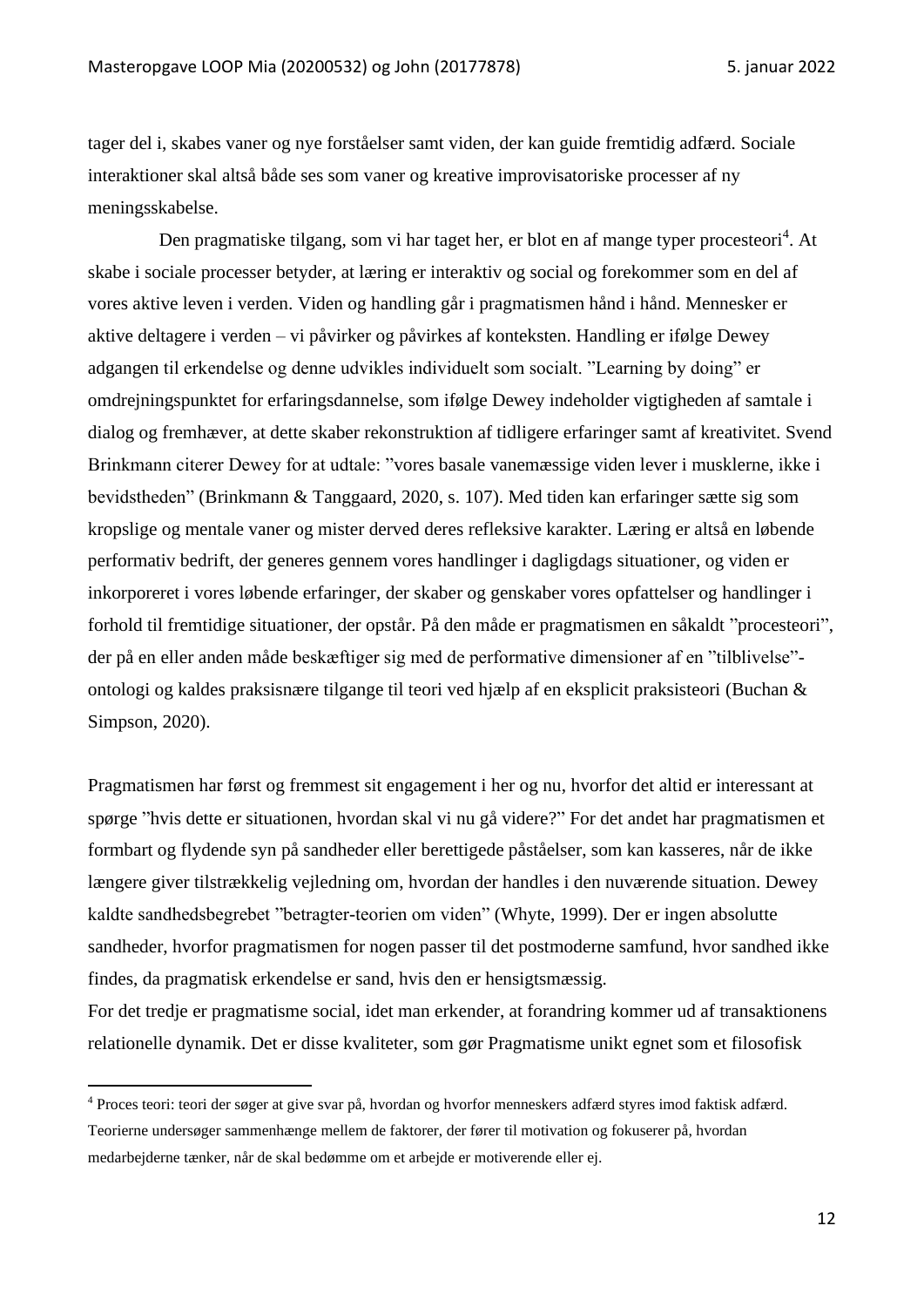tager del i, skabes vaner og nye forståelser samt viden, der kan guide fremtidig adfærd. Sociale interaktioner skal altså både ses som vaner og kreative improvisatoriske processer af ny meningsskabelse.

Den pragmatiske tilgang, som vi har taget her, er blot en af mange typer procesteori[4]. At skabe i sociale processer betyder, at læring er interaktiv og social og forekommer som en del af vores aktive leven i verden. Viden og handling går i pragmatismen hånd i hånd. Mennesker er aktive deltagere i verden – vi påvirker og påvirkes af konteksten. Handling er ifølge Dewey adgangen til erkendelse og denne udvikles individuelt som socialt. ”Learning by doing” er omdrejningspunktet for erfaringsdannelse, som ifølge Dewey indeholder vigtigheden af samtale i dialog og fremhæver, at dette skaber rekonstruktion af tidligere erfaringer samt af kreativitet. Svend Brinkmann citerer Dewey for at udtale: ”vores basale vanemæssige viden lever i musklerne, ikke i bevidstheden” (Brinkmann & Tanggaard, 2020, s. 107). Med tiden kan erfaringer sætte sig som kropslige og mentale vaner og mister derved deres refleksive karakter. Læring er altså en løbende performativ bedrift, der generes gennem vores handlinger i dagligdags situationer, og viden er inkorporeret i vores løbende erfaringer, der skaber og genskaber vores opfattelser og handlinger i forhold til fremtidige situationer, der opstår. På den måde er pragmatismen en såkaldt ”procesteori”, der på en eller anden måde beskæftiger sig med de performative dimensioner af en ”tilblivelse”-ontologi og kaldes praksisnære tilgange til teori ved hjælp af en eksplicit praksisteori (Buchan & Simpson, 2020).

Pragmatismen har først og fremmest sit engagement i her og nu, hvorfor det altid er interessant at spørge ”hvis dette er situationen, hvordan skal vi nu gå videre?” For det andet har pragmatismen et formbart og flydende syn på sandheder eller berettigede påståelser, som kan kasseres, når de ikke længere giver tilstrækkelig vejledning om, hvordan der handles i den nuværende situation. Dewey kaldte sandhedsbegrebet ”betragter-teorien om viden” (Whyte, 1999). Der er ingen absolutte sandheder, hvorfor pragmatismen for nogen passer til det postmoderne samfund, hvor sandhed ikke findes, da pragmatisk erkendelse er sand, hvis den er hensigtsmæssig.
For det tredje er pragmatisme social, idet man erkender, at forandring kommer ud af transaktionens relationelle dynamik. Det er disse kvaliteter, som gør Pragmatisme unikt egnet som et filosofisk

---

[4] Proces teori: teori der søger at give svar på, hvordan og hvorfor menneskers adfærd styres imod faktisk adfærd. Teorierne undersøger sammenhænge mellem de faktorer, der fører til motivation og fokuserer på, hvordan medarbejderne tænker, når de skal bedømme om et arbejde er motiverende eller ej.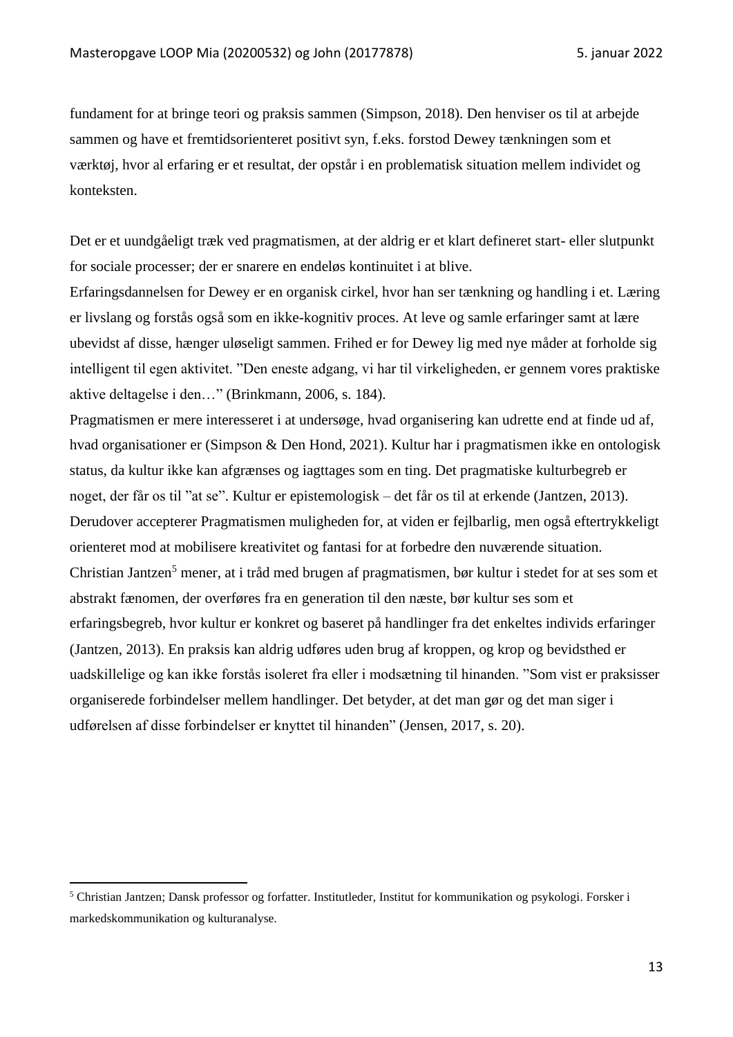fundament for at bringe teori og praksis sammen (Simpson, 2018). Den henviser os til at arbejde sammen og have et fremtidsorienteret positivt syn, f.eks. forstod Dewey tænkningen som et værktøj, hvor al erfaring er et resultat, der opstår i en problematisk situation mellem individet og konteksten.

Det er et uundgåeligt træk ved pragmatismen, at der aldrig er et klart defineret start- eller slutpunkt for sociale processer; der er snarere en endeløs kontinuitet i at blive.
Erfaringsdannelsen for Dewey er en organisk cirkel, hvor han ser tænkning og handling i et. Læring er livslang og forstås også som en ikke-kognitiv proces. At leve og samle erfaringer samt at lære ubevidst af disse, hænger uløseligt sammen. Frihed er for Dewey lig med nye måder at forholde sig intelligent til egen aktivitet. ”Den eneste adgang, vi har til virkeligheden, er gennem vores praktiske aktive deltagelse i den…” (Brinkmann, 2006, s. 184).
Pragmatismen er mere interesseret i at undersøge, hvad organisering kan udrette end at finde ud af, hvad organisationer er (Simpson & Den Hond, 2021). Kultur har i pragmatismen ikke en ontologisk status, da kultur ikke kan afgrænses og iagttages som en ting. Det pragmatiske kulturbegreb er noget, der får os til ”at se”. Kultur er epistemologisk – det får os til at erkende (Jantzen, 2013).
Derudover accepterer Pragmatismen muligheden for, at viden er fejlbarlig, men også eftertrykkeligt orienteret mod at mobilisere kreativitet og fantasi for at forbedre den nuværende situation.
Christian Jantzen[5] mener, at i tråd med brugen af pragmatismen, bør kultur i stedet for at ses som et abstrakt fænomen, der overføres fra en generation til den næste, bør kultur ses som et erfaringsbegreb, hvor kultur er konkret og baseret på handlinger fra det enkeltes individs erfaringer (Jantzen, 2013). En praksis kan aldrig udføres uden brug af kroppen, og krop og bevidsthed er uadskillelige og kan ikke forstås isoleret fra eller i modsætning til hinanden. ”Som vist er praksisser organiserede forbindelser mellem handlinger. Det betyder, at det man gør og det man siger i udførelsen af disse forbindelser er knyttet til hinanden” (Jensen, 2017, s. 20).

[5] Christian Jantzen; Dansk professor og forfatter. Institutleder, Institut for kommunikation og psykologi. Forsker i markedskommunikation og kulturanalyse.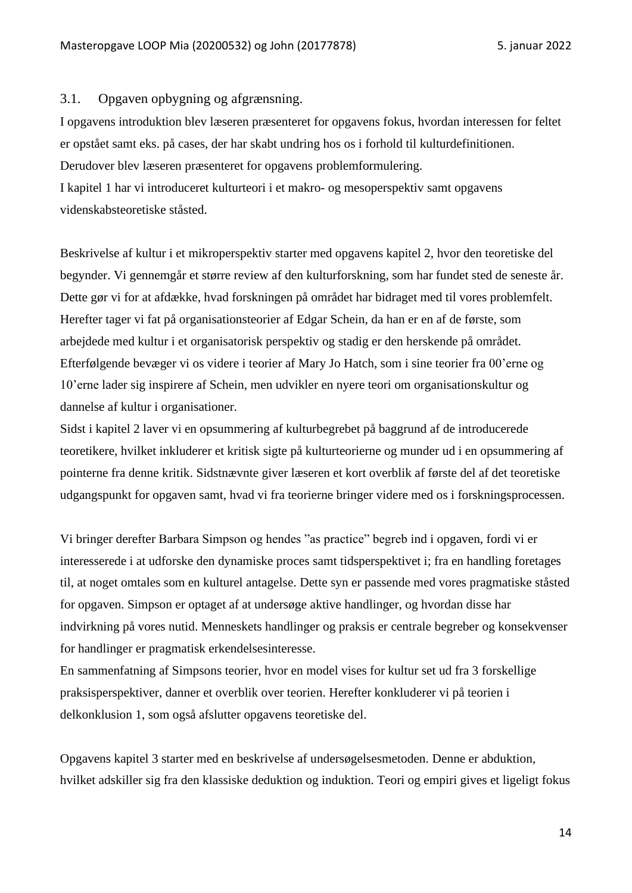## 3.1. Opgaven opbygning og afgrænsning.

I opgavens introduktion blev læseren præsenteret for opgavens fokus, hvordan interessen for feltet er opstået samt eks. på cases, der har skabt undring hos os i forhold til kulturdefinitionen. Derudover blev læseren præsenteret for opgavens problemformulering.
I kapitel 1 har vi introduceret kulturteori i et makro- og mesoperspektiv samt opgavens videnskabsteoretiske ståsted.

Beskrivelse af kultur i et mikroperspektiv starter med opgavens kapitel 2, hvor den teoretiske del begynder. Vi gennemgår et større review af den kulturforskning, som har fundet sted de seneste år. Dette gør vi for at afdække, hvad forskningen på området har bidraget med til vores problemfelt. Herefter tager vi fat på organisationsteorier af Edgar Schein, da han er en af de første, som arbejdede med kultur i et organisatorisk perspektiv og stadig er den herskende på området. Efterfølgende bevæger vi os videre i teorier af Mary Jo Hatch, som i sine teorier fra 00'erne og 10'erne lader sig inspirere af Schein, men udvikler en nyere teori om organisationskultur og dannelse af kultur i organisationer.
Sidst i kapitel 2 laver vi en opsummering af kulturbegrebet på baggrund af de introducerede teoretikere, hvilket inkluderer et kritisk sigte på kulturteorierne og munder ud i en opsummering af pointerne fra denne kritik. Sidstnævnte giver læseren et kort overblik af første del af det teoretiske udgangspunkt for opgaven samt, hvad vi fra teorierne bringer videre med os i forskningsprocessen.

Vi bringer derefter Barbara Simpson og hendes "as practice" begreb ind i opgaven, fordi vi er interesserede i at udforske den dynamiske proces samt tidsperspektivet i; fra en handling foretages til, at noget omtales som en kulturel antagelse. Dette syn er passende med vores pragmatiske ståsted for opgaven. Simpson er optaget af at undersøge aktive handlinger, og hvordan disse har indvirkning på vores nutid. Menneskets handlinger og praksis er centrale begreber og konsekvenser for handlinger er pragmatisk erkendelsesinteresse.
En sammenfatning af Simpsons teorier, hvor en model vises for kultur set ud fra 3 forskellige praksisperspektiver, danner et overblik over teorien. Herefter konkluderer vi på teorien i delkonklusion 1, som også afslutter opgavens teoretiske del.

Opgavens kapitel 3 starter med en beskrivelse af undersøgelsesmetoden. Denne er abduktion, hvilket adskiller sig fra den klassiske deduktion og induktion. Teori og empiri gives et ligeligt fokus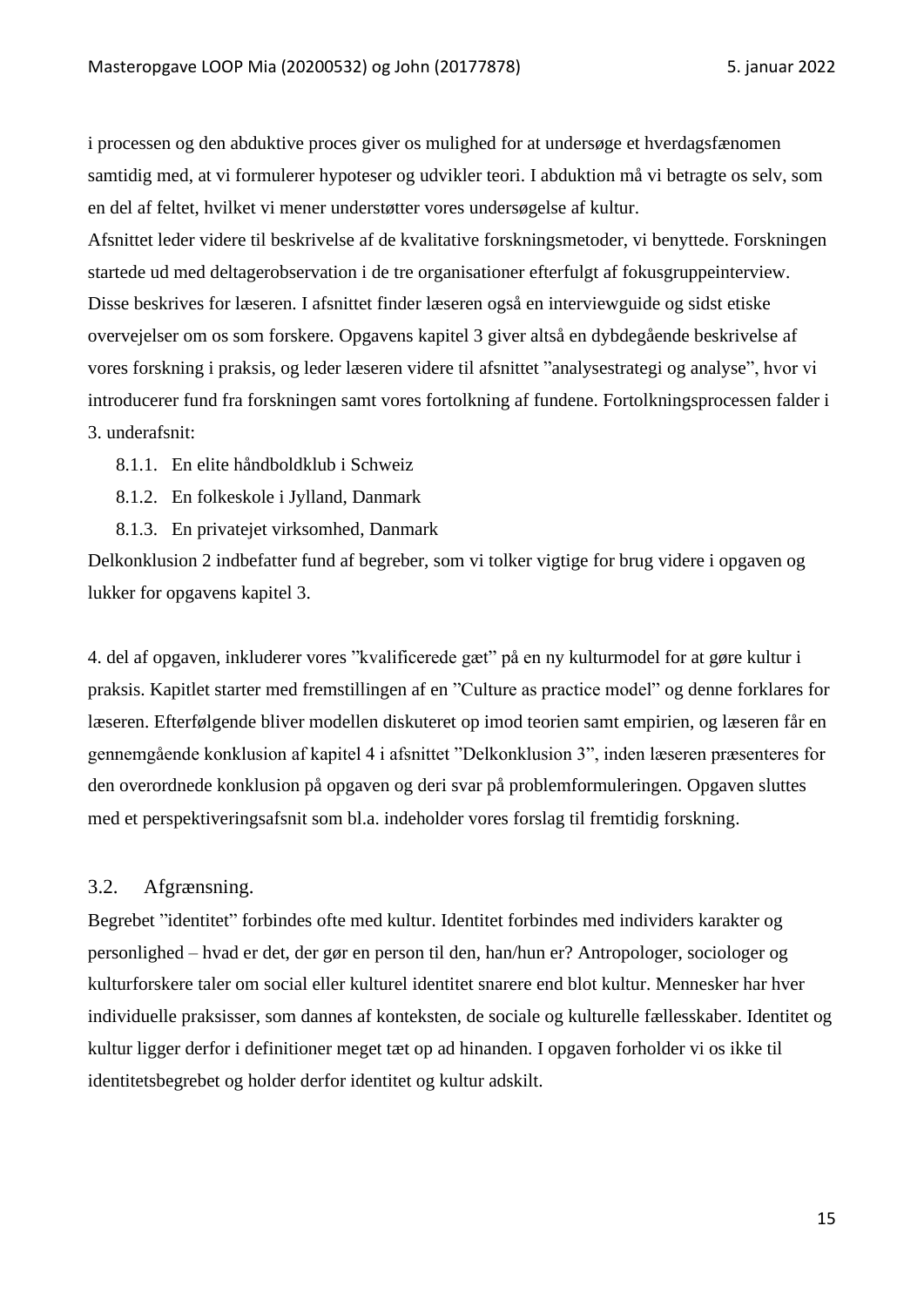i processen og den abduktive proces giver os mulighed for at undersøge et hverdagsfænomen samtidig med, at vi formulerer hypoteser og udvikler teori. I abduktion må vi betragte os selv, som en del af feltet, hvilket vi mener understøtter vores undersøgelse af kultur.
Afsnittet leder videre til beskrivelse af de kvalitative forskningsmetoder, vi benyttede. Forskningen startede ud med deltagerobservation i de tre organisationer efterfulgt af fokusgruppeinterview. Disse beskrives for læseren. I afsnittet finder læseren også en interviewguide og sidst etiske overvejelser om os som forskere. Opgavens kapitel 3 giver altså en dybdegående beskrivelse af vores forskning i praksis, og leder læseren videre til afsnittet "analysestrategi og analyse", hvor vi introducerer fund fra forskningen samt vores fortolkning af fundene. Fortolkningsprocessen falder i 3. underafsnit:

- 8.1.1. En elite håndboldklub i Schweiz
- 8.1.2. En folkeskole i Jylland, Danmark
- 8.1.3. En privatejet virksomhed, Danmark

Delkonklusion 2 indbefatter fund af begreber, som vi tolker vigtige for brug videre i opgaven og lukker for opgavens kapitel 3.

4. del af opgaven, inkluderer vores "kvalificerede gæt" på en ny kulturmodel for at gøre kultur i praksis. Kapitlet starter med fremstillingen af en "Culture as practice model" og denne forklares for læseren. Efterfølgende bliver modellen diskuteret op imod teorien samt empirien, og læseren får en gennemgående konklusion af kapitel 4 i afsnittet "Delkonklusion 3", inden læseren præsenteres for den overordnede konklusion på opgaven og deri svar på problemformuleringen. Opgaven sluttes med et perspektiveringsafsnit som bl.a. indeholder vores forslag til fremtidig forskning.

## 3.2. Afgrænsning.

Begrebet "identitet" forbindes ofte med kultur. Identitet forbindes med individers karakter og personlighed – hvad er det, der gør en person til den, han/hun er? Antropologer, sociologer og kulturforskere taler om social eller kulturel identitet snarere end blot kultur. Mennesker har hver individuelle praksisser, som dannes af konteksten, de sociale og kulturelle fællesskaber. Identitet og kultur ligger derfor i definitioner meget tæt op ad hinanden. I opgaven forholder vi os ikke til identitetsbegrebet og holder derfor identitet og kultur adskilt.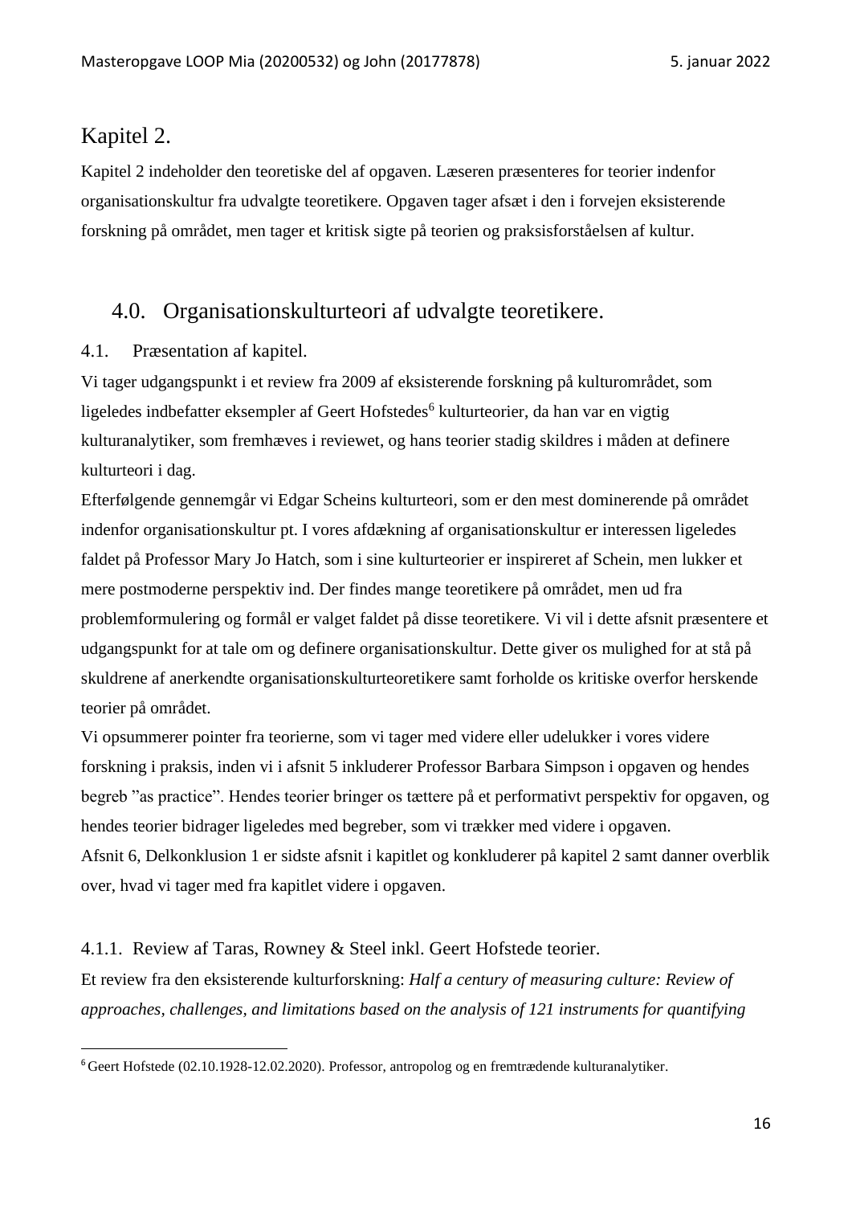# Kapitel 2.

Kapitel 2 indeholder den teoretiske del af opgaven. Læseren præsenteres for teorier indenfor organisationskultur fra udvalgte teoretikere. Opgaven tager afsæt i den i forvejen eksisterende forskning på området, men tager et kritisk sigte på teorien og praksisforståelsen af kultur.

## 4.0. Organisationskulturteori af udvalgte teoretikere.

### 4.1. Præsentation af kapitel.

Vi tager udgangspunkt i et review fra 2009 af eksisterende forskning på kulturområdet, som ligeledes indbefatter eksempler af Geert Hofstedes[6] kulturteorier, da han var en vigtig kulturanalytiker, som fremhæves i reviewet, og hans teorier stadig skildres i måden at definere kulturteori i dag.

Efterfølgende gennemgår vi Edgar Scheins kulturteori, som er den mest dominerende på området indenfor organisationskultur pt. I vores afdækning af organisationskultur er interessen ligeledes faldet på Professor Mary Jo Hatch, som i sine kulturteorier er inspireret af Schein, men lukker et mere postmoderne perspektiv ind. Der findes mange teoretikere på området, men ud fra problemformulering og formål er valget faldet på disse teoretikere. Vi vil i dette afsnit præsentere et udgangspunkt for at tale om og definere organisationskultur. Dette giver os mulighed for at stå på skuldrene af anerkendte organisationskulturteoretikere samt forholde os kritiske overfor herskende teorier på området.

Vi opsummerer pointer fra teorierne, som vi tager med videre eller udelukker i vores videre forskning i praksis, inden vi i afsnit 5 inkluderer Professor Barbara Simpson i opgaven og hendes begreb "as practice". Hendes teorier bringer os tættere på et performativt perspektiv for opgaven, og hendes teorier bidrager ligeledes med begreber, som vi trækker med videre i opgaven.

Afsnit 6, Delkonklusion 1 er sidste afsnit i kapitlet og konkluderer på kapitel 2 samt danner overblik over, hvad vi tager med fra kapitlet videre i opgaven.

#### 4.1.1. Review af Taras, Rowney & Steel inkl. Geert Hofstede teorier.

Et review fra den eksisterende kulturforskning: *Half a century of measuring culture: Review of approaches, challenges, and limitations based on the analysis of 121 instruments for quantifying*

[6] Geert Hofstede (02.10.1928-12.02.2020). Professor, antropolog og en fremtrædende kulturanalytiker.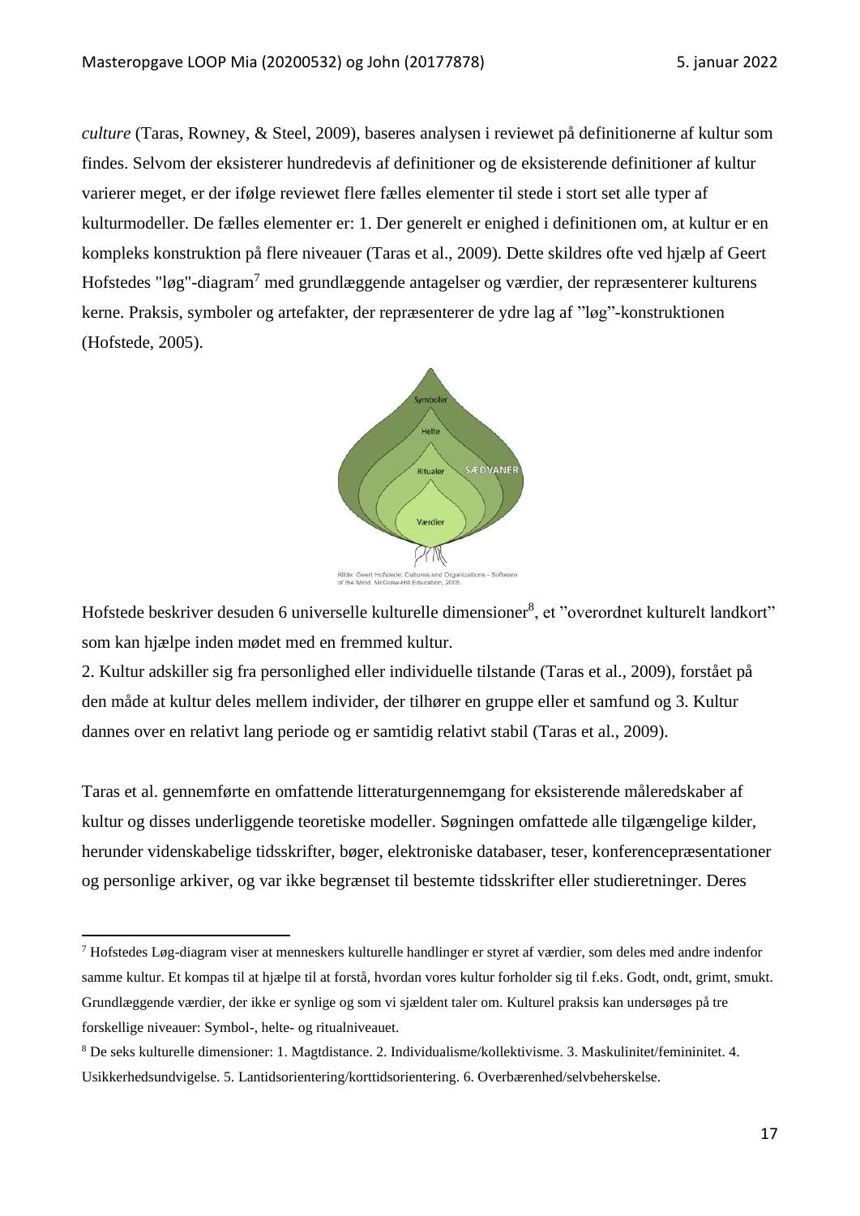*culture* (Taras, Rowney, & Steel, 2009), baseres analysen i reviewet på definitionerne af kultur som findes. Selvom der eksisterer hundredevis af definitioner og de eksisterende definitioner af kultur varierer meget, er der ifølge reviewet flere fælles elementer til stede i stort set alle typer af kulturmodeller. De fælles elementer er: 1. Der generelt er enighed i definitionen om, at kultur er en kompleks konstruktion på flere niveauer (Taras et al., 2009). Dette skildres ofte ved hjælp af Geert Hofstedes "løg"-diagram[7] med grundlæggende antagelser og værdier, der repræsenterer kulturens kerne. Praksis, symboler og artefakter, der repræsenterer de ydre lag af "løg"-konstruktionen (Hofstede, 2005).

Kilde: Geert Hofstede: Cultures and Organizations - Software of the Mind. McGraw-Hill Education, 2005.

Hofstede beskriver desuden 6 universelle kulturelle dimensioner[8], et "overordnet kulturelt landkort" som kan hjælpe inden mødet med en fremmed kultur.

2. Kultur adskiller sig fra personlighed eller individuelle tilstande (Taras et al., 2009), forstået på den måde at kultur deles mellem individer, der tilhører en gruppe eller et samfund og 3. Kultur dannes over en relativt lang periode og er samtidig relativt stabil (Taras et al., 2009).

Taras et al. gennemførte en omfattende litteraturgennemgang for eksisterende måleredskaber af kultur og disses underliggende teoretiske modeller. Søgningen omfattede alle tilgængelige kilder, herunder videnskabelige tidsskrifter, bøger, elektroniske databaser, teser, konferencepræsentationer og personlige arkiver, og var ikke begrænset til bestemte tidsskrifter eller studieretninger. Deres

---

[7] Hofstedes Løg-diagram viser at menneskers kulturelle handlinger er styret af værdier, som deles med andre indenfor samme kultur. Et kompas til at hjælpe til at forstå, hvordan vores kultur forholder sig til f.eks. Godt, ondt, grimt, smukt. Grundlæggende værdier, der ikke er synlige og som vi sjældent taler om. Kulturel praksis kan undersøges på tre forskellige niveauer: Symbol-, helte- og ritualniveauet.

[8] De seks kulturelle dimensioner: 1. Magtdistance. 2. Individualisme/kollektivisme. 3. Maskulinitet/femininitet. 4. Usikkerhedsundvigelse. 5. Lantidsorientering/korttidsorientering. 6. Overbærenhed/selvbeherskelse.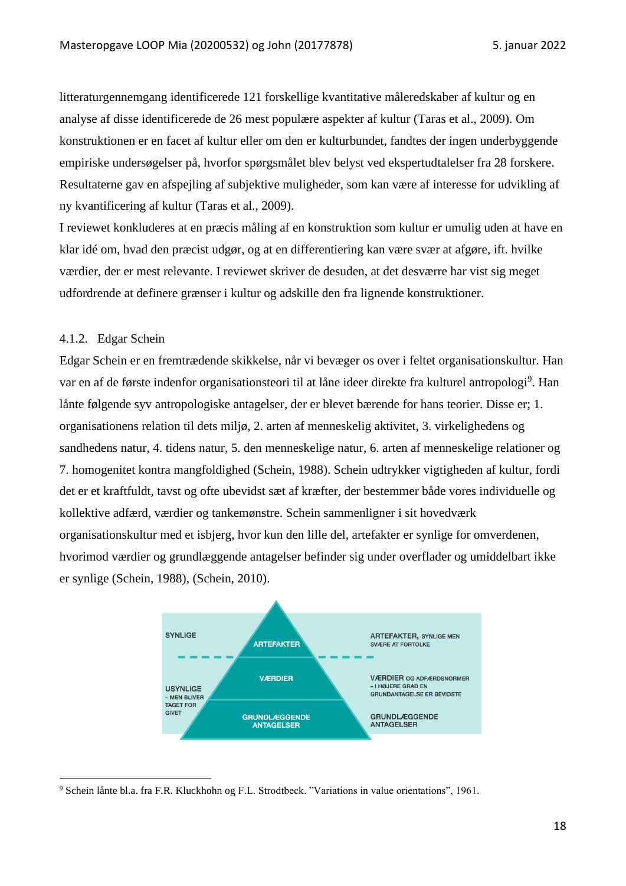litteraturgennemgang identificerede 121 forskellige kvantitative måleredskaber af kultur og en analyse af disse identificerede de 26 mest populære aspekter af kultur (Taras et al., 2009). Om konstruktionen er en facet af kultur eller om den er kulturbundet, fandtes der ingen underbyggende empiriske undersøgelser på, hvorfor spørgsmålet blev belyst ved ekspertudtalelser fra 28 forskere. Resultaterne gav en afspejling af subjektive muligheder, som kan være af interesse for udvikling af ny kvantificering af kultur (Taras et al., 2009).

I reviewet konkluderes at en præcis måling af en konstruktion som kultur er umulig uden at have en klar idé om, hvad den præcist udgør, og at en differentiering kan være svær at afgøre, ift. hvilke værdier, der er mest relevante. I reviewet skriver de desuden, at det desværre har vist sig meget udfordrende at definere grænser i kultur og adskille den fra lignende konstruktioner.

### 4.1.2. Edgar Schein

Edgar Schein er en fremtrædende skikkelse, når vi bevæger os over i feltet organisationskultur. Han var en af de første indenfor organisationsteori til at låne ideer direkte fra kulturel antropologi[9]. Han lånte følgende syv antropologiske antagelser, der er blevet bærende for hans teorier. Disse er; 1. organisationens relation til dets miljø, 2. arten af menneskelig aktivitet, 3. virkelighedens og sandhedens natur, 4. tidens natur, 5. den menneskelige natur, 6. arten af menneskelige relationer og 7. homogenitet kontra mangfoldighed (Schein, 1988). Schein udtrykker vigtigheden af kultur, fordi det er et kraftfuldt, tavst og ofte ubevidst sæt af kræfter, der bestemmer både vores individuelle og kollektive adfærd, værdier og tankemønstre. Schein sammenligner i sit hovedværk organisationskultur med et isbjerg, hvor kun den lille del, artefakter er synlige for omverdenen, hvorimod værdier og grundlæggende antagelser befinder sig under overflader og umiddelbart ikke er synlige (Schein, 1988), (Schein, 2010).

SYNLIGE — ARTEFAKTER — ARTEFAKTER, SYNLIGE MEN SVÆRE AT FORTOLKE

USYNLIGE – MEN BLIVER TAGET FOR GIVET — VÆRDIER — VÆRDIER OG ADFÆRDSNORMER – I HØJERE GRAD EN GRUNDANTAGELSE ER BEVIDSTE

GRUNDLÆGGENDE ANTAGELSER — GRUNDLÆGGENDE ANTAGELSER

[9] Schein lånte bl.a. fra F.R. Kluckhohn og F.L. Strodtbeck. "Variations in value orientations", 1961.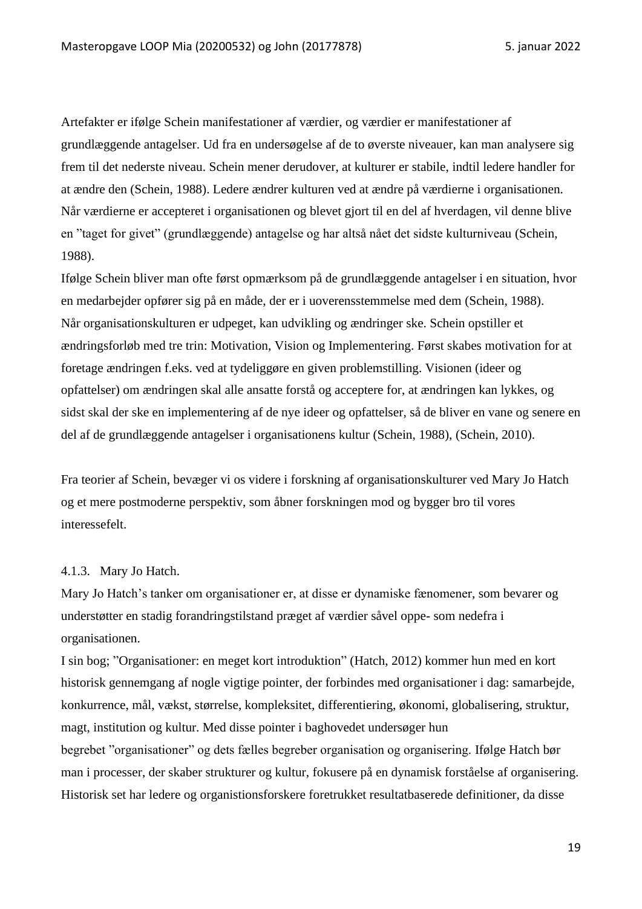Artefakter er ifølge Schein manifestationer af værdier, og værdier er manifestationer af grundlæggende antagelser. Ud fra en undersøgelse af de to øverste niveauer, kan man analysere sig frem til det nederste niveau. Schein mener derudover, at kulturer er stabile, indtil ledere handler for at ændre den (Schein, 1988). Ledere ændrer kulturen ved at ændre på værdierne i organisationen. Når værdierne er accepteret i organisationen og blevet gjort til en del af hverdagen, vil denne blive en "taget for givet" (grundlæggende) antagelse og har altså nået det sidste kulturniveau (Schein, 1988).

Ifølge Schein bliver man ofte først opmærksom på de grundlæggende antagelser i en situation, hvor en medarbejder opfører sig på en måde, der er i uoverensstemmelse med dem (Schein, 1988).

Når organisationskulturen er udpeget, kan udvikling og ændringer ske. Schein opstiller et ændringsforløb med tre trin: Motivation, Vision og Implementering. Først skabes motivation for at foretage ændringen f.eks. ved at tydeliggøre en given problemstilling. Visionen (ideer og opfattelser) om ændringen skal alle ansatte forstå og acceptere for, at ændringen kan lykkes, og sidst skal der ske en implementering af de nye ideer og opfattelser, så de bliver en vane og senere en del af de grundlæggende antagelser i organisationens kultur (Schein, 1988), (Schein, 2010).

Fra teorier af Schein, bevæger vi os videre i forskning af organisationskulturer ved Mary Jo Hatch og et mere postmoderne perspektiv, som åbner forskningen mod og bygger bro til vores interessefelt.

#### 4.1.3. Mary Jo Hatch.

Mary Jo Hatch's tanker om organisationer er, at disse er dynamiske fænomener, som bevarer og understøtter en stadig forandringstilstand præget af værdier såvel oppe- som nedefra i organisationen.

I sin bog; "Organisationer: en meget kort introduktion" (Hatch, 2012) kommer hun med en kort historisk gennemgang af nogle vigtige pointer, der forbindes med organisationer i dag: samarbejde, konkurrence, mål, vækst, størrelse, kompleksitet, differentiering, økonomi, globalisering, struktur, magt, institution og kultur. Med disse pointer i baghovedet undersøger hun begrebet "organisationer" og dets fælles begreber organisation og organisering. Ifølge Hatch bør man i processer, der skaber strukturer og kultur, fokusere på en dynamisk forståelse af organisering. Historisk set har ledere og organistionsforskere foretrukket resultatbaserede definitioner, da disse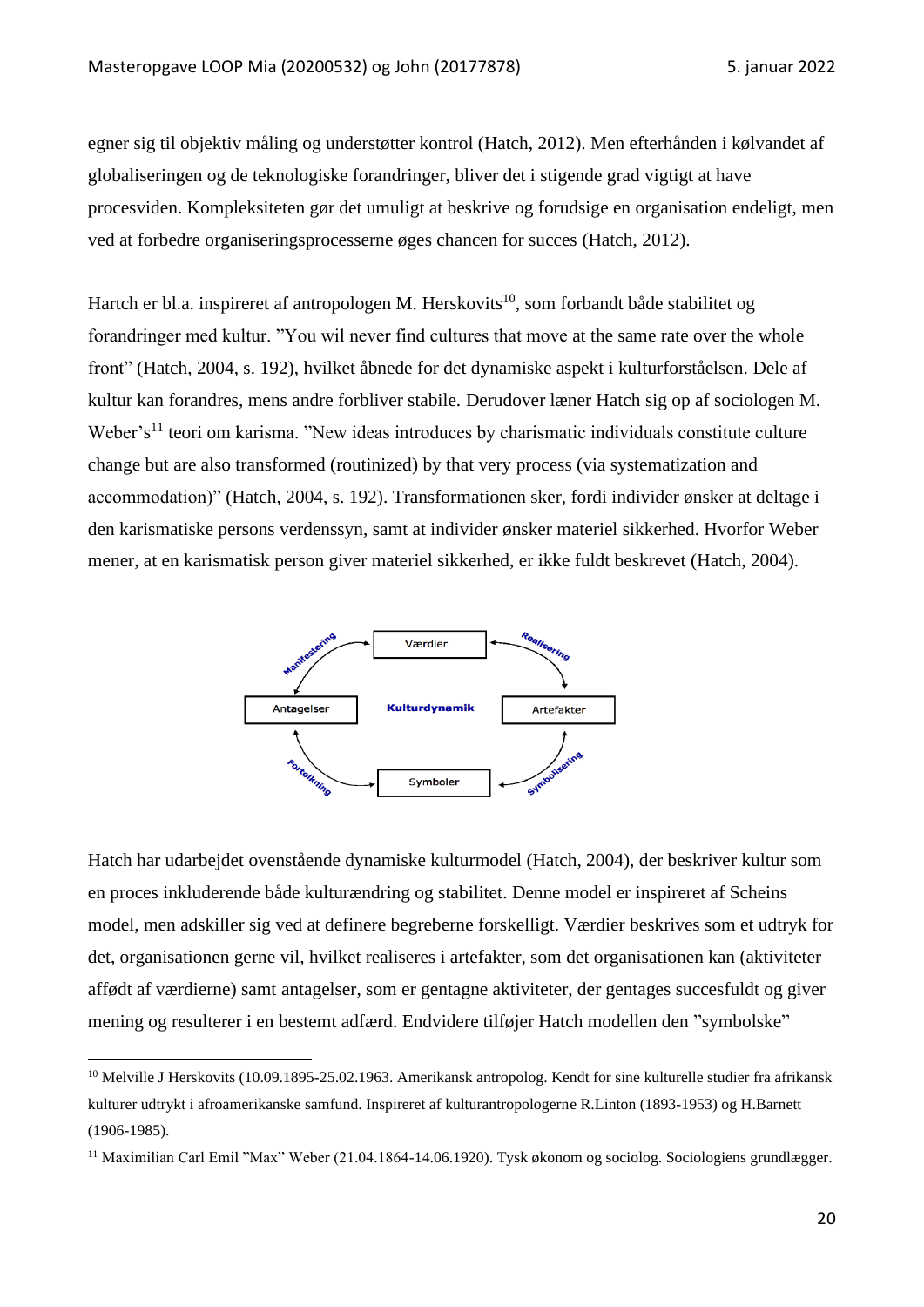egner sig til objektiv måling og understøtter kontrol (Hatch, 2012). Men efterhånden i kølvandet af globaliseringen og de teknologiske forandringer, bliver det i stigende grad vigtigt at have procesviden. Kompleksiteten gør det umuligt at beskrive og forudsige en organisation endeligt, men ved at forbedre organiseringsprocesserne øges chancen for succes (Hatch, 2012).

Hartch er bl.a. inspireret af antropologen M. Herskovits[10], som forbandt både stabilitet og forandringer med kultur. "You wil never find cultures that move at the same rate over the whole front" (Hatch, 2004, s. 192), hvilket åbnede for det dynamiske aspekt i kulturforståelsen. Dele af kultur kan forandres, mens andre forbliver stabile. Derudover læner Hatch sig op af sociologen M. Weber's[11] teori om karisma. "New ideas introduces by charismatic individuals constitute culture change but are also transformed (routinized) by that very process (via systematization and accommodation)" (Hatch, 2004, s. 192). Transformationen sker, fordi individer ønsker at deltage i den karismatiske persons verdenssyn, samt at individer ønsker materiel sikkerhed. Hvorfor Weber mener, at en karismatisk person giver materiel sikkerhed, er ikke fuldt beskrevet (Hatch, 2004).

Hatch har udarbejdet ovenstående dynamiske kulturmodel (Hatch, 2004), der beskriver kultur som en proces inkluderende både kulturændring og stabilitet. Denne model er inspireret af Scheins model, men adskiller sig ved at definere begreberne forskelligt. Værdier beskrives som et udtryk for det, organisationen gerne vil, hvilket realiseres i artefakter, som det organisationen kan (aktiviteter affødt af værdierne) samt antagelser, som er gentagne aktiviteter, der gentages succesfuldt og giver mening og resulterer i en bestemt adfærd. Endvidere tilføjer Hatch modellen den "symbolske"

---

[10] Melville J Herskovits (10.09.1895-25.02.1963. Amerikansk antropolog. Kendt for sine kulturelle studier fra afrikansk kulturer udtrykt i afroamerikanske samfund. Inspireret af kulturantropologerne R.Linton (1893-1953) og H.Barnett (1906-1985).

[11] Maximilian Carl Emil "Max" Weber (21.04.1864-14.06.1920). Tysk økonom og sociolog. Sociologiens grundlægger.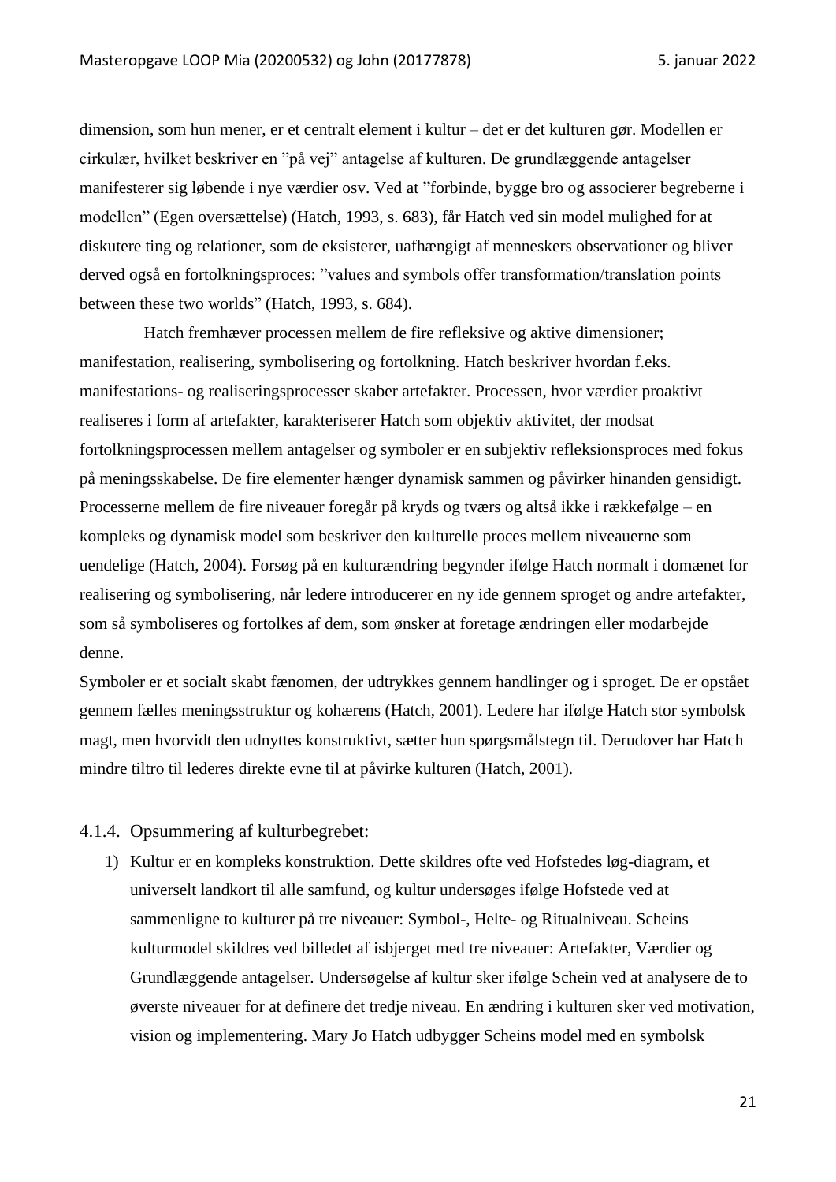dimension, som hun mener, er et centralt element i kultur – det er det kulturen gør. Modellen er cirkulær, hvilket beskriver en "på vej" antagelse af kulturen. De grundlæggende antagelser manifesterer sig løbende i nye værdier osv. Ved at "forbinde, bygge bro og associerer begreberne i modellen" (Egen oversættelse) (Hatch, 1993, s. 683), får Hatch ved sin model mulighed for at diskutere ting og relationer, som de eksisterer, uafhængigt af menneskers observationer og bliver derved også en fortolkningsproces: "values and symbols offer transformation/translation points between these two worlds" (Hatch, 1993, s. 684).

Hatch fremhæver processen mellem de fire refleksive og aktive dimensioner; manifestation, realisering, symbolisering og fortolkning. Hatch beskriver hvordan f.eks. manifestations- og realiseringsprocesser skaber artefakter. Processen, hvor værdier proaktivt realiseres i form af artefakter, karakteriserer Hatch som objektiv aktivitet, der modsat fortolkningsprocessen mellem antagelser og symboler er en subjektiv refleksionsproces med fokus på meningsskabelse. De fire elementer hænger dynamisk sammen og påvirker hinanden gensidigt. Processerne mellem de fire niveauer foregår på kryds og tværs og altså ikke i rækkefølge – en kompleks og dynamisk model som beskriver den kulturelle proces mellem niveauerne som uendelige (Hatch, 2004). Forsøg på en kulturændring begynder ifølge Hatch normalt i domænet for realisering og symbolisering, når ledere introducerer en ny ide gennem sproget og andre artefakter, som så symboliseres og fortolkes af dem, som ønsker at foretage ændringen eller modarbejde denne.

Symboler er et socialt skabt fænomen, der udtrykkes gennem handlinger og i sproget. De er opstået gennem fælles meningsstruktur og kohærens (Hatch, 2001). Ledere har ifølge Hatch stor symbolsk magt, men hvorvidt den udnyttes konstruktivt, sætter hun spørgsmålstegn til. Derudover har Hatch mindre tiltro til lederes direkte evne til at påvirke kulturen (Hatch, 2001).

### 4.1.4. Opsummering af kulturbegrebet:

1) Kultur er en kompleks konstruktion. Dette skildres ofte ved Hofstedes løg-diagram, et universelt landkort til alle samfund, og kultur undersøges ifølge Hofstede ved at sammenligne to kulturer på tre niveauer: Symbol-, Helte- og Ritualniveau. Scheins kulturmodel skildres ved billedet af isbjerget med tre niveauer: Artefakter, Værdier og Grundlæggende antagelser. Undersøgelse af kultur sker ifølge Schein ved at analysere de to øverste niveauer for at definere det tredje niveau. En ændring i kulturen sker ved motivation, vision og implementering. Mary Jo Hatch udbygger Scheins model med en symbolsk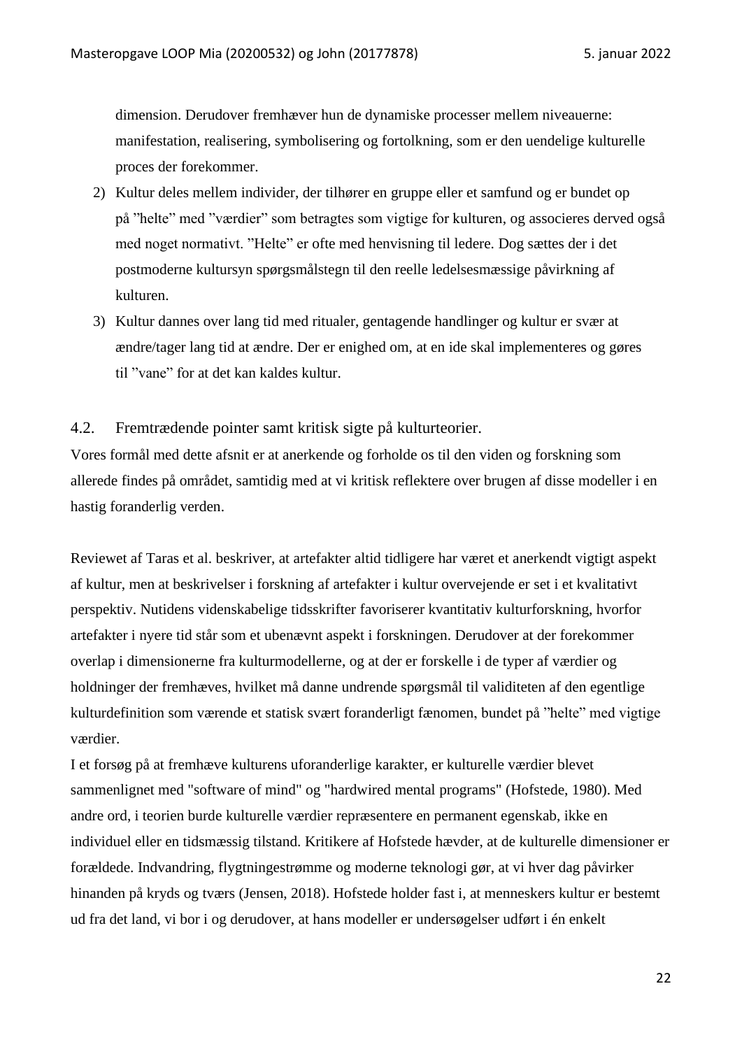dimension. Derudover fremhæver hun de dynamiske processer mellem niveauerne: manifestation, realisering, symbolisering og fortolkning, som er den uendelige kulturelle proces der forekommer.

2) Kultur deles mellem individer, der tilhører en gruppe eller et samfund og er bundet op på ”helte” med ”værdier” som betragtes som vigtige for kulturen, og associeres derved også med noget normativt. ”Helte” er ofte med henvisning til ledere. Dog sættes der i det postmoderne kultursyn spørgsmålstegn til den reelle ledelsesmæssige påvirkning af kulturen.
3) Kultur dannes over lang tid med ritualer, gentagende handlinger og kultur er svær at ændre/tager lang tid at ændre. Der er enighed om, at en ide skal implementeres og gøres til ”vane” for at det kan kaldes kultur.

## 4.2. Fremtrædende pointer samt kritisk sigte på kulturteorier.

Vores formål med dette afsnit er at anerkende og forholde os til den viden og forskning som allerede findes på området, samtidig med at vi kritisk reflektere over brugen af disse modeller i en hastig foranderlig verden.

Reviewet af Taras et al. beskriver, at artefakter altid tidligere har været et anerkendt vigtigt aspekt af kultur, men at beskrivelser i forskning af artefakter i kultur overvejende er set i et kvalitativt perspektiv. Nutidens videnskabelige tidsskrifter favoriserer kvantitativ kulturforskning, hvorfor artefakter i nyere tid står som et ubenævnt aspekt i forskningen. Derudover at der forekommer overlap i dimensionerne fra kulturmodellerne, og at der er forskelle i de typer af værdier og holdninger der fremhæves, hvilket må danne undrende spørgsmål til validiteten af den egentlige kulturdefinition som værende et statisk svært foranderligt fænomen, bundet på ”helte” med vigtige værdier.

I et forsøg på at fremhæve kulturens uforanderlige karakter, er kulturelle værdier blevet sammenlignet med "software of mind" og "hardwired mental programs" (Hofstede, 1980). Med andre ord, i teorien burde kulturelle værdier repræsentere en permanent egenskab, ikke en individuel eller en tidsmæssig tilstand. Kritikere af Hofstede hævder, at de kulturelle dimensioner er forældede. Indvandring, flygtningestrømme og moderne teknologi gør, at vi hver dag påvirker hinanden på kryds og tværs (Jensen, 2018). Hofstede holder fast i, at menneskers kultur er bestemt ud fra det land, vi bor i og derudover, at hans modeller er undersøgelser udført i én enkelt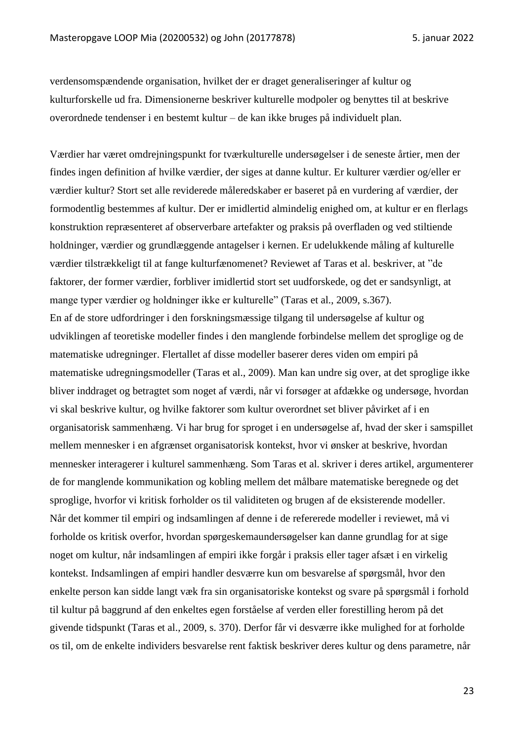verdensomspændende organisation, hvilket der er draget generaliseringer af kultur og kulturforskelle ud fra. Dimensionerne beskriver kulturelle modpoler og benyttes til at beskrive overordnede tendenser i en bestemt kultur – de kan ikke bruges på individuelt plan.

Værdier har været omdrejningspunkt for tværkulturelle undersøgelser i de seneste årtier, men der findes ingen definition af hvilke værdier, der siges at danne kultur. Er kulturer værdier og/eller er værdier kultur? Stort set alle reviderede måleredskaber er baseret på en vurdering af værdier, der formodentlig bestemmes af kultur. Der er imidlertid almindelig enighed om, at kultur er en flerlags konstruktion repræsenteret af observerbare artefakter og praksis på overfladen og ved stiltiende holdninger, værdier og grundlæggende antagelser i kernen. Er udelukkende måling af kulturelle værdier tilstrækkeligt til at fange kulturfænomenet? Reviewet af Taras et al. beskriver, at "de faktorer, der former værdier, forbliver imidlertid stort set uudforskede, og det er sandsynligt, at mange typer værdier og holdninger ikke er kulturelle" (Taras et al., 2009, s.367).
En af de store udfordringer i den forskningsmæssige tilgang til undersøgelse af kultur og udviklingen af teoretiske modeller findes i den manglende forbindelse mellem det sproglige og de matematiske udregninger. Flertallet af disse modeller baserer deres viden om empiri på matematiske udregningsmodeller (Taras et al., 2009). Man kan undre sig over, at det sproglige ikke bliver inddraget og betragtet som noget af værdi, når vi forsøger at afdække og undersøge, hvordan vi skal beskrive kultur, og hvilke faktorer som kultur overordnet set bliver påvirket af i en organisatorisk sammenhæng. Vi har brug for sproget i en undersøgelse af, hvad der sker i samspillet mellem mennesker i en afgrænset organisatorisk kontekst, hvor vi ønsker at beskrive, hvordan mennesker interagerer i kulturel sammenhæng. Som Taras et al. skriver i deres artikel, argumenterer de for manglende kommunikation og kobling mellem det målbare matematiske beregnede og det sproglige, hvorfor vi kritisk forholder os til validiteten og brugen af de eksisterende modeller.
Når det kommer til empiri og indsamlingen af denne i de refererede modeller i reviewet, må vi forholde os kritisk overfor, hvordan spørgeskemaundersøgelser kan danne grundlag for at sige noget om kultur, når indsamlingen af empiri ikke forgår i praksis eller tager afsæt i en virkelig kontekst. Indsamlingen af empiri handler desværre kun om besvarelse af spørgsmål, hvor den enkelte person kan sidde langt væk fra sin organisatoriske kontekst og svare på spørgsmål i forhold til kultur på baggrund af den enkeltes egen forståelse af verden eller forestilling herom på det givende tidspunkt (Taras et al., 2009, s. 370). Derfor får vi desværre ikke mulighed for at forholde os til, om de enkelte individers besvarelse rent faktisk beskriver deres kultur og dens parametre, når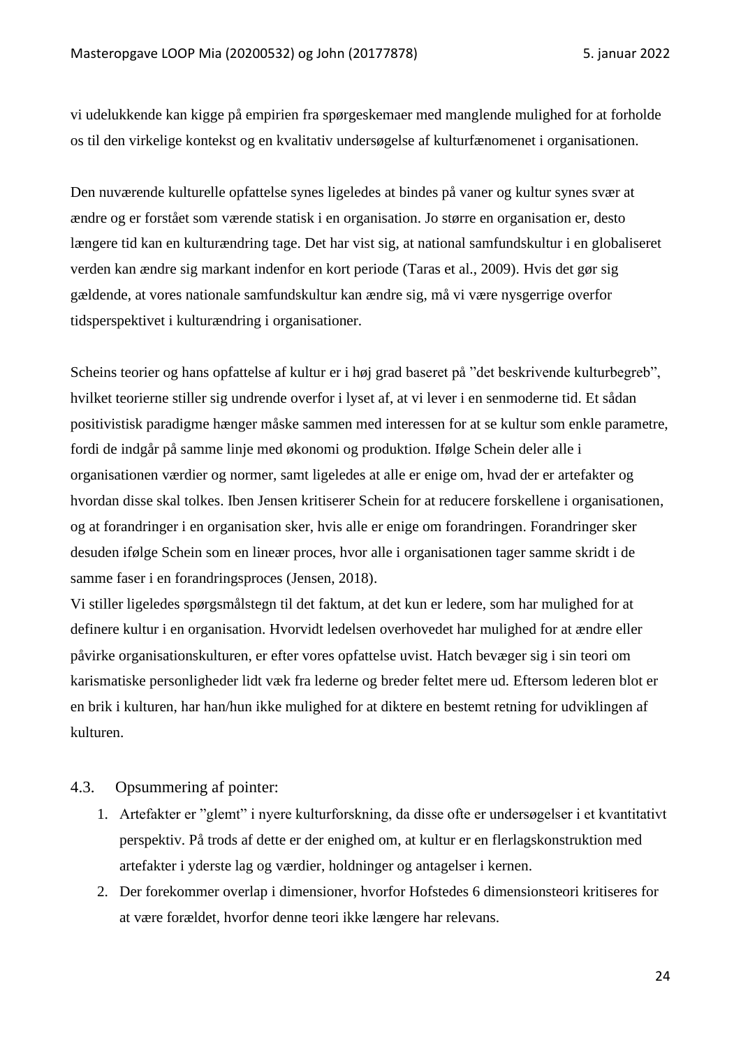vi udelukkende kan kigge på empirien fra spørgeskemaer med manglende mulighed for at forholde os til den virkelige kontekst og en kvalitativ undersøgelse af kulturfænomenet i organisationen.

Den nuværende kulturelle opfattelse synes ligeledes at bindes på vaner og kultur synes svær at ændre og er forstået som værende statisk i en organisation. Jo større en organisation er, desto længere tid kan en kulturændring tage. Det har vist sig, at national samfundskultur i en globaliseret verden kan ændre sig markant indenfor en kort periode (Taras et al., 2009). Hvis det gør sig gældende, at vores nationale samfundskultur kan ændre sig, må vi være nysgerrige overfor tidsperspektivet i kulturændring i organisationer.

Scheins teorier og hans opfattelse af kultur er i høj grad baseret på "det beskrivende kulturbegreb", hvilket teorierne stiller sig undrende overfor i lyset af, at vi lever i en senmoderne tid. Et sådan positivistisk paradigme hænger måske sammen med interessen for at se kultur som enkle parametre, fordi de indgår på samme linje med økonomi og produktion. Ifølge Schein deler alle i organisationen værdier og normer, samt ligeledes at alle er enige om, hvad der er artefakter og hvordan disse skal tolkes. Iben Jensen kritiserer Schein for at reducere forskellene i organisationen, og at forandringer i en organisation sker, hvis alle er enige om forandringen. Forandringer sker desuden ifølge Schein som en lineær proces, hvor alle i organisationen tager samme skridt i de samme faser i en forandringsproces (Jensen, 2018).
Vi stiller ligeledes spørgsmålstegn til det faktum, at det kun er ledere, som har mulighed for at definere kultur i en organisation. Hvorvidt ledelsen overhovedet har mulighed for at ændre eller påvirke organisationskulturen, er efter vores opfattelse uvist. Hatch bevæger sig i sin teori om karismatiske personligheder lidt væk fra lederne og breder feltet mere ud. Eftersom lederen blot er en brik i kulturen, har han/hun ikke mulighed for at diktere en bestemt retning for udviklingen af kulturen.

### 4.3. Opsummering af pointer:

1. Artefakter er "glemt" i nyere kulturforskning, da disse ofte er undersøgelser i et kvantitativt perspektiv. På trods af dette er der enighed om, at kultur er en flerlagskonstruktion med artefakter i yderste lag og værdier, holdninger og antagelser i kernen.
2. Der forekommer overlap i dimensioner, hvorfor Hofstedes 6 dimensionsteori kritiseres for at være forældet, hvorfor denne teori ikke længere har relevans.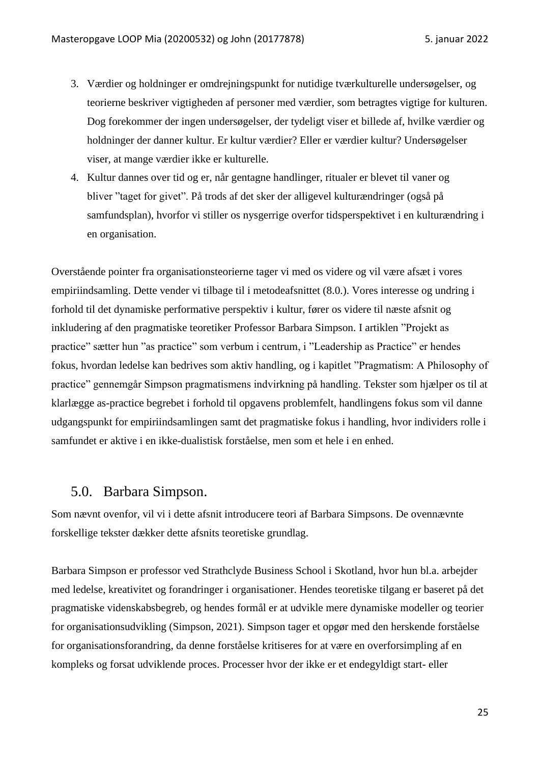3. Værdier og holdninger er omdrejningspunkt for nutidige tværkulturelle undersøgelser, og teorierne beskriver vigtigheden af personer med værdier, som betragtes vigtige for kulturen. Dog forekommer der ingen undersøgelser, der tydeligt viser et billede af, hvilke værdier og holdninger der danner kultur. Er kultur værdier? Eller er værdier kultur? Undersøgelser viser, at mange værdier ikke er kulturelle.
4. Kultur dannes over tid og er, når gentagne handlinger, ritualer er blevet til vaner og bliver ”taget for givet”. På trods af det sker der alligevel kulturændringer (også på samfundsplan), hvorfor vi stiller os nysgerrige overfor tidsperspektivet i en kulturændring i en organisation.

Overstående pointer fra organisationsteorierne tager vi med os videre og vil være afsæt i vores empiriindsamling. Dette vender vi tilbage til i metodeafsnittet (8.0.). Vores interesse og undring i forhold til det dynamiske performative perspektiv i kultur, fører os videre til næste afsnit og inkludering af den pragmatiske teoretiker Professor Barbara Simpson. I artiklen ”Projekt as practice” sætter hun ”as practice” som verbum i centrum, i ”Leadership as Practice” er hendes fokus, hvordan ledelse kan bedrives som aktiv handling, og i kapitlet ”Pragmatism: A Philosophy of practice” gennemgår Simpson pragmatismens indvirkning på handling. Tekster som hjælper os til at klarlægge as-practice begrebet i forhold til opgavens problemfelt, handlingens fokus som vil danne udgangspunkt for empiriindsamlingen samt det pragmatiske fokus i handling, hvor individers rolle i samfundet er aktive i en ikke-dualistisk forståelse, men som et hele i en enhed.

## 5.0. Barbara Simpson.

Som nævnt ovenfor, vil vi i dette afsnit introducere teori af Barbara Simpsons. De ovennævnte forskellige tekster dækker dette afsnits teoretiske grundlag.

Barbara Simpson er professor ved Strathclyde Business School i Skotland, hvor hun bl.a. arbejder med ledelse, kreativitet og forandringer i organisationer. Hendes teoretiske tilgang er baseret på det pragmatiske videnskabsbegreb, og hendes formål er at udvikle mere dynamiske modeller og teorier for organisationsudvikling (Simpson, 2021). Simpson tager et opgør med den herskende forståelse for organisationsforandring, da denne forståelse kritiseres for at være en overforsimpling af en kompleks og forsat udviklende proces. Processer hvor der ikke er et endegyldigt start- eller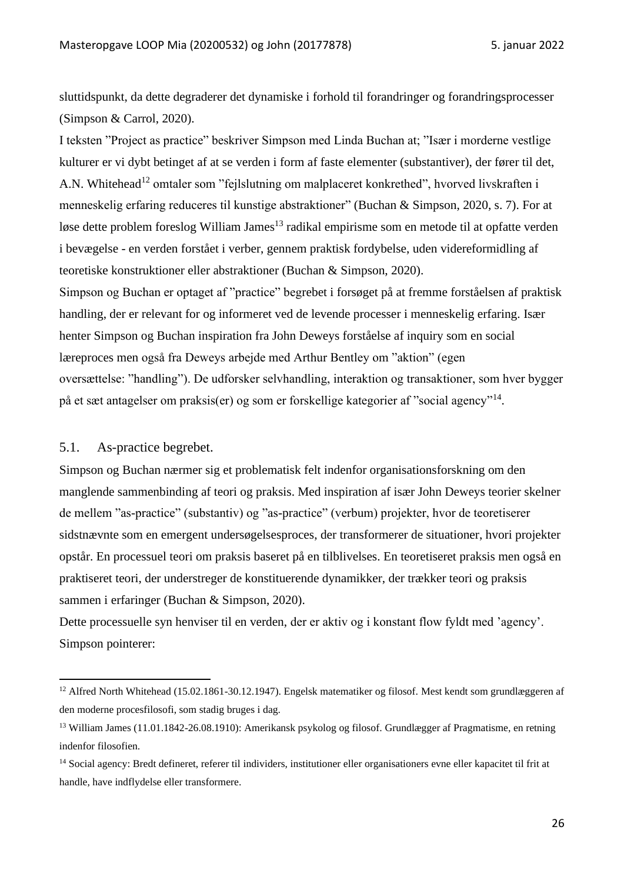sluttidspunkt, da dette degraderer det dynamiske i forhold til forandringer og forandringsprocesser (Simpson & Carrol, 2020).

I teksten "Project as practice" beskriver Simpson med Linda Buchan at; "Især i morderne vestlige kulturer er vi dybt betinget af at se verden i form af faste elementer (substantiver), der fører til det, A.N. Whitehead[12] omtaler som "fejlslutning om malplaceret konkrethed", hvorved livskraften i menneskelig erfaring reduceres til kunstige abstraktioner" (Buchan & Simpson, 2020, s. 7). For at løse dette problem foreslog William James[13] radikal empirisme som en metode til at opfatte verden i bevægelse - en verden forstået i verber, gennem praktisk fordybelse, uden videreformidling af teoretiske konstruktioner eller abstraktioner (Buchan & Simpson, 2020).

Simpson og Buchan er optaget af "practice" begrebet i forsøget på at fremme forståelsen af praktisk handling, der er relevant for og informeret ved de levende processer i menneskelig erfaring. Især henter Simpson og Buchan inspiration fra John Deweys forståelse af inquiry som en social læreproces men også fra Deweys arbejde med Arthur Bentley om "aktion" (egen oversættelse: "handling"). De udforsker selvhandling, interaktion og transaktioner, som hver bygger på et sæt antagelser om praksis(er) og som er forskellige kategorier af "social agency"[14].

## 5.1. As-practice begrebet.

Simpson og Buchan nærmer sig et problematisk felt indenfor organisationsforskning om den manglende sammenbinding af teori og praksis. Med inspiration af især John Deweys teorier skelner de mellem "as-practice" (substantiv) og "as-practice" (verbum) projekter, hvor de teoretiserer sidstnævnte som en emergent undersøgelsesproces, der transformerer de situationer, hvori projekter opstår. En processuel teori om praksis baseret på en tilblivelses. En teoretiseret praksis men også en praktiseret teori, der understreger de konstituerende dynamikker, der trækker teori og praksis sammen i erfaringer (Buchan & Simpson, 2020).

Dette processuelle syn henviser til en verden, der er aktiv og i konstant flow fyldt med 'agency'. Simpson pointerer:

---

[12] Alfred North Whitehead (15.02.1861-30.12.1947). Engelsk matematiker og filosof. Mest kendt som grundlæggeren af den moderne procesfilosofi, som stadig bruges i dag.

[13] William James (11.01.1842-26.08.1910): Amerikansk psykolog og filosof. Grundlægger af Pragmatisme, en retning indenfor filosofien.

[14] Social agency: Bredt defineret, referer til individers, institutioner eller organisationers evne eller kapacitet til frit at handle, have indflydelse eller transformere.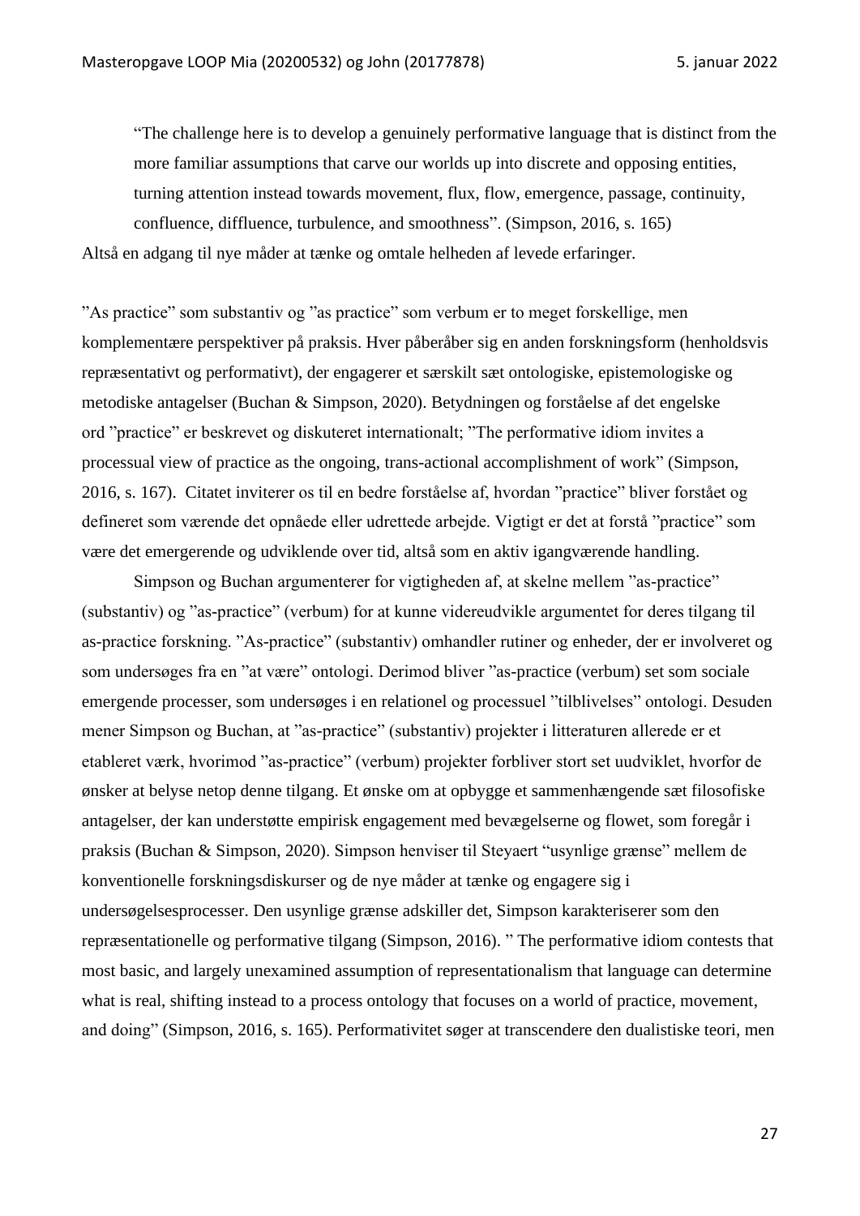> "The challenge here is to develop a genuinely performative language that is distinct from the more familiar assumptions that carve our worlds up into discrete and opposing entities, turning attention instead towards movement, flux, flow, emergence, passage, continuity, confluence, diffluence, turbulence, and smoothness". (Simpson, 2016, s. 165)

Altså en adgang til nye måder at tænke og omtale helheden af levede erfaringer.

"As practice" som substantiv og "as practice" som verbum er to meget forskellige, men komplementære perspektiver på praksis. Hver påberåber sig en anden forskningsform (henholdsvis repræsentativt og performativt), der engagerer et særskilt sæt ontologiske, epistemologiske og metodiske antagelser (Buchan & Simpson, 2020). Betydningen og forståelse af det engelske ord "practice" er beskrevet og diskuteret internationalt; "The performative idiom invites a processual view of practice as the ongoing, trans-actional accomplishment of work" (Simpson, 2016, s. 167). Citatet inviterer os til en bedre forståelse af, hvordan "practice" bliver forstået og defineret som værende det opnåede eller udrettede arbejde. Vigtigt er det at forstå "practice" som være det emergerende og udviklende over tid, altså som en aktiv igangværende handling.

Simpson og Buchan argumenterer for vigtigheden af, at skelne mellem "as-practice" (substantiv) og "as-practice" (verbum) for at kunne videreudvikle argumentet for deres tilgang til as-practice forskning. "As-practice" (substantiv) omhandler rutiner og enheder, der er involveret og som undersøges fra en "at være" ontologi. Derimod bliver "as-practice (verbum) set som sociale emergende processer, som undersøges i en relationel og processuel "tilblivelses" ontologi. Desuden mener Simpson og Buchan, at "as-practice" (substantiv) projekter i litteraturen allerede er et etableret værk, hvorimod "as-practice" (verbum) projekter forbliver stort set uudviklet, hvorfor de ønsker at belyse netop denne tilgang. Et ønske om at opbygge et sammenhængende sæt filosofiske antagelser, der kan understøtte empirisk engagement med bevægelserne og flowet, som foregår i praksis (Buchan & Simpson, 2020). Simpson henviser til Steyaert "usynlige grænse" mellem de konventionelle forskningsdiskurser og de nye måder at tænke og engagere sig i undersøgelsesprocesser. Den usynlige grænse adskiller det, Simpson karakteriserer som den repræsentationelle og performative tilgang (Simpson, 2016). " The performative idiom contests that most basic, and largely unexamined assumption of representationalism that language can determine what is real, shifting instead to a process ontology that focuses on a world of practice, movement, and doing" (Simpson, 2016, s. 165). Performativitet søger at transcendere den dualistiske teori, men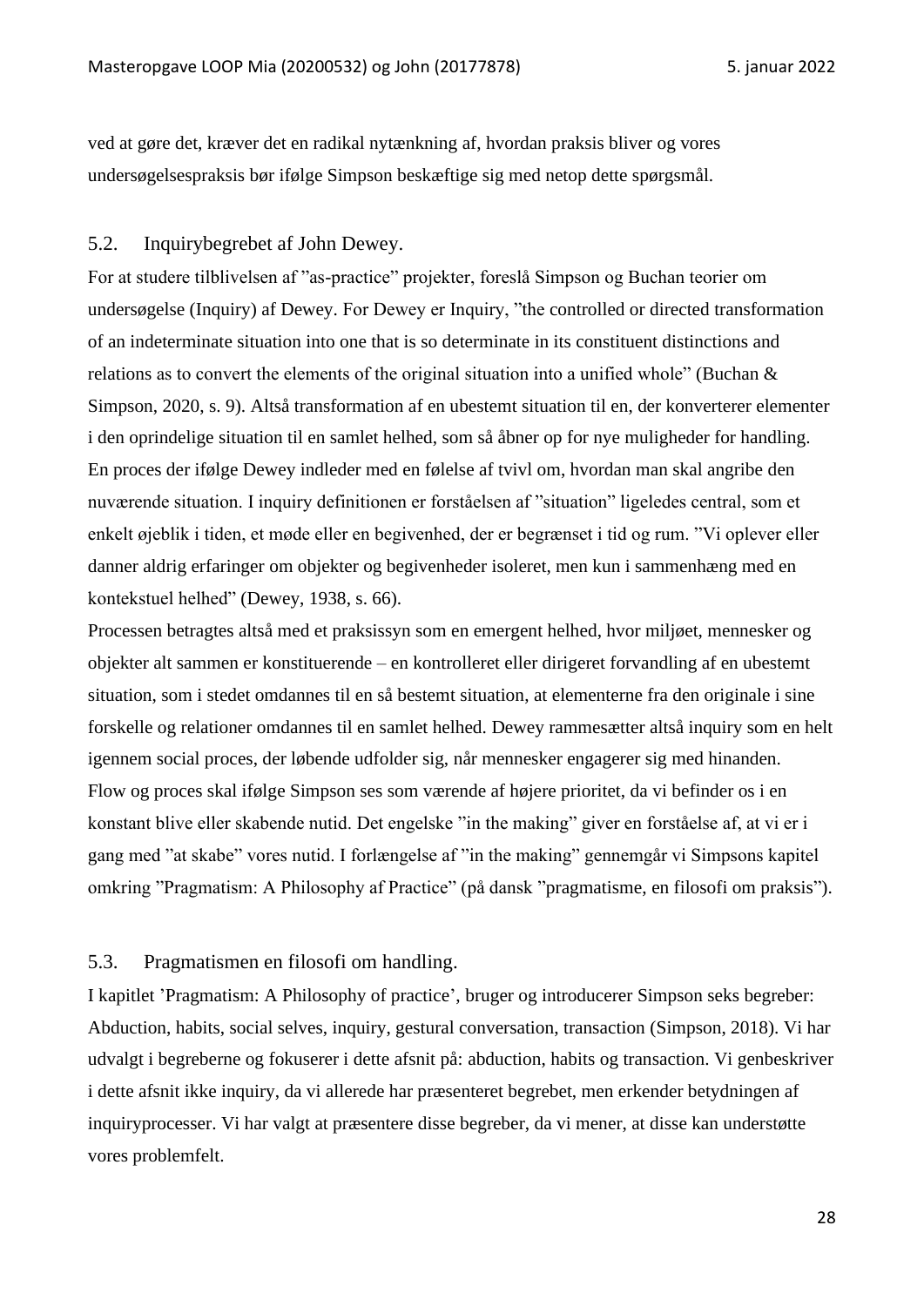ved at gøre det, kræver det en radikal nytænkning af, hvordan praksis bliver og vores undersøgelsespraksis bør ifølge Simpson beskæftige sig med netop dette spørgsmål.

## 5.2. Inquirybegrebet af John Dewey.

For at studere tilblivelsen af "as-practice" projekter, foreslå Simpson og Buchan teorier om undersøgelse (Inquiry) af Dewey. For Dewey er Inquiry, "the controlled or directed transformation of an indeterminate situation into one that is so determinate in its constituent distinctions and relations as to convert the elements of the original situation into a unified whole" (Buchan & Simpson, 2020, s. 9). Altså transformation af en ubestemt situation til en, der konverterer elementer i den oprindelige situation til en samlet helhed, som så åbner op for nye muligheder for handling. En proces der ifølge Dewey indleder med en følelse af tvivl om, hvordan man skal angribe den nuværende situation. I inquiry definitionen er forståelsen af "situation" ligeledes central, som et enkelt øjeblik i tiden, et møde eller en begivenhed, der er begrænset i tid og rum. "Vi oplever eller danner aldrig erfaringer om objekter og begivenheder isoleret, men kun i sammenhæng med en kontekstuel helhed" (Dewey, 1938, s. 66).

Processen betragtes altså med et praksissyn som en emergent helhed, hvor miljøet, mennesker og objekter alt sammen er konstituerende – en kontrolleret eller dirigeret forvandling af en ubestemt situation, som i stedet omdannes til en så bestemt situation, at elementerne fra den originale i sine forskelle og relationer omdannes til en samlet helhed. Dewey rammesætter altså inquiry som en helt igennem social proces, der løbende udfolder sig, når mennesker engagerer sig med hinanden.

Flow og proces skal ifølge Simpson ses som værende af højere prioritet, da vi befinder os i en konstant blive eller skabende nutid. Det engelske "in the making" giver en forståelse af, at vi er i gang med "at skabe" vores nutid. I forlængelse af "in the making" gennemgår vi Simpsons kapitel omkring "Pragmatism: A Philosophy af Practice" (på dansk "pragmatisme, en filosofi om praksis").

## 5.3. Pragmatismen en filosofi om handling.

I kapitlet 'Pragmatism: A Philosophy of practice', bruger og introducerer Simpson seks begreber: Abduction, habits, social selves, inquiry, gestural conversation, transaction (Simpson, 2018). Vi har udvalgt i begreberne og fokuserer i dette afsnit på: abduction, habits og transaction. Vi genbeskriver i dette afsnit ikke inquiry, da vi allerede har præsenteret begrebet, men erkender betydningen af inquiryprocesser. Vi har valgt at præsentere disse begreber, da vi mener, at disse kan understøtte vores problemfelt.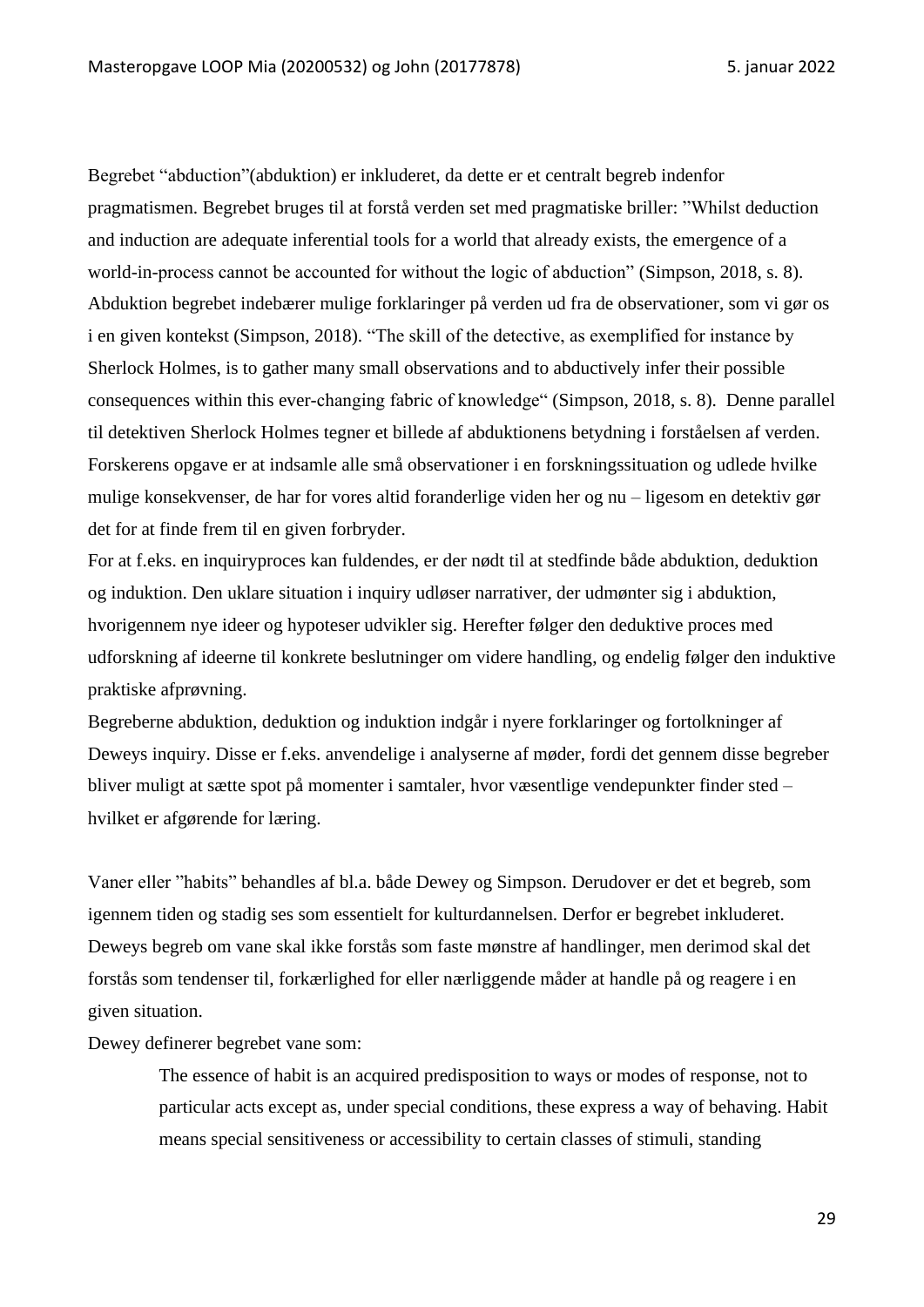Begrebet "abduction"(abduktion) er inkluderet, da dette er et centralt begreb indenfor pragmatismen. Begrebet bruges til at forstå verden set med pragmatiske briller: "Whilst deduction and induction are adequate inferential tools for a world that already exists, the emergence of a world-in-process cannot be accounted for without the logic of abduction" (Simpson, 2018, s. 8). Abduktion begrebet indebærer mulige forklaringer på verden ud fra de observationer, som vi gør os i en given kontekst (Simpson, 2018). "The skill of the detective, as exemplified for instance by Sherlock Holmes, is to gather many small observations and to abductively infer their possible consequences within this ever-changing fabric of knowledge" (Simpson, 2018, s. 8). Denne parallel til detektiven Sherlock Holmes tegner et billede af abduktionens betydning i forståelsen af verden. Forskerens opgave er at indsamle alle små observationer i en forskningssituation og udlede hvilke mulige konsekvenser, de har for vores altid foranderlige viden her og nu – ligesom en detektiv gør det for at finde frem til en given forbryder.

For at f.eks. en inquiryproces kan fuldendes, er der nødt til at stedfinde både abduktion, deduktion og induktion. Den uklare situation i inquiry udløser narrativer, der udmønter sig i abduktion, hvorigennem nye ideer og hypoteser udvikler sig. Herefter følger den deduktive proces med udforskning af ideerne til konkrete beslutninger om videre handling, og endelig følger den induktive praktiske afprøvning.

Begreberne abduktion, deduktion og induktion indgår i nyere forklaringer og fortolkninger af Deweys inquiry. Disse er f.eks. anvendelige i analyserne af møder, fordi det gennem disse begreber bliver muligt at sætte spot på momenter i samtaler, hvor væsentlige vendepunkter finder sted – hvilket er afgørende for læring.

Vaner eller "habits" behandles af bl.a. både Dewey og Simpson. Derudover er det et begreb, som igennem tiden og stadig ses som essentielt for kulturdannelsen. Derfor er begrebet inkluderet. Deweys begreb om vane skal ikke forstås som faste mønstre af handlinger, men derimod skal det forstås som tendenser til, forkærlighed for eller nærliggende måder at handle på og reagere i en given situation.

Dewey definerer begrebet vane som:

> The essence of habit is an acquired predisposition to ways or modes of response, not to particular acts except as, under special conditions, these express a way of behaving. Habit means special sensitiveness or accessibility to certain classes of stimuli, standing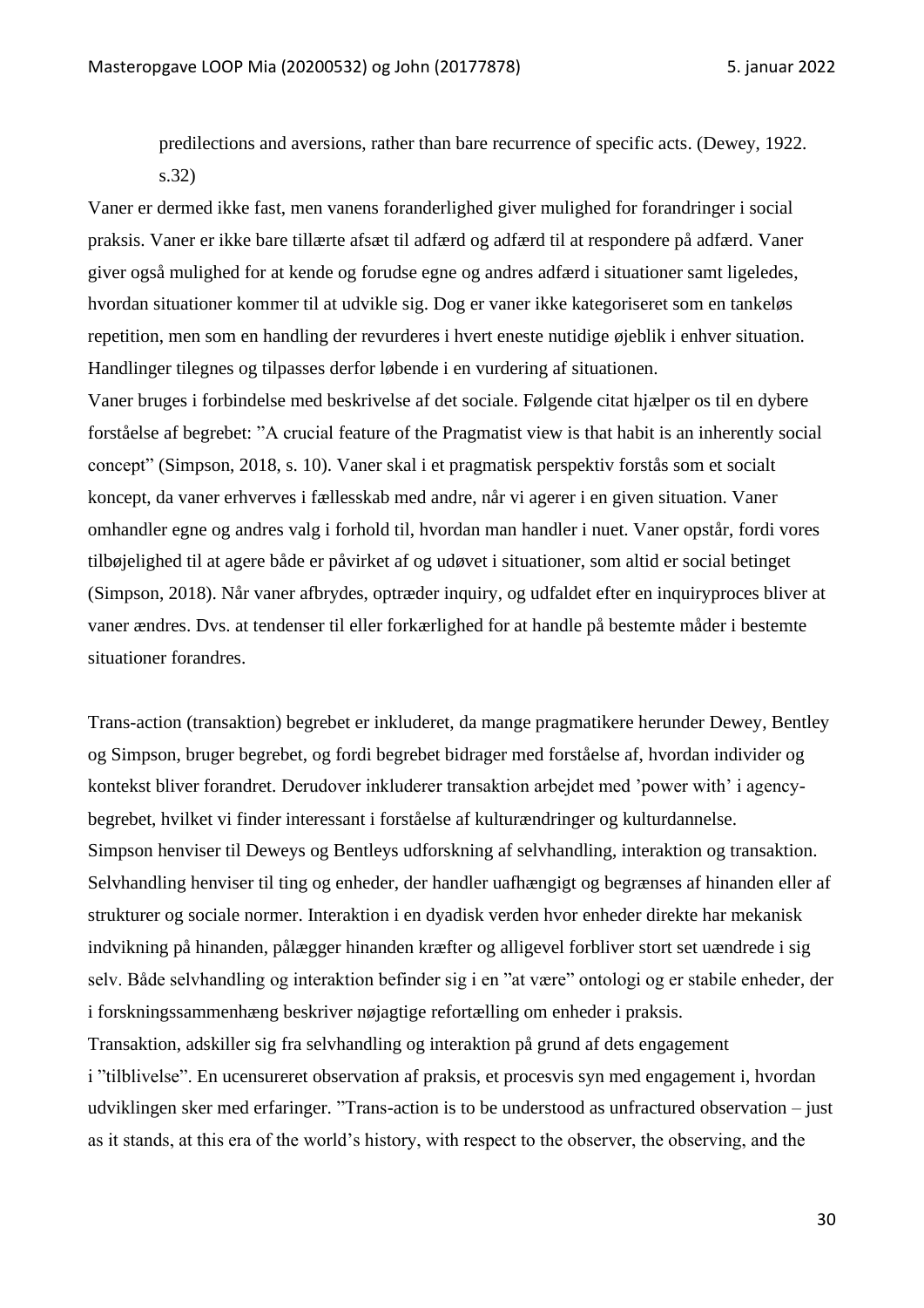> predilections and aversions, rather than bare recurrence of specific acts. (Dewey, 1922. s.32)

Vaner er dermed ikke fast, men vanens foranderlighed giver mulighed for forandringer i social praksis. Vaner er ikke bare tillærte afsæt til adfærd og adfærd til at respondere på adfærd. Vaner giver også mulighed for at kende og forudse egne og andres adfærd i situationer samt ligeledes, hvordan situationer kommer til at udvikle sig. Dog er vaner ikke kategoriseret som en tankeløs repetition, men som en handling der revurderes i hvert eneste nutidige øjeblik i enhver situation. Handlinger tilegnes og tilpasses derfor løbende i en vurdering af situationen.

Vaner bruges i forbindelse med beskrivelse af det sociale. Følgende citat hjælper os til en dybere forståelse af begrebet: "A crucial feature of the Pragmatist view is that habit is an inherently social concept" (Simpson, 2018, s. 10). Vaner skal i et pragmatisk perspektiv forstås som et socialt koncept, da vaner erhverves i fællesskab med andre, når vi agerer i en given situation. Vaner omhandler egne og andres valg i forhold til, hvordan man handler i nuet. Vaner opstår, fordi vores tilbøjelighed til at agere både er påvirket af og udøvet i situationer, som altid er social betinget (Simpson, 2018). Når vaner afbrydes, optræder inquiry, og udfaldet efter en inquiryproces bliver at vaner ændres. Dvs. at tendenser til eller forkærlighed for at handle på bestemte måder i bestemte situationer forandres.

Trans-action (transaktion) begrebet er inkluderet, da mange pragmatikere herunder Dewey, Bentley og Simpson, bruger begrebet, og fordi begrebet bidrager med forståelse af, hvordan individer og kontekst bliver forandret. Derudover inkluderer transaktion arbejdet med 'power with' i agency-begrebet, hvilket vi finder interessant i forståelse af kulturændringer og kulturdannelse.

Simpson henviser til Deweys og Bentleys udforskning af selvhandling, interaktion og transaktion. Selvhandling henviser til ting og enheder, der handler uafhængigt og begrænses af hinanden eller af strukturer og sociale normer. Interaktion i en dyadisk verden hvor enheder direkte har mekanisk indvikning på hinanden, pålægger hinanden kræfter og alligevel forbliver stort set uændrede i sig selv. Både selvhandling og interaktion befinder sig i en "at være" ontologi og er stabile enheder, der i forskningssammenhæng beskriver nøjagtige refortælling om enheder i praksis.

Transaktion, adskiller sig fra selvhandling og interaktion på grund af dets engagement i "tilblivelse". En ucensureret observation af praksis, et procesvis syn med engagement i, hvordan udviklingen sker med erfaringer. "Trans-action is to be understood as unfractured observation – just as it stands, at this era of the world's history, with respect to the observer, the observing, and the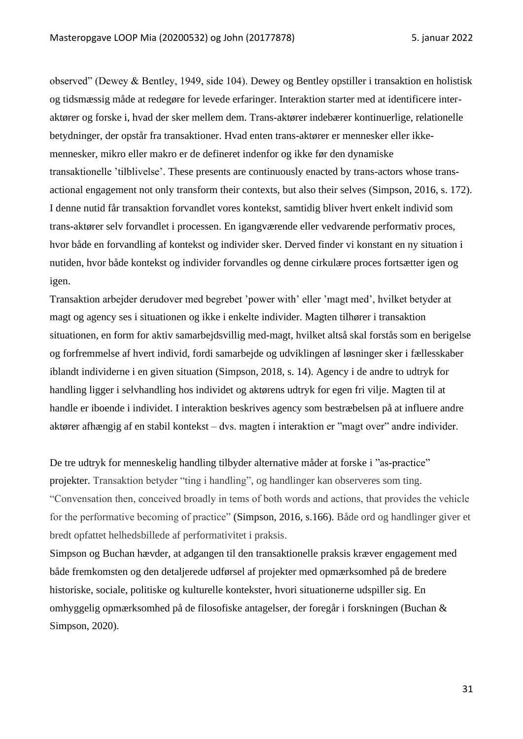observed" (Dewey & Bentley, 1949, side 104). Dewey og Bentley opstiller i transaktion en holistisk og tidsmæssig måde at redegøre for levede erfaringer. Interaktion starter med at identificere inter-aktører og forske i, hvad der sker mellem dem. Trans-aktører indebærer kontinuerlige, relationelle betydninger, der opstår fra transaktioner. Hvad enten trans-aktører er mennesker eller ikke-mennesker, mikro eller makro er de defineret indenfor og ikke før den dynamiske transaktionelle 'tilblivelse'. These presents are continuously enacted by trans-actors whose trans-actional engagement not only transform their contexts, but also their selves (Simpson, 2016, s. 172). I denne nutid får transaktion forvandlet vores kontekst, samtidig bliver hvert enkelt individ som trans-aktører selv forvandlet i processen. En igangværende eller vedvarende performativ proces, hvor både en forvandling af kontekst og individer sker. Derved finder vi konstant en ny situation i nutiden, hvor både kontekst og individer forvandles og denne cirkulære proces fortsætter igen og igen.

Transaktion arbejder derudover med begrebet 'power with' eller 'magt med', hvilket betyder at magt og agency ses i situationen og ikke i enkelte individer. Magten tilhører i transaktion situationen, en form for aktiv samarbejdsvillig med-magt, hvilket altså skal forstås som en berigelse og forfremmelse af hvert individ, fordi samarbejde og udviklingen af løsninger sker i fællesskaber iblandt individerne i en given situation (Simpson, 2018, s. 14). Agency i de andre to udtryk for handling ligger i selvhandling hos individet og aktørens udtryk for egen fri vilje. Magten til at handle er iboende i individet. I interaktion beskrives agency som bestræbelsen på at influere andre aktører afhængig af en stabil kontekst – dvs. magten i interaktion er "magt over" andre individer.

De tre udtryk for menneskelig handling tilbyder alternative måder at forske i "as-practice" projekter. Transaktion betyder "ting i handling", og handlinger kan observeres som ting. "Convensation then, conceived broadly in tems of both words and actions, that provides the vehicle for the performative becoming of practice" (Simpson, 2016, s.166). Både ord og handlinger giver et bredt opfattet helhedsbillede af performativitet i praksis.

Simpson og Buchan hævder, at adgangen til den transaktionelle praksis kræver engagement med både fremkomsten og den detaljerede udførsel af projekter med opmærksomhed på de bredere historiske, sociale, politiske og kulturelle kontekster, hvori situationerne udspiller sig. En omhyggelig opmærksomhed på de filosofiske antagelser, der foregår i forskningen (Buchan & Simpson, 2020).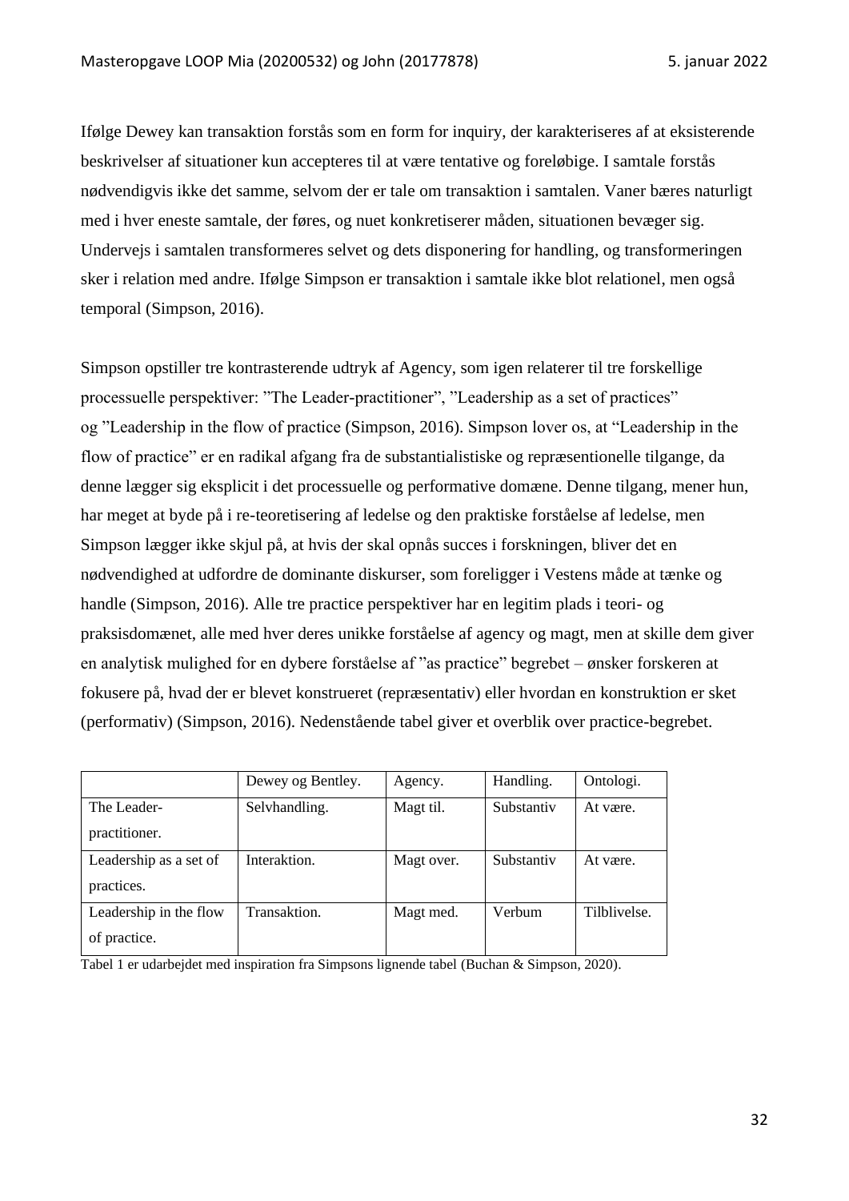Ifølge Dewey kan transaktion forstås som en form for inquiry, der karakteriseres af at eksisterende beskrivelser af situationer kun accepteres til at være tentative og foreløbige. I samtale forstås nødvendigvis ikke det samme, selvom der er tale om transaktion i samtalen. Vaner bæres naturligt med i hver eneste samtale, der føres, og nuet konkretiserer måden, situationen bevæger sig. Undervejs i samtalen transformeres selvet og dets disponering for handling, og transformeringen sker i relation med andre. Ifølge Simpson er transaktion i samtale ikke blot relationel, men også temporal (Simpson, 2016).

Simpson opstiller tre kontrasterende udtryk af Agency, som igen relaterer til tre forskellige processuelle perspektiver: "The Leader-practitioner", "Leadership as a set of practices" og "Leadership in the flow of practice (Simpson, 2016). Simpson lover os, at "Leadership in the flow of practice" er en radikal afgang fra de substantialistiske og repræsentionelle tilgange, da denne lægger sig eksplicit i det processuelle og performative domæne. Denne tilgang, mener hun, har meget at byde på i re-teoretisering af ledelse og den praktiske forståelse af ledelse, men Simpson lægger ikke skjul på, at hvis der skal opnås succes i forskningen, bliver det en nødvendighed at udfordre de dominante diskurser, som foreligger i Vestens måde at tænke og handle (Simpson, 2016). Alle tre practice perspektiver har en legitim plads i teori- og praksisdomænet, alle med hver deres unikke forståelse af agency og magt, men at skille dem giver en analytisk mulighed for en dybere forståelse af "as practice" begrebet – ønsker forskeren at fokusere på, hvad der er blevet konstrueret (repræsentativ) eller hvordan en konstruktion er sket (performativ) (Simpson, 2016). Nedenstående tabel giver et overblik over practice-begrebet.

| | Dewey og Bentley. | Agency. | Handling. | Ontologi. |
|---|---|---|---|---|
| The Leader-practitioner. | Selvhandling. | Magt til. | Substantiv | At være. |
| Leadership as a set of practices. | Interaktion. | Magt over. | Substantiv | At være. |
| Leadership in the flow of practice. | Transaktion. | Magt med. | Verbum | Tilblivelse. |

Tabel 1 er udarbejdet med inspiration fra Simpsons lignende tabel (Buchan & Simpson, 2020).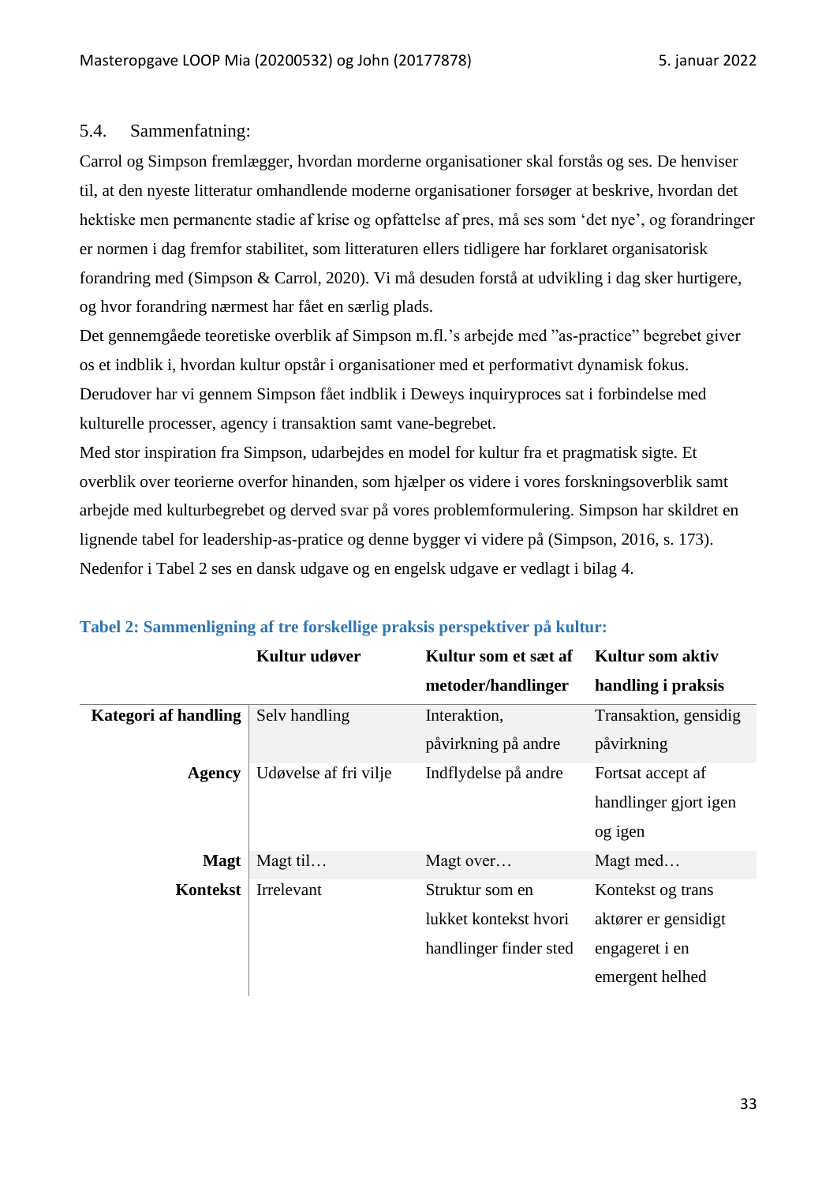## 5.4. Sammenfatning:

Carrol og Simpson fremlægger, hvordan morderne organisationer skal forstås og ses. De henviser til, at den nyeste litteratur omhandlende moderne organisationer forsøger at beskrive, hvordan det hektiske men permanente stadie af krise og opfattelse af pres, må ses som 'det nye', og forandringer er normen i dag fremfor stabilitet, som litteraturen ellers tidligere har forklaret organisatorisk forandring med (Simpson & Carrol, 2020). Vi må desuden forstå at udvikling i dag sker hurtigere, og hvor forandring nærmest har fået en særlig plads.

Det gennemgåede teoretiske overblik af Simpson m.fl.'s arbejde med "as-practice" begrebet giver os et indblik i, hvordan kultur opstår i organisationer med et performativt dynamisk fokus. Derudover har vi gennem Simpson fået indblik i Deweys inquiryproces sat i forbindelse med kulturelle processer, agency i transaktion samt vane-begrebet.

Med stor inspiration fra Simpson, udarbejdes en model for kultur fra et pragmatisk sigte. Et overblik over teorierne overfor hinanden, som hjælper os videre i vores forskningsoverblik samt arbejde med kulturbegrebet og derved svar på vores problemformulering. Simpson har skildret en lignende tabel for leadership-as-pratice og denne bygger vi videre på (Simpson, 2016, s. 173). Nedenfor i Tabel 2 ses en dansk udgave og en engelsk udgave er vedlagt i bilag 4.

**Tabel 2: Sammenligning af tre forskellige praksis perspektiver på kultur:**

| | **Kultur udøver** | **Kultur som et sæt af metoder/handlinger** | **Kultur som aktiv handling i praksis** |
|---|---|---|---|
| **Kategori af handling** | Selv handling | Interaktion, påvirkning på andre | Transaktion, gensidig påvirkning |
| **Agency** | Udøvelse af fri vilje | Indflydelse på andre | Fortsat accept af handlinger gjort igen og igen |
| **Magt** | Magt til… | Magt over… | Magt med… |
| **Kontekst** | Irrelevant | Struktur som en lukket kontekst hvori handlinger finder sted | Kontekst og trans aktører er gensidigt engageret i en emergent helhed |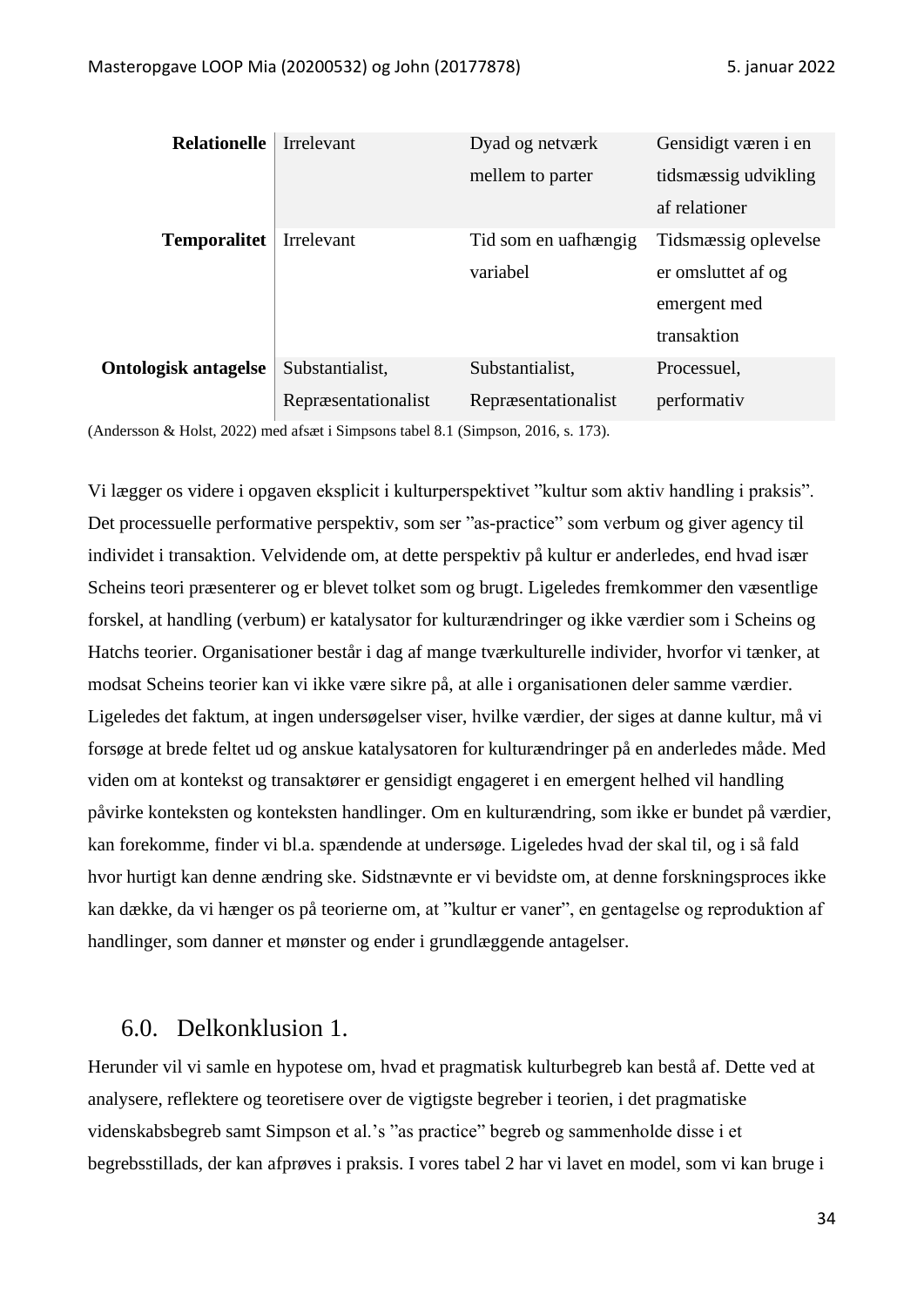| | | | |
|---|---|---|---|
| **Relationelle** | Irrelevant | Dyad og netværk mellem to parter | Gensidigt væren i en tidsmæssig udvikling af relationer |
| **Temporalitet** | Irrelevant | Tid som en uafhængig variabel | Tidsmæssig oplevelse er omsluttet af og emergent med transaktion |
| **Ontologisk antagelse** | Substantialist, Repræsentationalist | Substantialist, Repræsentationalist | Processuel, performativ |

(Andersson & Holst, 2022) med afsæt i Simpsons tabel 8.1 (Simpson, 2016, s. 173).

Vi lægger os videre i opgaven eksplicit i kulturperspektivet "kultur som aktiv handling i praksis". Det processuelle performative perspektiv, som ser "as-practice" som verbum og giver agency til individet i transaktion. Velvidende om, at dette perspektiv på kultur er anderledes, end hvad især Scheins teori præsenterer og er blevet tolket som og brugt. Ligeledes fremkommer den væsentlige forskel, at handling (verbum) er katalysator for kulturændringer og ikke værdier som i Scheins og Hatchs teorier. Organisationer består i dag af mange tværkulturelle individer, hvorfor vi tænker, at modsat Scheins teorier kan vi ikke være sikre på, at alle i organisationen deler samme værdier. Ligeledes det faktum, at ingen undersøgelser viser, hvilke værdier, der siges at danne kultur, må vi forsøge at brede feltet ud og anskue katalysatoren for kulturændringer på en anderledes måde. Med viden om at kontekst og transaktører er gensidigt engageret i en emergent helhed vil handling påvirke konteksten og konteksten handlinger. Om en kulturændring, som ikke er bundet på værdier, kan forekomme, finder vi bl.a. spændende at undersøge. Ligeledes hvad der skal til, og i så fald hvor hurtigt kan denne ændring ske. Sidstnævnte er vi bevidste om, at denne forskningsproces ikke kan dække, da vi hænger os på teorierne om, at "kultur er vaner", en gentagelse og reproduktion af handlinger, som danner et mønster og ender i grundlæggende antagelser.

## 6.0. Delkonklusion 1.

Herunder vil vi samle en hypotese om, hvad et pragmatisk kulturbegreb kan bestå af. Dette ved at analysere, reflektere og teoretisere over de vigtigste begreber i teorien, i det pragmatiske videnskabsbegreb samt Simpson et al.'s "as practice" begreb og sammenholde disse i et begrebsstillads, der kan afprøves i praksis. I vores tabel 2 har vi lavet en model, som vi kan bruge i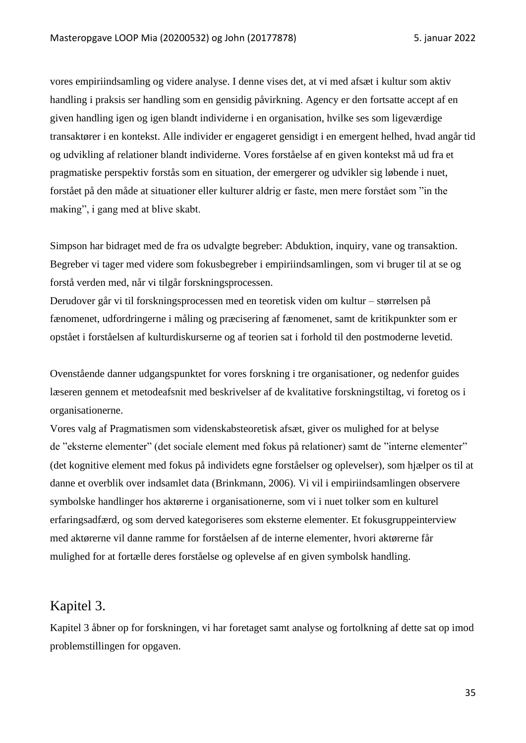vores empiriindsamling og videre analyse. I denne vises det, at vi med afsæt i kultur som aktiv handling i praksis ser handling som en gensidig påvirkning. Agency er den fortsatte accept af en given handling igen og igen blandt individerne i en organisation, hvilke ses som ligeværdige transaktører i en kontekst. Alle individer er engageret gensidigt i en emergent helhed, hvad angår tid og udvikling af relationer blandt individerne. Vores forståelse af en given kontekst må ud fra et pragmatiske perspektiv forstås som en situation, der emergerer og udvikler sig løbende i nuet, forstået på den måde at situationer eller kulturer aldrig er faste, men mere forstået som "in the making", i gang med at blive skabt.

Simpson har bidraget med de fra os udvalgte begreber: Abduktion, inquiry, vane og transaktion. Begreber vi tager med videre som fokusbegreber i empiriindsamlingen, som vi bruger til at se og forstå verden med, når vi tilgår forskningsprocessen.
Derudover går vi til forskningsprocessen med en teoretisk viden om kultur – størrelsen på fænomenet, udfordringerne i måling og præcisering af fænomenet, samt de kritikpunkter som er opstået i forståelsen af kulturdiskurserne og af teorien sat i forhold til den postmoderne levetid.

Ovenstående danner udgangspunktet for vores forskning i tre organisationer, og nedenfor guides læseren gennem et metodeafsnit med beskrivelser af de kvalitative forskningstiltag, vi foretog os i organisationerne.
Vores valg af Pragmatismen som videnskabsteoretisk afsæt, giver os mulighed for at belyse de "eksterne elementer" (det sociale element med fokus på relationer) samt de "interne elementer" (det kognitive element med fokus på individets egne forståelser og oplevelser), som hjælper os til at danne et overblik over indsamlet data (Brinkmann, 2006). Vi vil i empiriindsamlingen observere symbolske handlinger hos aktørerne i organisationerne, som vi i nuet tolker som en kulturel erfaringsadfærd, og som derved kategoriseres som eksterne elementer. Et fokusgruppeinterview med aktørerne vil danne ramme for forståelsen af de interne elementer, hvori aktørerne får mulighed for at fortælle deres forståelse og oplevelse af en given symbolsk handling.

# Kapitel 3.

Kapitel 3 åbner op for forskningen, vi har foretaget samt analyse og fortolkning af dette sat op imod problemstillingen for opgaven.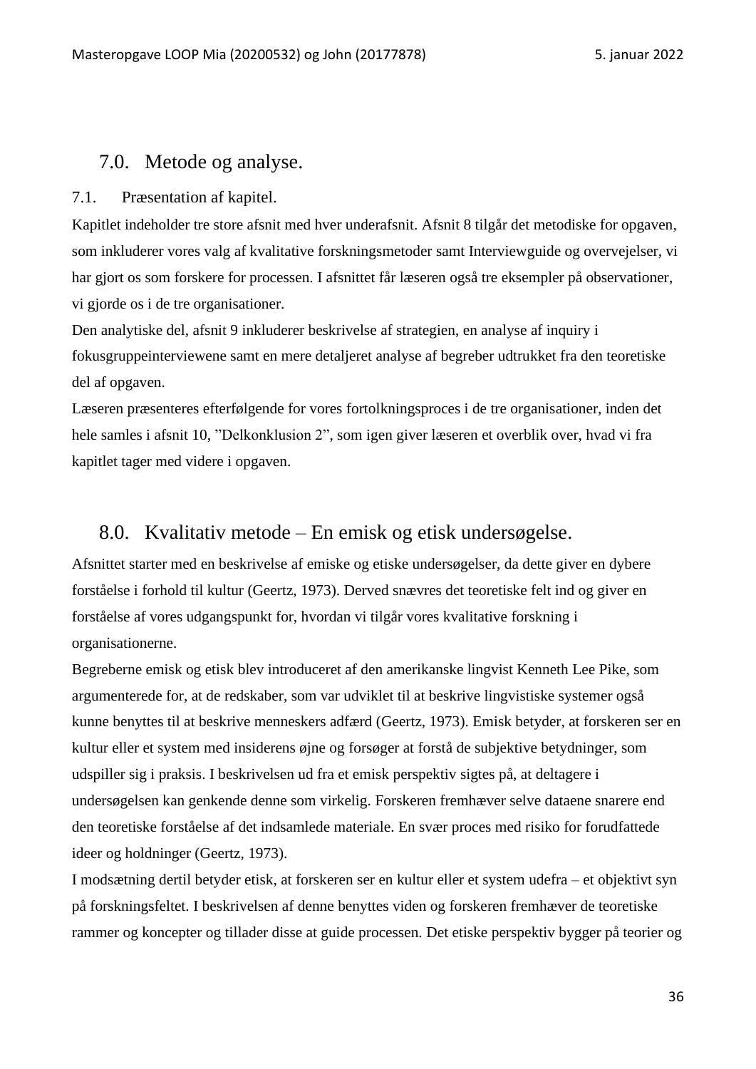## 7.0. Metode og analyse.

### 7.1. Præsentation af kapitel.

Kapitlet indeholder tre store afsnit med hver underafsnit. Afsnit 8 tilgår det metodiske for opgaven, som inkluderer vores valg af kvalitative forskningsmetoder samt Interviewguide og overvejelser, vi har gjort os som forskere for processen. I afsnittet får læseren også tre eksempler på observationer, vi gjorde os i de tre organisationer.

Den analytiske del, afsnit 9 inkluderer beskrivelse af strategien, en analyse af inquiry i fokusgruppeinterviewene samt en mere detaljeret analyse af begreber udtrukket fra den teoretiske del af opgaven.

Læseren præsenteres efterfølgende for vores fortolkningsproces i de tre organisationer, inden det hele samles i afsnit 10, ”Delkonklusion 2”, som igen giver læseren et overblik over, hvad vi fra kapitlet tager med videre i opgaven.

## 8.0. Kvalitativ metode – En emisk og etisk undersøgelse.

Afsnittet starter med en beskrivelse af emiske og etiske undersøgelser, da dette giver en dybere forståelse i forhold til kultur (Geertz, 1973). Derved snævres det teoretiske felt ind og giver en forståelse af vores udgangspunkt for, hvordan vi tilgår vores kvalitative forskning i organisationerne.

Begreberne emisk og etisk blev introduceret af den amerikanske lingvist Kenneth Lee Pike, som argumenterede for, at de redskaber, som var udviklet til at beskrive lingvistiske systemer også kunne benyttes til at beskrive menneskers adfærd (Geertz, 1973). Emisk betyder, at forskeren ser en kultur eller et system med insiderens øjne og forsøger at forstå de subjektive betydninger, som udspiller sig i praksis. I beskrivelsen ud fra et emisk perspektiv sigtes på, at deltagere i undersøgelsen kan genkende denne som virkelig. Forskeren fremhæver selve dataene snarere end den teoretiske forståelse af det indsamlede materiale. En svær proces med risiko for forudfattede ideer og holdninger (Geertz, 1973).

I modsætning dertil betyder etisk, at forskeren ser en kultur eller et system udefra – et objektivt syn på forskningsfeltet. I beskrivelsen af denne benyttes viden og forskeren fremhæver de teoretiske rammer og koncepter og tillader disse at guide processen. Det etiske perspektiv bygger på teorier og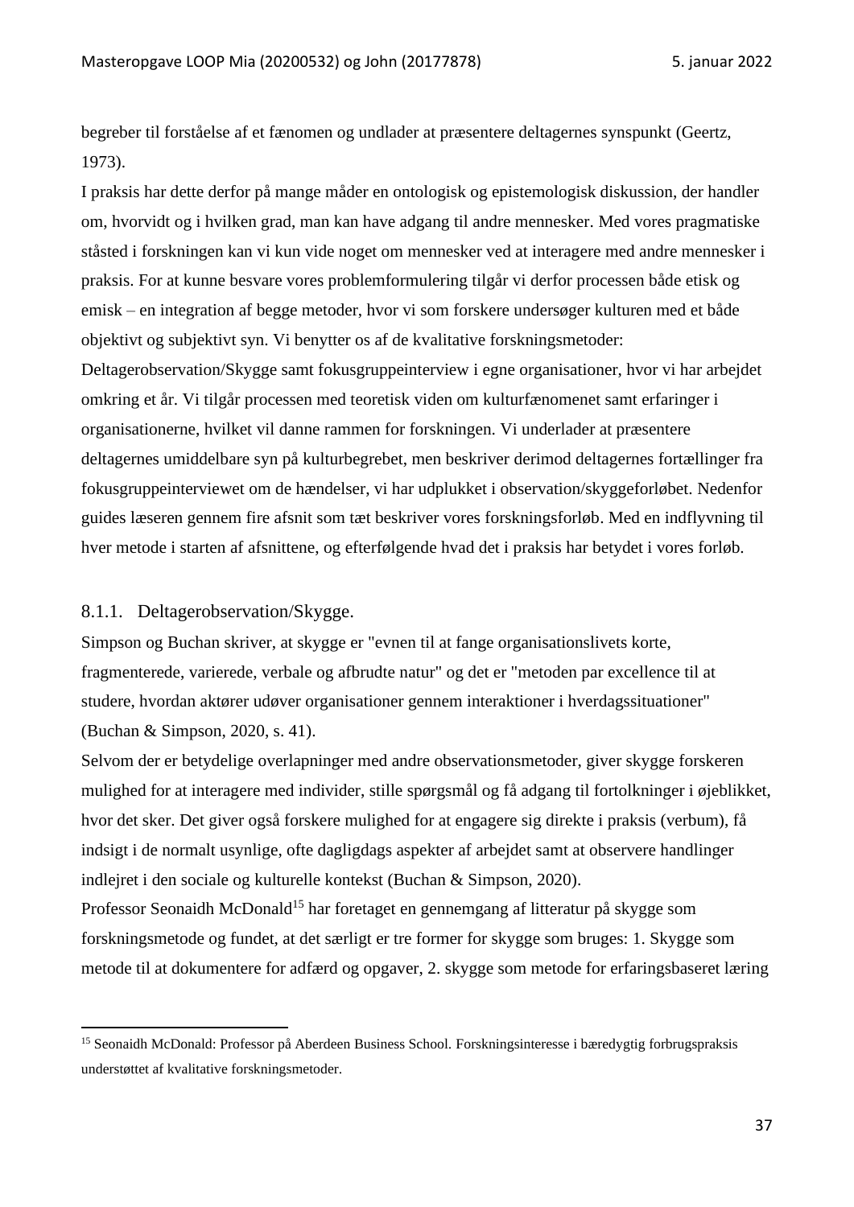begreber til forståelse af et fænomen og undlader at præsentere deltagernes synspunkt (Geertz, 1973).

I praksis har dette derfor på mange måder en ontologisk og epistemologisk diskussion, der handler om, hvorvidt og i hvilken grad, man kan have adgang til andre mennesker. Med vores pragmatiske ståsted i forskningen kan vi kun vide noget om mennesker ved at interagere med andre mennesker i praksis. For at kunne besvare vores problemformulering tilgår vi derfor processen både etisk og emisk – en integration af begge metoder, hvor vi som forskere undersøger kulturen med et både objektivt og subjektivt syn. Vi benytter os af de kvalitative forskningsmetoder: Deltagerobservation/Skygge samt fokusgruppeinterview i egne organisationer, hvor vi har arbejdet omkring et år. Vi tilgår processen med teoretisk viden om kulturfænomenet samt erfaringer i organisationerne, hvilket vil danne rammen for forskningen. Vi underlader at præsentere deltagernes umiddelbare syn på kulturbegrebet, men beskriver derimod deltagernes fortællinger fra fokusgruppeinterviewet om de hændelser, vi har udplukket i observation/skyggeforløbet. Nedenfor guides læseren gennem fire afsnit som tæt beskriver vores forskningsforløb. Med en indflyvning til hver metode i starten af afsnittene, og efterfølgende hvad det i praksis har betydet i vores forløb.

### 8.1.1. Deltagerobservation/Skygge.

Simpson og Buchan skriver, at skygge er "evnen til at fange organisationslivets korte, fragmenterede, varierede, verbale og afbrudte natur" og det er "metoden par excellence til at studere, hvordan aktører udøver organisationer gennem interaktioner i hverdagssituationer" (Buchan & Simpson, 2020, s. 41).

Selvom der er betydelige overlapninger med andre observationsmetoder, giver skygge forskeren mulighed for at interagere med individer, stille spørgsmål og få adgang til fortolkninger i øjeblikket, hvor det sker. Det giver også forskere mulighed for at engagere sig direkte i praksis (verbum), få indsigt i de normalt usynlige, ofte dagligdags aspekter af arbejdet samt at observere handlinger indlejret i den sociale og kulturelle kontekst (Buchan & Simpson, 2020).

Professor Seonaidh McDonald[15] har foretaget en gennemgang af litteratur på skygge som forskningsmetode og fundet, at det særligt er tre former for skygge som bruges: 1. Skygge som metode til at dokumentere for adfærd og opgaver, 2. skygge som metode for erfaringsbaseret læring

---

[15] Seonaidh McDonald: Professor på Aberdeen Business School. Forskningsinteresse i bæredygtig forbrugspraksis understøttet af kvalitative forskningsmetoder.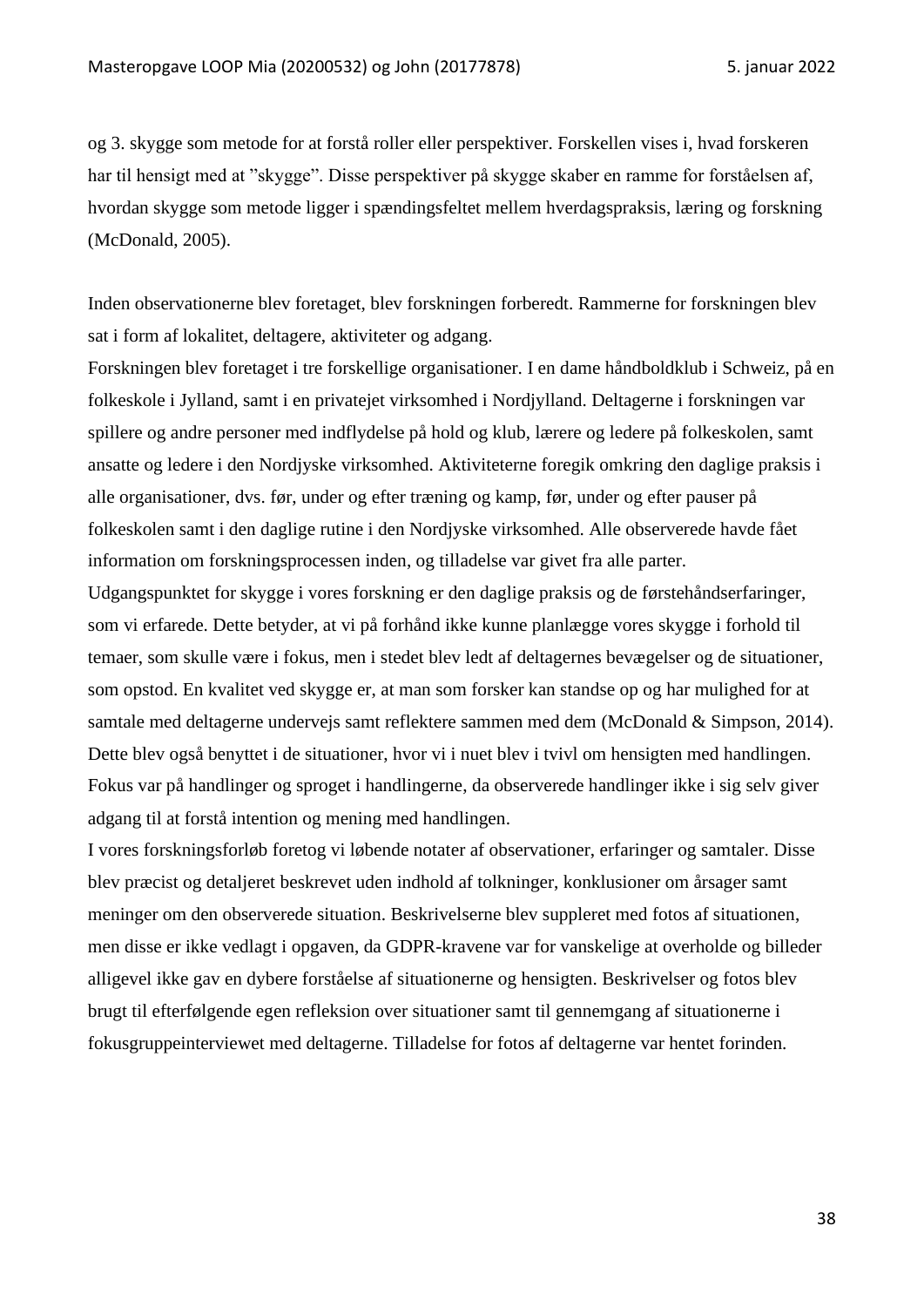og 3. skygge som metode for at forstå roller eller perspektiver. Forskellen vises i, hvad forskeren har til hensigt med at "skygge". Disse perspektiver på skygge skaber en ramme for forståelsen af, hvordan skygge som metode ligger i spændingsfeltet mellem hverdagspraksis, læring og forskning (McDonald, 2005).

Inden observationerne blev foretaget, blev forskningen forberedt. Rammerne for forskningen blev sat i form af lokalitet, deltagere, aktiviteter og adgang.
Forskningen blev foretaget i tre forskellige organisationer. I en dame håndboldklub i Schweiz, på en folkeskole i Jylland, samt i en privatejet virksomhed i Nordjylland. Deltagerne i forskningen var spillere og andre personer med indflydelse på hold og klub, lærere og ledere på folkeskolen, samt ansatte og ledere i den Nordjyske virksomhed. Aktiviteterne foregik omkring den daglige praksis i alle organisationer, dvs. før, under og efter træning og kamp, før, under og efter pauser på folkeskolen samt i den daglige rutine i den Nordjyske virksomhed. Alle observerede havde fået information om forskningsprocessen inden, og tilladelse var givet fra alle parter.
Udgangspunktet for skygge i vores forskning er den daglige praksis og de førstehåndserfaringer, som vi erfarede. Dette betyder, at vi på forhånd ikke kunne planlægge vores skygge i forhold til temaer, som skulle være i fokus, men i stedet blev ledt af deltagernes bevægelser og de situationer, som opstod. En kvalitet ved skygge er, at man som forsker kan standse op og har mulighed for at samtale med deltagerne undervejs samt reflektere sammen med dem (McDonald & Simpson, 2014). Dette blev også benyttet i de situationer, hvor vi i nuet blev i tvivl om hensigten med handlingen. Fokus var på handlinger og sproget i handlingerne, da observerede handlinger ikke i sig selv giver adgang til at forstå intention og mening med handlingen.
I vores forskningsforløb foretog vi løbende notater af observationer, erfaringer og samtaler. Disse blev præcist og detaljeret beskrevet uden indhold af tolkninger, konklusioner om årsager samt meninger om den observerede situation. Beskrivelserne blev suppleret med fotos af situationen, men disse er ikke vedlagt i opgaven, da GDPR-kravene var for vanskelige at overholde og billeder alligevel ikke gav en dybere forståelse af situationerne og hensigten. Beskrivelser og fotos blev brugt til efterfølgende egen refleksion over situationer samt til gennemgang af situationerne i fokusgruppeinterviewet med deltagerne. Tilladelse for fotos af deltagerne var hentet forinden.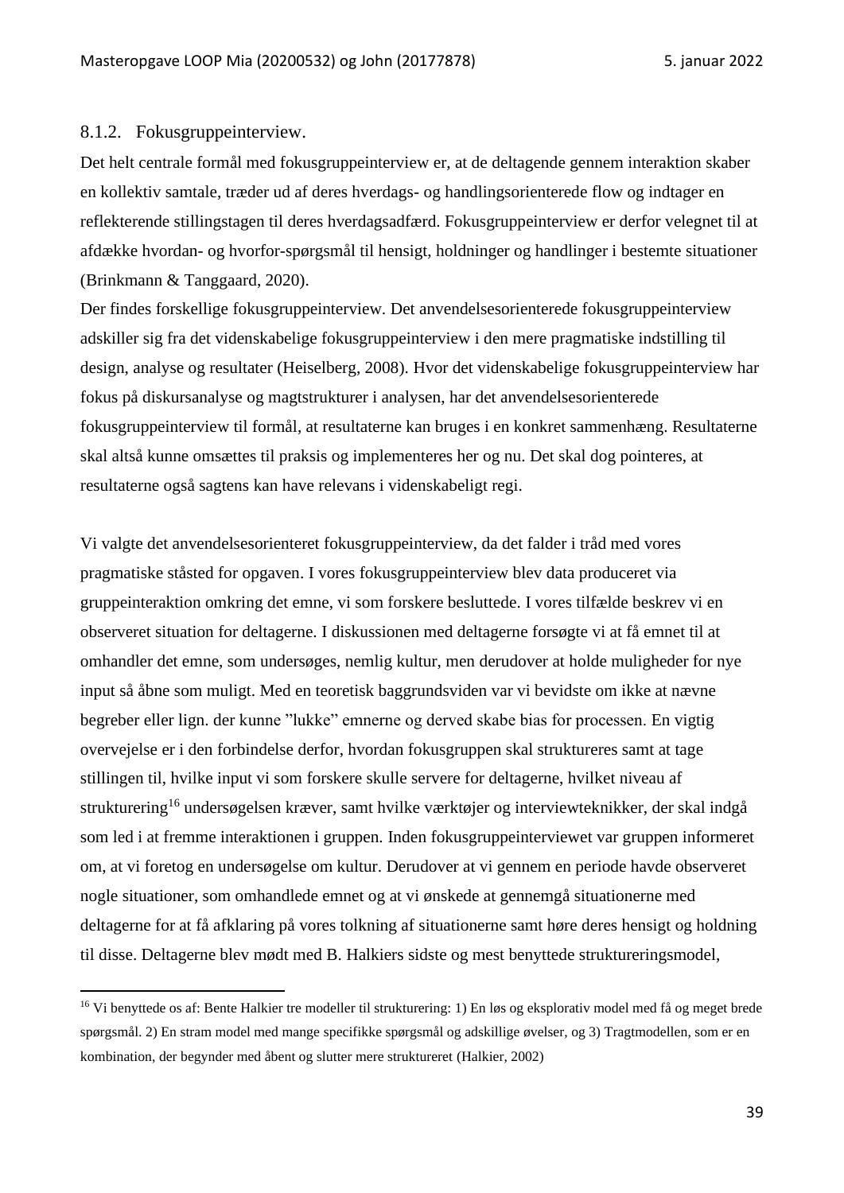### 8.1.2. Fokusgruppeinterview.

Det helt centrale formål med fokusgruppeinterview er, at de deltagende gennem interaktion skaber en kollektiv samtale, træder ud af deres hverdags- og handlingsorienterede flow og indtager en reflekterende stillingstagen til deres hverdagsadfærd. Fokusgruppeinterview er derfor velegnet til at afdække hvordan- og hvorfor-spørgsmål til hensigt, holdninger og handlinger i bestemte situationer (Brinkmann & Tanggaard, 2020).

Der findes forskellige fokusgruppeinterview. Det anvendelsesorienterede fokusgruppeinterview adskiller sig fra det videnskabelige fokusgruppeinterview i den mere pragmatiske indstilling til design, analyse og resultater (Heiselberg, 2008). Hvor det videnskabelige fokusgruppeinterview har fokus på diskursanalyse og magtstrukturer i analysen, har det anvendelsesorienterede fokusgruppeinterview til formål, at resultaterne kan bruges i en konkret sammenhæng. Resultaterne skal altså kunne omsættes til praksis og implementeres her og nu. Det skal dog pointeres, at resultaterne også sagtens kan have relevans i videnskabeligt regi.

Vi valgte det anvendelsesorienteret fokusgruppeinterview, da det falder i tråd med vores pragmatiske ståsted for opgaven. I vores fokusgruppeinterview blev data produceret via gruppeinteraktion omkring det emne, vi som forskere besluttede. I vores tilfælde beskrev vi en observeret situation for deltagerne. I diskussionen med deltagerne forsøgte vi at få emnet til at omhandler det emne, som undersøges, nemlig kultur, men derudover at holde muligheder for nye input så åbne som muligt. Med en teoretisk baggrundsviden var vi bevidste om ikke at nævne begreber eller lign. der kunne "lukke" emnerne og derved skabe bias for processen. En vigtig overvejelse er i den forbindelse derfor, hvordan fokusgruppen skal struktureres samt at tage stillingen til, hvilke input vi som forskere skulle servere for deltagerne, hvilket niveau af strukturering[16] undersøgelsen kræver, samt hvilke værktøjer og interviewteknikker, der skal indgå som led i at fremme interaktionen i gruppen. Inden fokusgruppeinterviewet var gruppen informeret om, at vi foretog en undersøgelse om kultur. Derudover at vi gennem en periode havde observeret nogle situationer, som omhandlede emnet og at vi ønskede at gennemgå situationerne med deltagerne for at få afklaring på vores tolkning af situationerne samt høre deres hensigt og holdning til disse. Deltagerne blev mødt med B. Halkiers sidste og mest benyttede struktureringsmodel,

---

[16] Vi benyttede os af: Bente Halkier tre modeller til strukturering: 1) En løs og eksplorativ model med få og meget brede spørgsmål. 2) En stram model med mange specifikke spørgsmål og adskillige øvelser, og 3) Tragtmodellen, som er en kombination, der begynder med åbent og slutter mere struktureret (Halkier, 2002)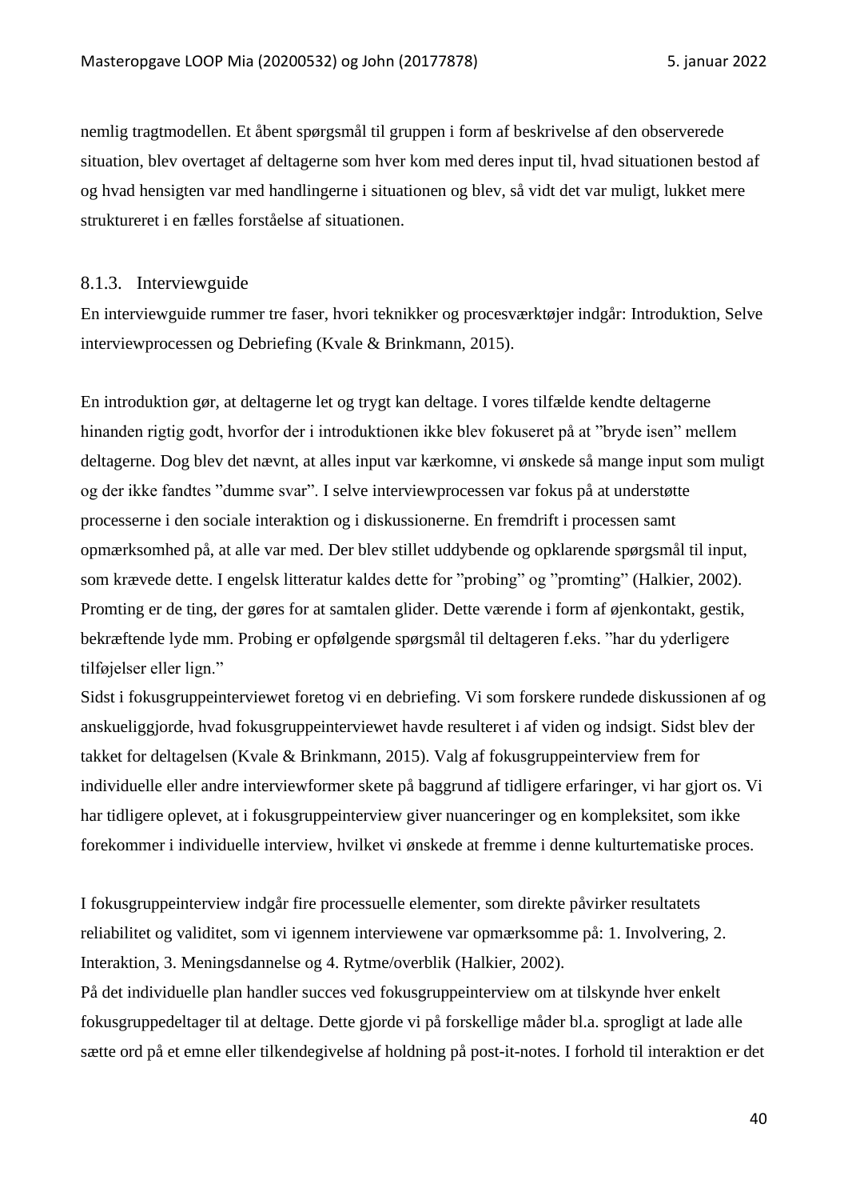nemlig tragtmodellen. Et åbent spørgsmål til gruppen i form af beskrivelse af den observerede situation, blev overtaget af deltagerne som hver kom med deres input til, hvad situationen bestod af og hvad hensigten var med handlingerne i situationen og blev, så vidt det var muligt, lukket mere struktureret i en fælles forståelse af situationen.

### 8.1.3. Interviewguide

En interviewguide rummer tre faser, hvori teknikker og procesværktøjer indgår: Introduktion, Selve interviewprocessen og Debriefing (Kvale & Brinkmann, 2015).

En introduktion gør, at deltagerne let og trygt kan deltage. I vores tilfælde kendte deltagerne hinanden rigtig godt, hvorfor der i introduktionen ikke blev fokuseret på at "bryde isen" mellem deltagerne. Dog blev det nævnt, at alles input var kærkomne, vi ønskede så mange input som muligt og der ikke fandtes "dumme svar". I selve interviewprocessen var fokus på at understøtte processerne i den sociale interaktion og i diskussionerne. En fremdrift i processen samt opmærksomhed på, at alle var med. Der blev stillet uddybende og opklarende spørgsmål til input, som krævede dette. I engelsk litteratur kaldes dette for "probing" og "promting" (Halkier, 2002). Promting er de ting, der gøres for at samtalen glider. Dette værende i form af øjenkontakt, gestik, bekræftende lyde mm. Probing er opfølgende spørgsmål til deltageren f.eks. "har du yderligere tilføjelser eller lign."
Sidst i fokusgruppeinterviewet foretog vi en debriefing. Vi som forskere rundede diskussionen af og anskueliggjorde, hvad fokusgruppeinterviewet havde resulteret i af viden og indsigt. Sidst blev der takket for deltagelsen (Kvale & Brinkmann, 2015). Valg af fokusgruppeinterview frem for individuelle eller andre interviewformer skete på baggrund af tidligere erfaringer, vi har gjort os. Vi har tidligere oplevet, at i fokusgruppeinterview giver nuanceringer og en kompleksitet, som ikke forekommer i individuelle interview, hvilket vi ønskede at fremme i denne kulturtematiske proces.

I fokusgruppeinterview indgår fire processuelle elementer, som direkte påvirker resultatets reliabilitet og validitet, som vi igennem interviewene var opmærksomme på: 1. Involvering, 2. Interaktion, 3. Meningsdannelse og 4. Rytme/overblik (Halkier, 2002).
På det individuelle plan handler succes ved fokusgruppeinterview om at tilskynde hver enkelt fokusgruppedeltager til at deltage. Dette gjorde vi på forskellige måder bl.a. sprogligt at lade alle sætte ord på et emne eller tilkendegivelse af holdning på post-it-notes. I forhold til interaktion er det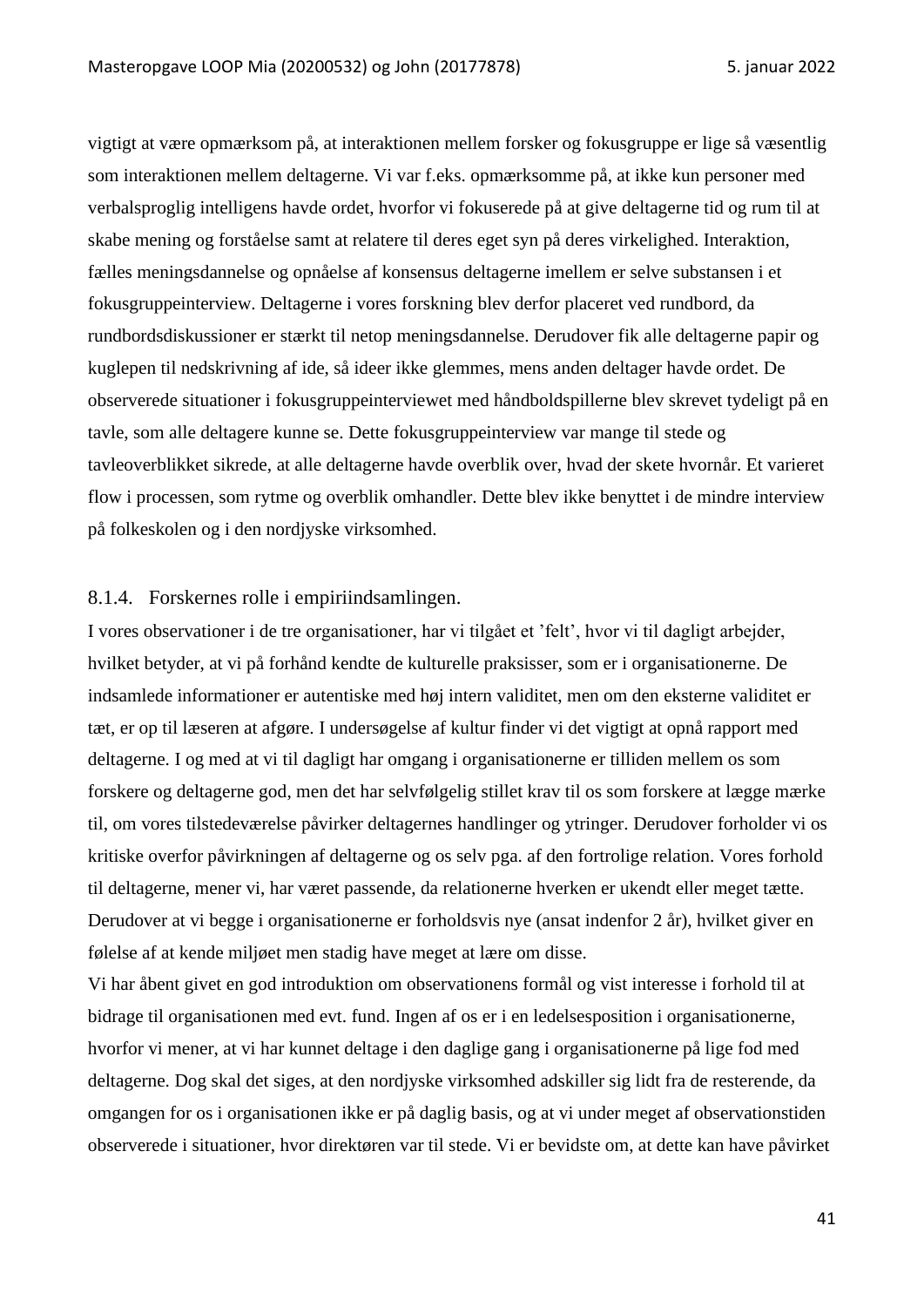vigtigt at være opmærksom på, at interaktionen mellem forsker og fokusgruppe er lige så væsentlig som interaktionen mellem deltagerne. Vi var f.eks. opmærksomme på, at ikke kun personer med verbalsproglig intelligens havde ordet, hvorfor vi fokuserede på at give deltagerne tid og rum til at skabe mening og forståelse samt at relatere til deres eget syn på deres virkelighed. Interaktion, fælles meningsdannelse og opnåelse af konsensus deltagerne imellem er selve substansen i et fokusgruppeinterview. Deltagerne i vores forskning blev derfor placeret ved rundbord, da rundbordsdiskussioner er stærkt til netop meningsdannelse. Derudover fik alle deltagerne papir og kuglepen til nedskrivning af ide, så ideer ikke glemmes, mens anden deltager havde ordet. De observerede situationer i fokusgruppeinterviewet med håndboldspillerne blev skrevet tydeligt på en tavle, som alle deltagere kunne se. Dette fokusgruppeinterview var mange til stede og tavleoverblikket sikrede, at alle deltagerne havde overblik over, hvad der skete hvornår. Et varieret flow i processen, som rytme og overblik omhandler. Dette blev ikke benyttet i de mindre interview på folkeskolen og i den nordjyske virksomhed.

### 8.1.4. Forskernes rolle i empiriindsamlingen.

I vores observationer i de tre organisationer, har vi tilgået et 'felt', hvor vi til dagligt arbejder, hvilket betyder, at vi på forhånd kendte de kulturelle praksisser, som er i organisationerne. De indsamlede informationer er autentiske med høj intern validitet, men om den eksterne validitet er tæt, er op til læseren at afgøre. I undersøgelse af kultur finder vi det vigtigt at opnå rapport med deltagerne. I og med at vi til dagligt har omgang i organisationerne er tilliden mellem os som forskere og deltagerne god, men det har selvfølgelig stillet krav til os som forskere at lægge mærke til, om vores tilstedeværelse påvirker deltagernes handlinger og ytringer. Derudover forholder vi os kritiske overfor påvirkningen af deltagerne og os selv pga. af den fortrolige relation. Vores forhold til deltagerne, mener vi, har været passende, da relationerne hverken er ukendt eller meget tætte. Derudover at vi begge i organisationerne er forholdsvis nye (ansat indenfor 2 år), hvilket giver en følelse af at kende miljøet men stadig have meget at lære om disse.

Vi har åbent givet en god introduktion om observationens formål og vist interesse i forhold til at bidrage til organisationen med evt. fund. Ingen af os er i en ledelsesposition i organisationerne, hvorfor vi mener, at vi har kunnet deltage i den daglige gang i organisationerne på lige fod med deltagerne. Dog skal det siges, at den nordjyske virksomhed adskiller sig lidt fra de resterende, da omgangen for os i organisationen ikke er på daglig basis, og at vi under meget af observationstiden observerede i situationer, hvor direktøren var til stede. Vi er bevidste om, at dette kan have påvirket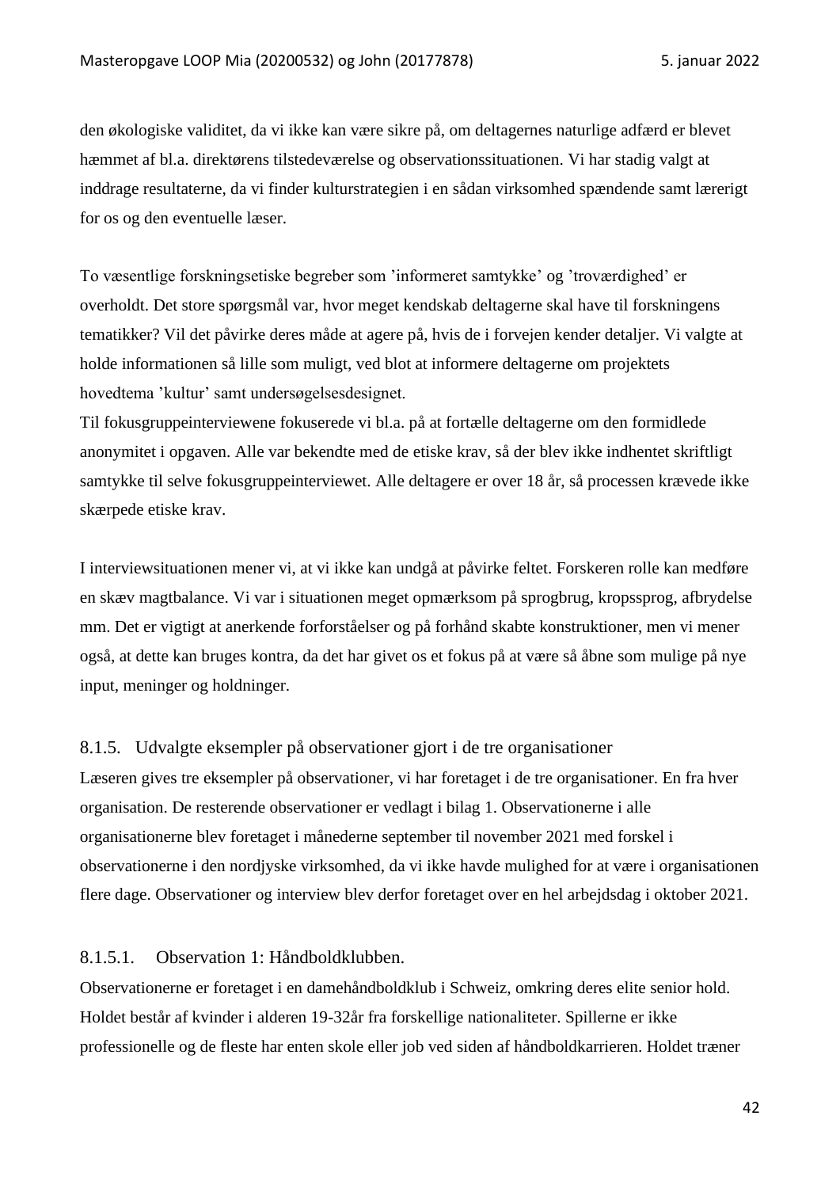den økologiske validitet, da vi ikke kan være sikre på, om deltagernes naturlige adfærd er blevet hæmmet af bl.a. direktørens tilstedeværelse og observationssituationen. Vi har stadig valgt at inddrage resultaterne, da vi finder kulturstrategien i en sådan virksomhed spændende samt lærerigt for os og den eventuelle læser.

To væsentlige forskningsetiske begreber som 'informeret samtykke' og 'troværdighed' er overholdt. Det store spørgsmål var, hvor meget kendskab deltagerne skal have til forskningens tematikker? Vil det påvirke deres måde at agere på, hvis de i forvejen kender detaljer. Vi valgte at holde informationen så lille som muligt, ved blot at informere deltagerne om projektets hovedtema 'kultur' samt undersøgelsesdesignet.
Til fokusgruppeinterviewene fokuserede vi bl.a. på at fortælle deltagerne om den formidlede anonymitet i opgaven. Alle var bekendte med de etiske krav, så der blev ikke indhentet skriftligt samtykke til selve fokusgruppeinterviewet. Alle deltagere er over 18 år, så processen krævede ikke skærpede etiske krav.

I interviewsituationen mener vi, at vi ikke kan undgå at påvirke feltet. Forskeren rolle kan medføre en skæv magtbalance. Vi var i situationen meget opmærksom på sprogbrug, kropssprog, afbrydelse mm. Det er vigtigt at anerkende forforståelser og på forhånd skabte konstruktioner, men vi mener også, at dette kan bruges kontra, da det har givet os et fokus på at være så åbne som mulige på nye input, meninger og holdninger.

### 8.1.5. Udvalgte eksempler på observationer gjort i de tre organisationer

Læseren gives tre eksempler på observationer, vi har foretaget i de tre organisationer. En fra hver organisation. De resterende observationer er vedlagt i bilag 1. Observationerne i alle organisationerne blev foretaget i månederne september til november 2021 med forskel i observationerne i den nordjyske virksomhed, da vi ikke havde mulighed for at være i organisationen flere dage. Observationer og interview blev derfor foretaget over en hel arbejdsdag i oktober 2021.

#### 8.1.5.1. Observation 1: Håndboldklubben.

Observationerne er foretaget i en damehåndboldklub i Schweiz, omkring deres elite senior hold. Holdet består af kvinder i alderen 19-32år fra forskellige nationaliteter. Spillerne er ikke professionelle og de fleste har enten skole eller job ved siden af håndboldkarrieren. Holdet træner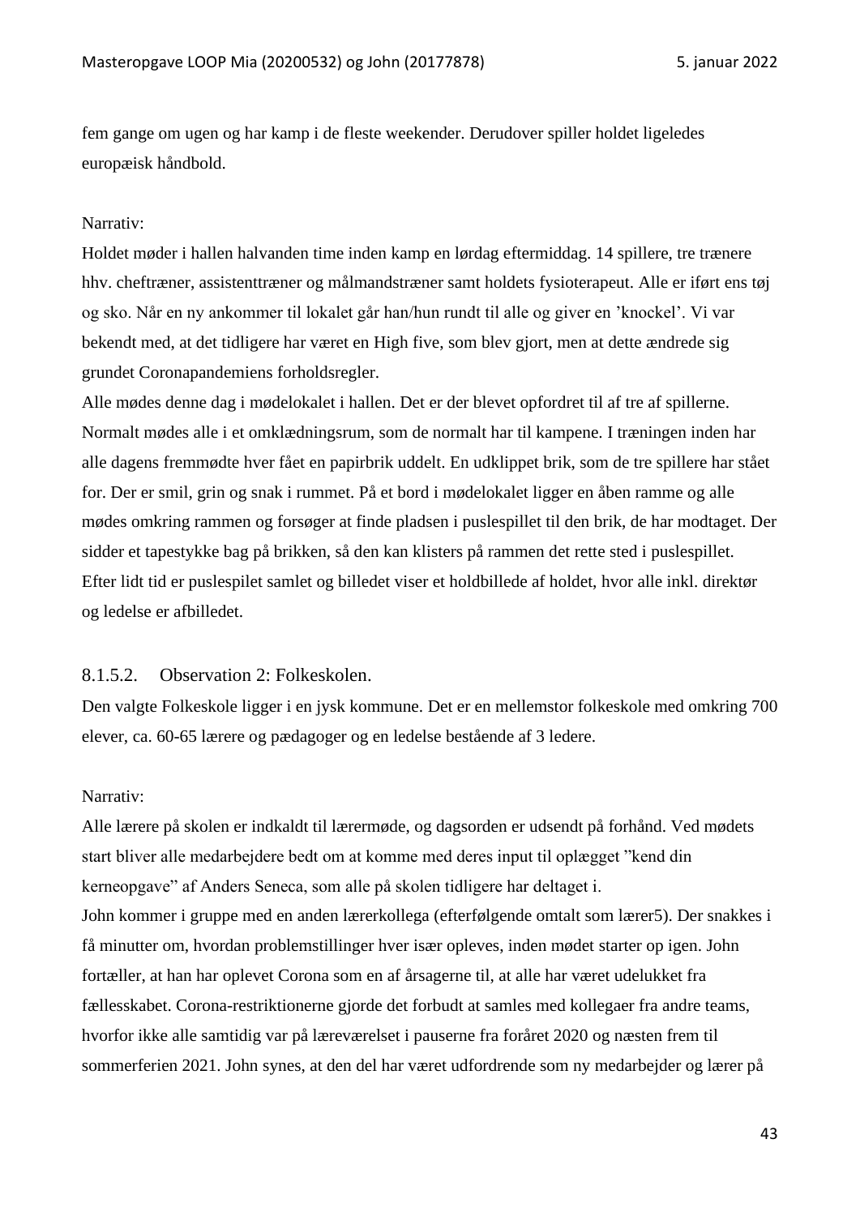fem gange om ugen og har kamp i de fleste weekender. Derudover spiller holdet ligeledes europæisk håndbold.

Narrativ:
Holdet møder i hallen halvanden time inden kamp en lørdag eftermiddag. 14 spillere, tre trænere hhv. cheftræner, assistenttræner og målmandstræner samt holdets fysioterapeut. Alle er iført ens tøj og sko. Når en ny ankommer til lokalet går han/hun rundt til alle og giver en 'knockel'. Vi var bekendt med, at det tidligere har været en High five, som blev gjort, men at dette ændrede sig grundet Coronapandemiens forholdsregler.
Alle mødes denne dag i mødelokalet i hallen. Det er der blevet opfordret til af tre af spillerne. Normalt mødes alle i et omklædningsrum, som de normalt har til kampene. I træningen inden har alle dagens fremmødte hver fået en papirbrik uddelt. En udklippet brik, som de tre spillere har stået for. Der er smil, grin og snak i rummet. På et bord i mødelokalet ligger en åben ramme og alle mødes omkring rammen og forsøger at finde pladsen i puslespillet til den brik, de har modtaget. Der sidder et tapestykke bag på brikken, så den kan klisters på rammen det rette sted i puslespillet. Efter lidt tid er puslespilet samlet og billedet viser et holdbillede af holdet, hvor alle inkl. direktør og ledelse er afbilledet.

#### 8.1.5.2. Observation 2: Folkeskolen.

Den valgte Folkeskole ligger i en jysk kommune. Det er en mellemstor folkeskole med omkring 700 elever, ca. 60-65 lærere og pædagoger og en ledelse bestående af 3 ledere.

Narrativ:
Alle lærere på skolen er indkaldt til lærermøde, og dagsorden er udsendt på forhånd. Ved mødets start bliver alle medarbejdere bedt om at komme med deres input til oplægget "kend din kerneopgave" af Anders Seneca, som alle på skolen tidligere har deltaget i.
John kommer i gruppe med en anden lærerkollega (efterfølgende omtalt som lærer5). Der snakkes i få minutter om, hvordan problemstillinger hver især opleves, inden mødet starter op igen. John fortæller, at han har oplevet Corona som en af årsagerne til, at alle har været udelukket fra fællesskabet. Corona-restriktionerne gjorde det forbudt at samles med kollegaer fra andre teams, hvorfor ikke alle samtidig var på lærerværelset i pauserne fra foråret 2020 og næsten frem til sommerferien 2021. John synes, at den del har været udfordrende som ny medarbejder og lærer på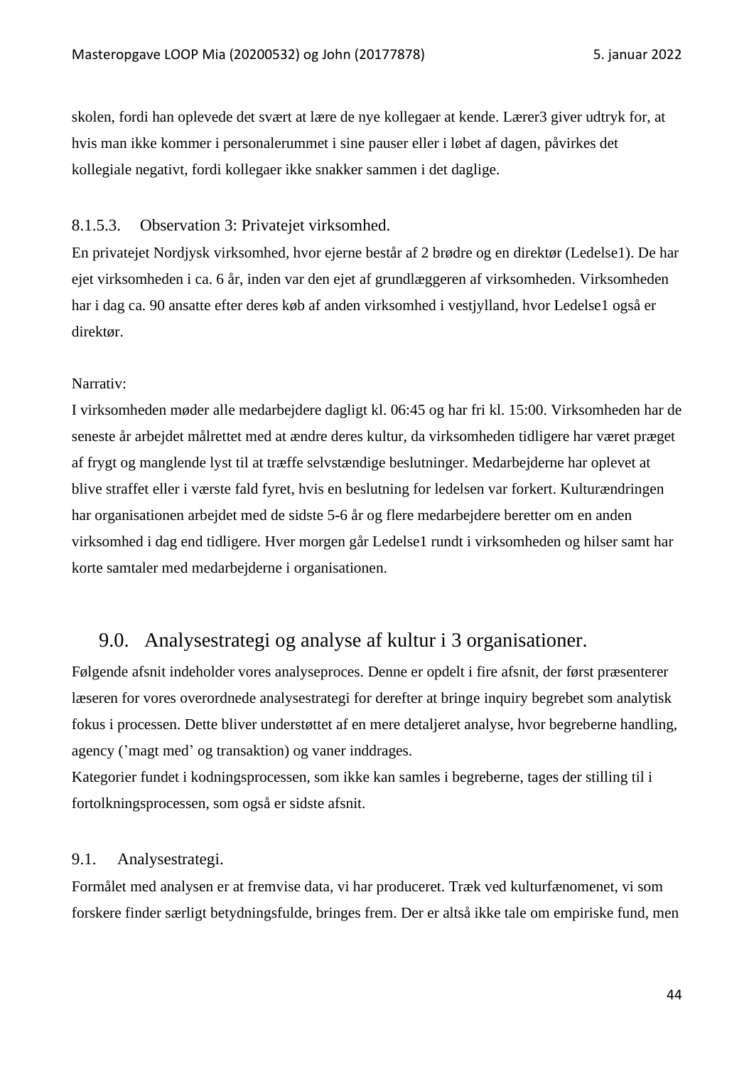skolen, fordi han oplevede det svært at lære de nye kollegaer at kende. Lærer3 giver udtryk for, at hvis man ikke kommer i personalerummet i sine pauser eller i løbet af dagen, påvirkes det kollegiale negativt, fordi kollegaer ikke snakker sammen i det daglige.

#### 8.1.5.3. Observation 3: Privatejet virksomhed.

En privatejet Nordjysk virksomhed, hvor ejerne består af 2 brødre og en direktør (Ledelse1). De har ejet virksomheden i ca. 6 år, inden var den ejet af grundlæggeren af virksomheden. Virksomheden har i dag ca. 90 ansatte efter deres køb af anden virksomhed i vestjylland, hvor Ledelse1 også er direktør.

Narrativ:

I virksomheden møder alle medarbejdere dagligt kl. 06:45 og har fri kl. 15:00. Virksomheden har de seneste år arbejdet målrettet med at ændre deres kultur, da virksomheden tidligere har været præget af frygt og manglende lyst til at træffe selvstændige beslutninger. Medarbejderne har oplevet at blive straffet eller i værste fald fyret, hvis en beslutning for ledelsen var forkert. Kulturændringen har organisationen arbejdet med de sidste 5-6 år og flere medarbejdere beretter om en anden virksomhed i dag end tidligere. Hver morgen går Ledelse1 rundt i virksomheden og hilser samt har korte samtaler med medarbejderne i organisationen.

## 9.0. Analysestrategi og analyse af kultur i 3 organisationer.

Følgende afsnit indeholder vores analyseproces. Denne er opdelt i fire afsnit, der først præsenterer læseren for vores overordnede analysestrategi for derefter at bringe inquiry begrebet som analytisk fokus i processen. Dette bliver understøttet af en mere detaljeret analyse, hvor begreberne handling, agency ('magt med' og transaktion) og vaner inddrages.

Kategorier fundet i kodningsprocessen, som ikke kan samles i begreberne, tages der stilling til i fortolkningsprocessen, som også er sidste afsnit.

### 9.1. Analysestrategi.

Formålet med analysen er at fremvise data, vi har produceret. Træk ved kulturfænomenet, vi som forskere finder særligt betydningsfulde, bringes frem. Der er altså ikke tale om empiriske fund, men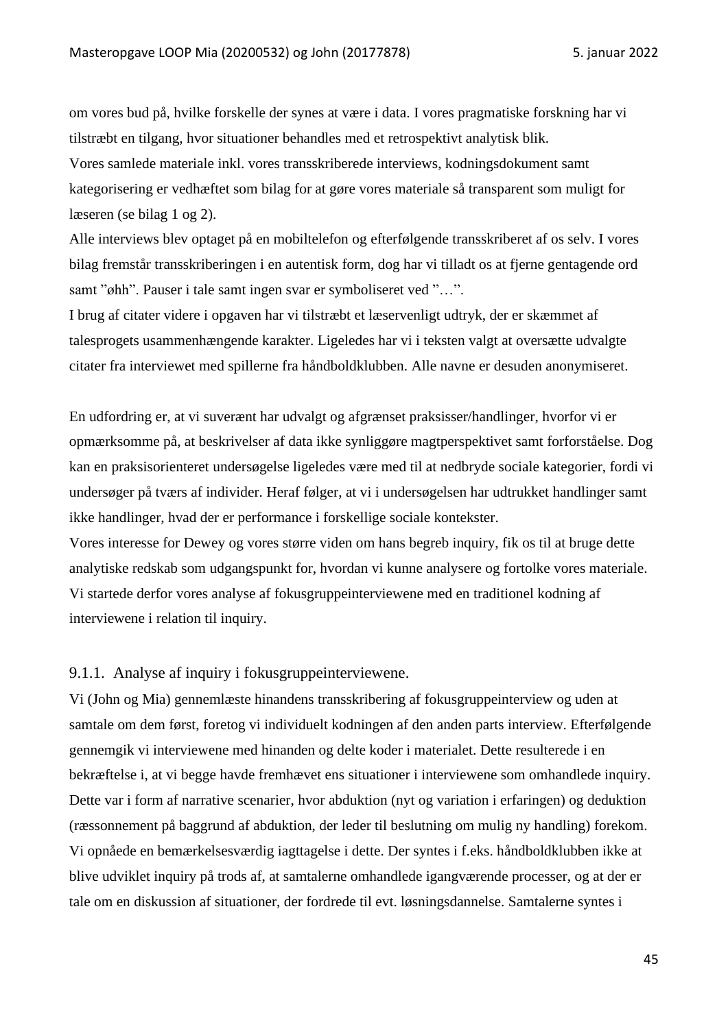om vores bud på, hvilke forskelle der synes at være i data. I vores pragmatiske forskning har vi tilstræbt en tilgang, hvor situationer behandles med et retrospektivt analytisk blik.

Vores samlede materiale inkl. vores transskriberede interviews, kodningsdokument samt kategorisering er vedhæftet som bilag for at gøre vores materiale så transparent som muligt for læseren (se bilag 1 og 2).

Alle interviews blev optaget på en mobiltelefon og efterfølgende transskriberet af os selv. I vores bilag fremstår transskriberingen i en autentisk form, dog har vi tilladt os at fjerne gentagende ord samt "øhh". Pauser i tale samt ingen svar er symboliseret ved "…".

I brug af citater videre i opgaven har vi tilstræbt et læservenligt udtryk, der er skæmmet af talesprogets usammenhængende karakter. Ligeledes har vi i teksten valgt at oversætte udvalgte citater fra interviewet med spillerne fra håndboldklubben. Alle navne er desuden anonymiseret.

En udfordring er, at vi suverænt har udvalgt og afgrænset praksisser/handlinger, hvorfor vi er opmærksomme på, at beskrivelser af data ikke synliggøre magtperspektivet samt forforståelse. Dog kan en praksisorienteret undersøgelse ligeledes være med til at nedbryde sociale kategorier, fordi vi undersøger på tværs af individer. Heraf følger, at vi i undersøgelsen har udtrukket handlinger samt ikke handlinger, hvad der er performance i forskellige sociale kontekster.

Vores interesse for Dewey og vores større viden om hans begreb inquiry, fik os til at bruge dette analytiske redskab som udgangspunkt for, hvordan vi kunne analysere og fortolke vores materiale. Vi startede derfor vores analyse af fokusgruppeinterviewene med en traditionel kodning af interviewene i relation til inquiry.

### 9.1.1. Analyse af inquiry i fokusgruppeinterviewene.

Vi (John og Mia) gennemlæste hinandens transskribering af fokusgruppeinterview og uden at samtale om dem først, foretog vi individuelt kodningen af den anden parts interview. Efterfølgende gennemgik vi interviewene med hinanden og delte koder i materialet. Dette resulterede i en bekræftelse i, at vi begge havde fremhævet ens situationer i interviewene som omhandlede inquiry. Dette var i form af narrative scenarier, hvor abduktion (nyt og variation i erfaringen) og deduktion (ræssonnement på baggrund af abduktion, der leder til beslutning om mulig ny handling) forekom. Vi opnåede en bemærkelsesværdig iagttagelse i dette. Der syntes i f.eks. håndboldklubben ikke at blive udviklet inquiry på trods af, at samtalerne omhandlede igangværende processer, og at der er tale om en diskussion af situationer, der fordrede til evt. løsningsdannelse. Samtalerne syntes i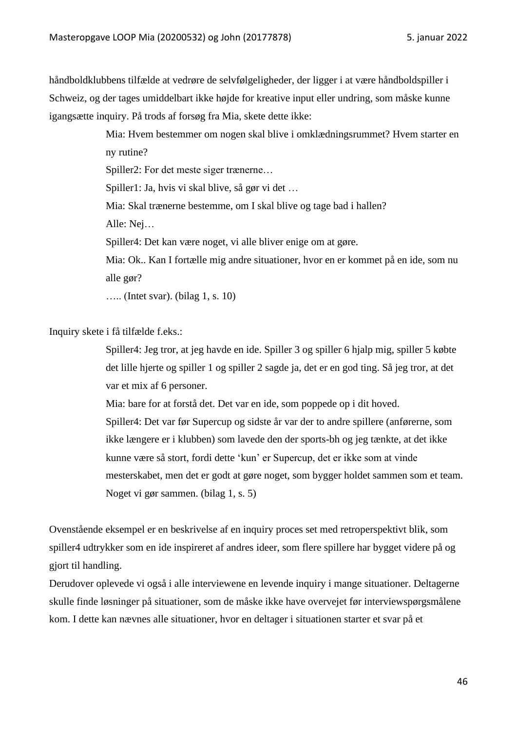håndboldklubbens tilfælde at vedrøre de selvfølgeligheder, der ligger i at være håndboldspiller i Schweiz, og der tages umiddelbart ikke højde for kreative input eller undring, som måske kunne igangsætte inquiry. På trods af forsøg fra Mia, skete dette ikke:

> Mia: Hvem bestemmer om nogen skal blive i omklædningsrummet? Hvem starter en ny rutine?
>
> Spiller2: For det meste siger trænerne…
>
> Spiller1: Ja, hvis vi skal blive, så gør vi det …
>
> Mia: Skal trænerne bestemme, om I skal blive og tage bad i hallen?
>
> Alle: Nej…
>
> Spiller4: Det kan være noget, vi alle bliver enige om at gøre.
>
> Mia: Ok.. Kan I fortælle mig andre situationer, hvor en er kommet på en ide, som nu alle gør?
>
> ….. (Intet svar). (bilag 1, s. 10)

Inquiry skete i få tilfælde f.eks.:

> Spiller4: Jeg tror, at jeg havde en ide. Spiller 3 og spiller 6 hjalp mig, spiller 5 købte det lille hjerte og spiller 1 og spiller 2 sagde ja, det er en god ting. Så jeg tror, at det var et mix af 6 personer.
>
> Mia: bare for at forstå det. Det var en ide, som poppede op i dit hoved.
>
> Spiller4: Det var før Supercup og sidste år var der to andre spillere (anførerne, som ikke længere er i klubben) som lavede den der sports-bh og jeg tænkte, at det ikke kunne være så stort, fordi dette 'kun' er Supercup, det er ikke som at vinde mesterskabet, men det er godt at gøre noget, som bygger holdet sammen som et team. Noget vi gør sammen. (bilag 1, s. 5)

Ovenstående eksempel er en beskrivelse af en inquiry proces set med retroperspektivt blik, som spiller4 udtrykker som en ide inspireret af andres ideer, som flere spillere har bygget videre på og gjort til handling.

Derudover oplevede vi også i alle interviewene en levende inquiry i mange situationer. Deltagerne skulle finde løsninger på situationer, som de måske ikke have overvejet før interviewspørgsmålene kom. I dette kan nævnes alle situationer, hvor en deltager i situationen starter et svar på et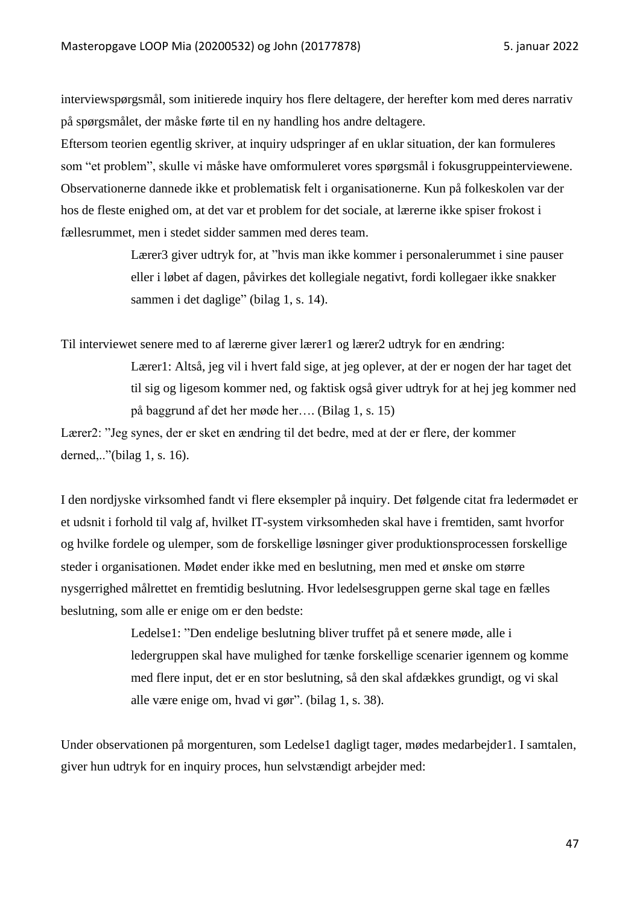interviewspørgsmål, som initierede inquiry hos flere deltagere, der herefter kom med deres narrativ på spørgsmålet, der måske førte til en ny handling hos andre deltagere.
Eftersom teorien egentlig skriver, at inquiry udspringer af en uklar situation, der kan formuleres som "et problem", skulle vi måske have omformuleret vores spørgsmål i fokusgruppeinterviewene. Observationerne dannede ikke et problematisk felt i organisationerne. Kun på folkeskolen var der hos de fleste enighed om, at det var et problem for det sociale, at lærerne ikke spiser frokost i fællesrummet, men i stedet sidder sammen med deres team.

> Lærer3 giver udtryk for, at "hvis man ikke kommer i personalerummet i sine pauser eller i løbet af dagen, påvirkes det kollegiale negativt, fordi kollegaer ikke snakker sammen i det daglige" (bilag 1, s. 14).

Til interviewet senere med to af lærerne giver lærer1 og lærer2 udtryk for en ændring:

> Lærer1: Altså, jeg vil i hvert fald sige, at jeg oplever, at der er nogen der har taget det til sig og ligesom kommer ned, og faktisk også giver udtryk for at hej jeg kommer ned på baggrund af det her møde her…. (Bilag 1, s. 15)

Lærer2: "Jeg synes, der er sket en ændring til det bedre, med at der er flere, der kommer derned,.."(bilag 1, s. 16).

I den nordjyske virksomhed fandt vi flere eksempler på inquiry. Det følgende citat fra ledermødet er et udsnit i forhold til valg af, hvilket IT-system virksomheden skal have i fremtiden, samt hvorfor og hvilke fordele og ulemper, som de forskellige løsninger giver produktionsprocessen forskellige steder i organisationen. Mødet ender ikke med en beslutning, men med et ønske om større nysgerrighed målrettet en fremtidig beslutning. Hvor ledelsesgruppen gerne skal tage en fælles beslutning, som alle er enige om er den bedste:

> Ledelse1: "Den endelige beslutning bliver truffet på et senere møde, alle i ledergruppen skal have mulighed for tænke forskellige scenarier igennem og komme med flere input, det er en stor beslutning, så den skal afdækkes grundigt, og vi skal alle være enige om, hvad vi gør". (bilag 1, s. 38).

Under observationen på morgenturen, som Ledelse1 dagligt tager, mødes medarbejder1. I samtalen, giver hun udtryk for en inquiry proces, hun selvstændigt arbejder med: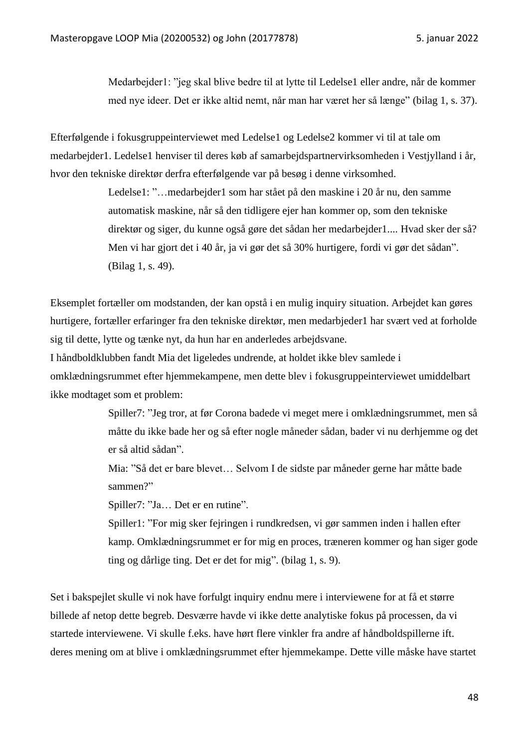> Medarbejder1: ”jeg skal blive bedre til at lytte til Ledelse1 eller andre, når de kommer med nye ideer. Det er ikke altid nemt, når man har været her så længe” (bilag 1, s. 37).

Efterfølgende i fokusgruppeinterviewet med Ledelse1 og Ledelse2 kommer vi til at tale om medarbejder1. Ledelse1 henviser til deres køb af samarbejdspartnervirksomheden i Vestjylland i år, hvor den tekniske direktør derfra efterfølgende var på besøg i denne virksomhed.

> Ledelse1: ”…medarbejder1 som har stået på den maskine i 20 år nu, den samme automatisk maskine, når så den tidligere ejer han kommer op, som den tekniske direktør og siger, du kunne også gøre det sådan her medarbejder1.... Hvad sker der så? Men vi har gjort det i 40 år, ja vi gør det så 30% hurtigere, fordi vi gør det sådan”. (Bilag 1, s. 49).

Eksemplet fortæller om modstanden, der kan opstå i en mulig inquiry situation. Arbejdet kan gøres hurtigere, fortæller erfaringer fra den tekniske direktør, men medarbjeder1 har svært ved at forholde sig til dette, lytte og tænke nyt, da hun har en anderledes arbejdsvane.
I håndboldklubben fandt Mia det ligeledes undrende, at holdet ikke blev samlede i omklædningsrummet efter hjemmekampene, men dette blev i fokusgruppeinterviewet umiddelbart ikke modtaget som et problem:

> Spiller7: ”Jeg tror, at før Corona badede vi meget mere i omklædningsrummet, men så måtte du ikke bade her og så efter nogle måneder sådan, bader vi nu derhjemme og det er så altid sådan”.
> Mia: ”Så det er bare blevet… Selvom I de sidste par måneder gerne har måtte bade sammen?”
> Spiller7: ”Ja… Det er en rutine”.
> Spiller1: ”For mig sker fejringen i rundkredsen, vi gør sammen inden i hallen efter kamp. Omklædningsrummet er for mig en proces, træneren kommer og han siger gode ting og dårlige ting. Det er det for mig”. (bilag 1, s. 9).

Set i bakspejlet skulle vi nok have forfulgt inquiry endnu mere i interviewene for at få et større billede af netop dette begreb. Desværre havde vi ikke dette analytiske fokus på processen, da vi startede interviewene. Vi skulle f.eks. have hørt flere vinkler fra andre af håndboldspillerne ift. deres mening om at blive i omklædningsrummet efter hjemmekampe. Dette ville måske have startet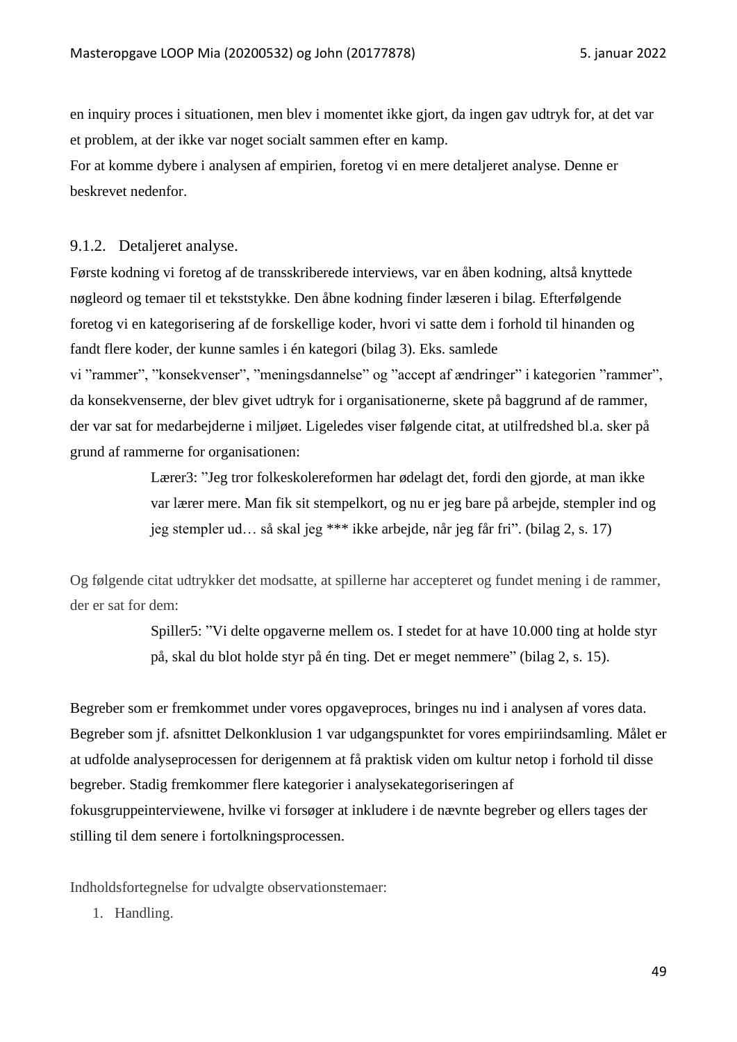en inquiry proces i situationen, men blev i momentet ikke gjort, da ingen gav udtryk for, at det var et problem, at der ikke var noget socialt sammen efter en kamp.
For at komme dybere i analysen af empirien, foretog vi en mere detaljeret analyse. Denne er beskrevet nedenfor.

### 9.1.2. Detaljeret analyse.

Første kodning vi foretog af de transskriberede interviews, var en åben kodning, altså knyttede nøgleord og temaer til et tekststykke. Den åbne kodning finder læseren i bilag. Efterfølgende foretog vi en kategorisering af de forskellige koder, hvori vi satte dem i forhold til hinanden og fandt flere koder, der kunne samles i én kategori (bilag 3). Eks. samlede vi ”rammer”, ”konsekvenser”, ”meningsdannelse” og ”accept af ændringer” i kategorien ”rammer”, da konsekvenserne, der blev givet udtryk for i organisationerne, skete på baggrund af de rammer, der var sat for medarbejderne i miljøet. Ligeledes viser følgende citat, at utilfredshed bl.a. sker på grund af rammerne for organisationen:

> Lærer3: ”Jeg tror folkeskolereformen har ødelagt det, fordi den gjorde, at man ikke var lærer mere. Man fik sit stempelkort, og nu er jeg bare på arbejde, stempler ind og jeg stempler ud… så skal jeg *** ikke arbejde, når jeg får fri”. (bilag 2, s. 17)

Og følgende citat udtrykker det modsatte, at spillerne har accepteret og fundet mening i de rammer, der er sat for dem:

> Spiller5: ”Vi delte opgaverne mellem os. I stedet for at have 10.000 ting at holde styr på, skal du blot holde styr på én ting. Det er meget nemmere” (bilag 2, s. 15).

Begreber som er fremkommet under vores opgaveproces, bringes nu ind i analysen af vores data. Begreber som jf. afsnittet Delkonklusion 1 var udgangspunktet for vores empiriindsamling. Målet er at udfolde analyseprocessen for derigennem at få praktisk viden om kultur netop i forhold til disse begreber. Stadig fremkommer flere kategorier i analysekategoriseringen af fokusgruppeinterviewene, hvilke vi forsøger at inkludere i de nævnte begreber og ellers tages der stilling til dem senere i fortolkningsprocessen.

Indholdsfortegnelse for udvalgte observationstemaer:

1. Handling.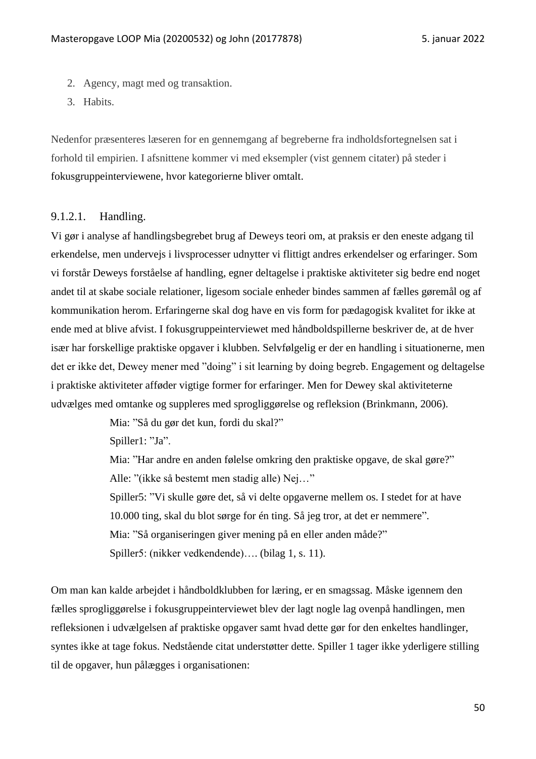2. Agency, magt med og transaktion.
3. Habits.

Nedenfor præsenteres læseren for en gennemgang af begreberne fra indholdsfortegnelsen sat i forhold til empirien. I afsnittene kommer vi med eksempler (vist gennem citater) på steder i fokusgruppeinterviewene, hvor kategorierne bliver omtalt.

#### 9.1.2.1. Handling.

Vi gør i analyse af handlingsbegrebet brug af Deweys teori om, at praksis er den eneste adgang til erkendelse, men undervejs i livsprocesser udnytter vi flittigt andres erkendelser og erfaringer. Som vi forstår Deweys forståelse af handling, egner deltagelse i praktiske aktiviteter sig bedre end noget andet til at skabe sociale relationer, ligesom sociale enheder bindes sammen af fælles gøremål og af kommunikation herom. Erfaringerne skal dog have en vis form for pædagogisk kvalitet for ikke at ende med at blive afvist. I fokusgruppeinterviewet med håndboldspillerne beskriver de, at de hver især har forskellige praktiske opgaver i klubben. Selvfølgelig er der en handling i situationerne, men det er ikke det, Dewey mener med "doing" i sit learning by doing begreb. Engagement og deltagelse i praktiske aktiviteter afføder vigtige former for erfaringer. Men for Dewey skal aktiviteterne udvælges med omtanke og suppleres med sprogliggørelse og refleksion (Brinkmann, 2006).

> Mia: "Så du gør det kun, fordi du skal?"
> Spiller1: "Ja".
> Mia: "Har andre en anden følelse omkring den praktiske opgave, de skal gøre?"
> Alle: "(ikke så bestemt men stadig alle) Nej…"
> Spiller5: "Vi skulle gøre det, så vi delte opgaverne mellem os. I stedet for at have 10.000 ting, skal du blot sørge for én ting. Så jeg tror, at det er nemmere".
> Mia: "Så organiseringen giver mening på en eller anden måde?"
> Spiller5: (nikker vedkendende)…. (bilag 1, s. 11).

Om man kan kalde arbejdet i håndboldklubben for læring, er en smagssag. Måske igennem den fælles sprogliggørelse i fokusgruppeinterviewet blev der lagt nogle lag ovenpå handlingen, men refleksionen i udvælgelsen af praktiske opgaver samt hvad dette gør for den enkeltes handlinger, syntes ikke at tage fokus. Nedstående citat understøtter dette. Spiller 1 tager ikke yderligere stilling til de opgaver, hun pålægges i organisationen: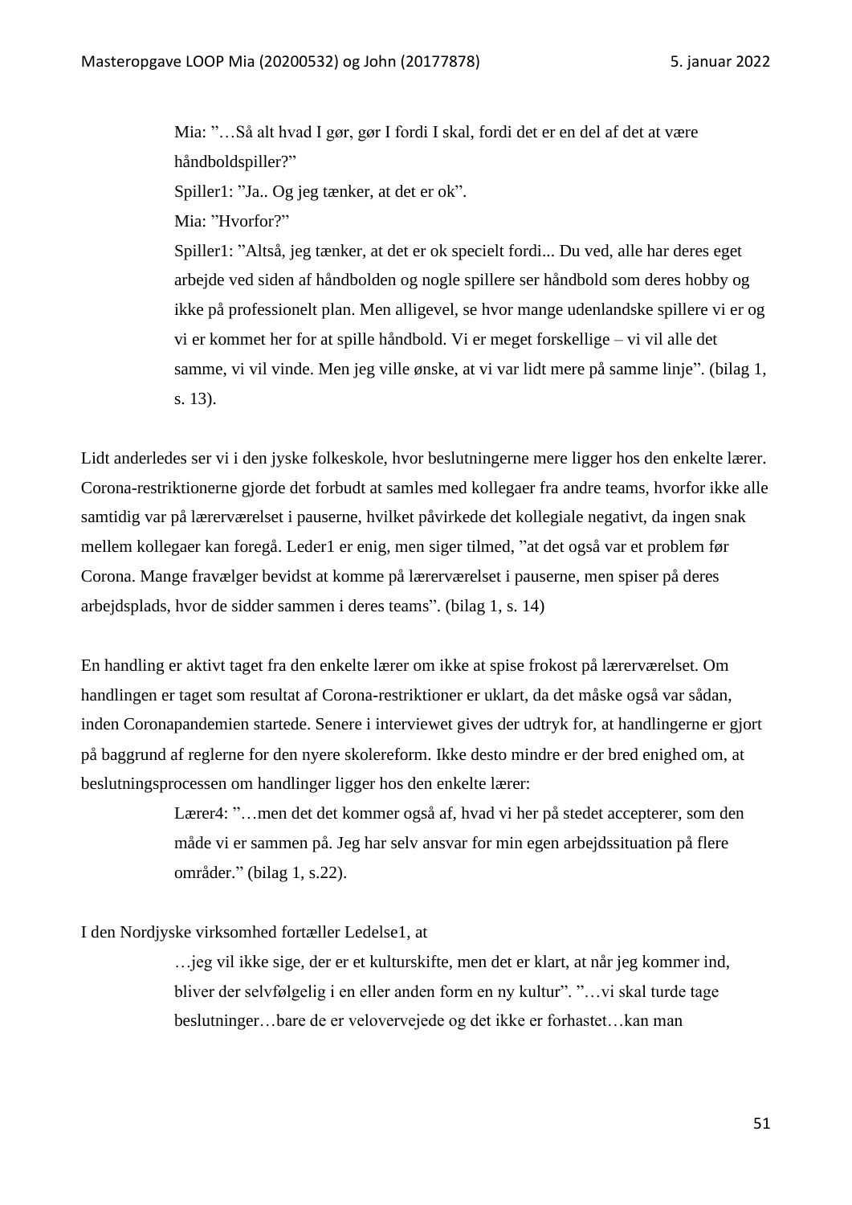> Mia: ”…Så alt hvad I gør, gør I fordi I skal, fordi det er en del af det at være håndboldspiller?”
> Spiller1: ”Ja.. Og jeg tænker, at det er ok”.
> Mia: ”Hvorfor?”
> Spiller1: ”Altså, jeg tænker, at det er ok specielt fordi... Du ved, alle har deres eget arbejde ved siden af håndbolden og nogle spillere ser håndbold som deres hobby og ikke på professionelt plan. Men alligevel, se hvor mange udenlandske spillere vi er og vi er kommet her for at spille håndbold. Vi er meget forskellige – vi vil alle det samme, vi vil vinde. Men jeg ville ønske, at vi var lidt mere på samme linje”. (bilag 1, s. 13).

Lidt anderledes ser vi i den jyske folkeskole, hvor beslutningerne mere ligger hos den enkelte lærer. Corona-restriktionerne gjorde det forbudt at samles med kollegaer fra andre teams, hvorfor ikke alle samtidig var på lærerværelset i pauserne, hvilket påvirkede det kollegiale negativt, da ingen snak mellem kollegaer kan foregå. Leder1 er enig, men siger tilmed, ”at det også var et problem før Corona. Mange fravælger bevidst at komme på lærerværelset i pauserne, men spiser på deres arbejdsplads, hvor de sidder sammen i deres teams”. (bilag 1, s. 14)

En handling er aktivt taget fra den enkelte lærer om ikke at spise frokost på lærerværelset. Om handlingen er taget som resultat af Corona-restriktioner er uklart, da det måske også var sådan, inden Coronapandemien startede. Senere i interviewet gives der udtryk for, at handlingerne er gjort på baggrund af reglerne for den nyere skolereform. Ikke desto mindre er der bred enighed om, at beslutningsprocessen om handlinger ligger hos den enkelte lærer:

> Lærer4: ”…men det det kommer også af, hvad vi her på stedet accepterer, som den måde vi er sammen på. Jeg har selv ansvar for min egen arbejdssituation på flere områder.” (bilag 1, s.22).

I den Nordjyske virksomhed fortæller Ledelse1, at

> …jeg vil ikke sige, der er et kulturskifte, men det er klart, at når jeg kommer ind, bliver der selvfølgelig i en eller anden form en ny kultur”. ”…vi skal turde tage beslutninger…bare de er velovervejede og det ikke er forhastet…kan man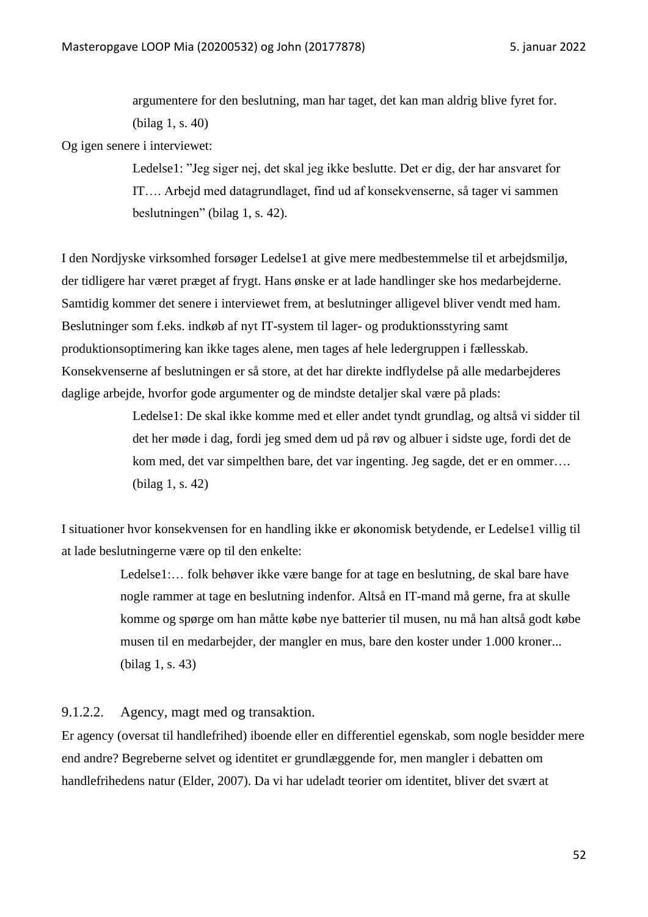> argumentere for den beslutning, man har taget, det kan man aldrig blive fyret for. (bilag 1, s. 40)

Og igen senere i interviewet:

> Ledelse1: "Jeg siger nej, det skal jeg ikke beslutte. Det er dig, der har ansvaret for IT…. Arbejd med datagrundlaget, find ud af konsekvenserne, så tager vi sammen beslutningen" (bilag 1, s. 42).

I den Nordjyske virksomhed forsøger Ledelse1 at give mere medbestemmelse til et arbejdsmiljø, der tidligere har været præget af frygt. Hans ønske er at lade handlinger ske hos medarbejderne. Samtidig kommer det senere i interviewet frem, at beslutninger alligevel bliver vendt med ham. Beslutninger som f.eks. indkøb af nyt IT-system til lager- og produktionsstyring samt produktionsoptimering kan ikke tages alene, men tages af hele ledergruppen i fællesskab. Konsekvenserne af beslutningen er så store, at det har direkte indflydelse på alle medarbejderes daglige arbejde, hvorfor gode argumenter og de mindste detaljer skal være på plads:

> Ledelse1: De skal ikke komme med et eller andet tyndt grundlag, og altså vi sidder til det her møde i dag, fordi jeg smed dem ud på røv og albuer i sidste uge, fordi det de kom med, det var simpelthen bare, det var ingenting. Jeg sagde, det er en ommer…. (bilag 1, s. 42)

I situationer hvor konsekvensen for en handling ikke er økonomisk betydende, er Ledelse1 villig til at lade beslutningerne være op til den enkelte:

> Ledelse1:… folk behøver ikke være bange for at tage en beslutning, de skal bare have nogle rammer at tage en beslutning indenfor. Altså en IT-mand må gerne, fra at skulle komme og spørge om han måtte købe nye batterier til musen, nu må han altså godt købe musen til en medarbejder, der mangler en mus, bare den koster under 1.000 kroner... (bilag 1, s. 43)

#### 9.1.2.2. Agency, magt med og transaktion.

Er agency (oversat til handlefrihed) iboende eller en differentiel egenskab, som nogle besidder mere end andre? Begreberne selvet og identitet er grundlæggende for, men mangler i debatten om handlefrihedens natur (Elder, 2007). Da vi har udeladt teorier om identitet, bliver det svært at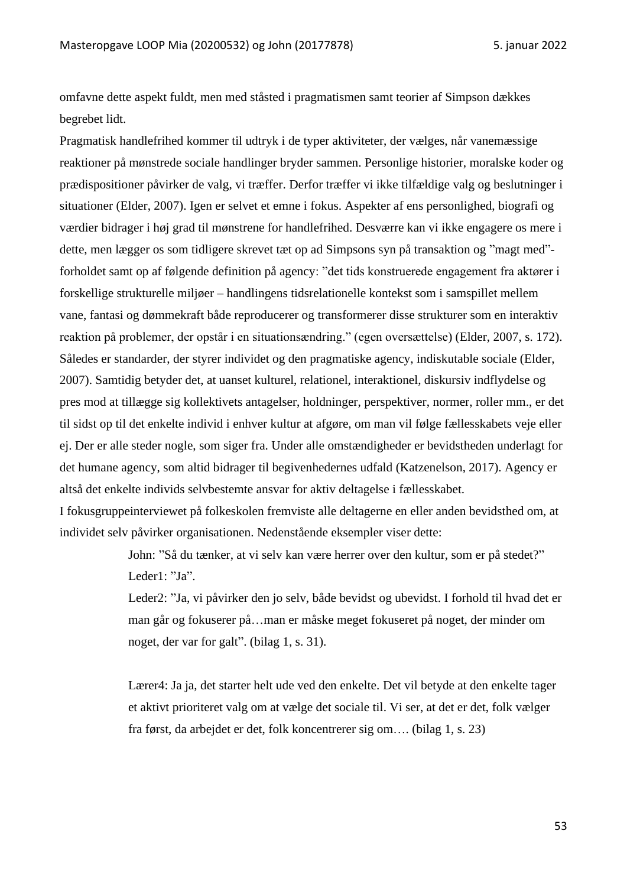omfavne dette aspekt fuldt, men med ståsted i pragmatismen samt teorier af Simpson dækkes begrebet lidt.

Pragmatisk handlefrihed kommer til udtryk i de typer aktiviteter, der vælges, når vanemæssige reaktioner på mønstrede sociale handlinger bryder sammen. Personlige historier, moralske koder og prædispositioner påvirker de valg, vi træffer. Derfor træffer vi ikke tilfældige valg og beslutninger i situationer (Elder, 2007). Igen er selvet et emne i fokus. Aspekter af ens personlighed, biografi og værdier bidrager i høj grad til mønstrene for handlefrihed. Desværre kan vi ikke engagere os mere i dette, men lægger os som tidligere skrevet tæt op ad Simpsons syn på transaktion og "magt med"-forholdet samt op af følgende definition på agency: "det tids konstruerede engagement fra aktører i forskellige strukturelle miljøer – handlingens tidsrelationelle kontekst som i samspillet mellem vane, fantasi og dømmekraft både reproducerer og transformerer disse strukturer som en interaktiv reaktion på problemer, der opstår i en situationsændring." (egen oversættelse) (Elder, 2007, s. 172). Således er standarder, der styrer individet og den pragmatiske agency, indiskutable sociale (Elder, 2007). Samtidig betyder det, at uanset kulturel, relationel, interaktionel, diskursiv indflydelse og pres mod at tillægge sig kollektivets antagelser, holdninger, perspektiver, normer, roller mm., er det til sidst op til det enkelte individ i enhver kultur at afgøre, om man vil følge fællesskabets veje eller ej. Der er alle steder nogle, som siger fra. Under alle omstændigheder er bevidstheden underlagt for det humane agency, som altid bidrager til begivenhedernes udfald (Katzenelson, 2017). Agency er altså det enkelte individs selvbestemte ansvar for aktiv deltagelse i fællesskabet.

I fokusgruppeinterviewet på folkeskolen fremviste alle deltagerne en eller anden bevidsthed om, at individet selv påvirker organisationen. Nedenstående eksempler viser dette:

> John: "Så du tænker, at vi selv kan være herrer over den kultur, som er på stedet?"
> Leder1: "Ja".
> Leder2: "Ja, vi påvirker den jo selv, både bevidst og ubevidst. I forhold til hvad det er man går og fokuserer på…man er måske meget fokuseret på noget, der minder om noget, der var for galt". (bilag 1, s. 31).

> Lærer4: Ja ja, det starter helt ude ved den enkelte. Det vil betyde at den enkelte tager et aktivt prioriteret valg om at vælge det sociale til. Vi ser, at det er det, folk vælger fra først, da arbejdet er det, folk koncentrerer sig om…. (bilag 1, s. 23)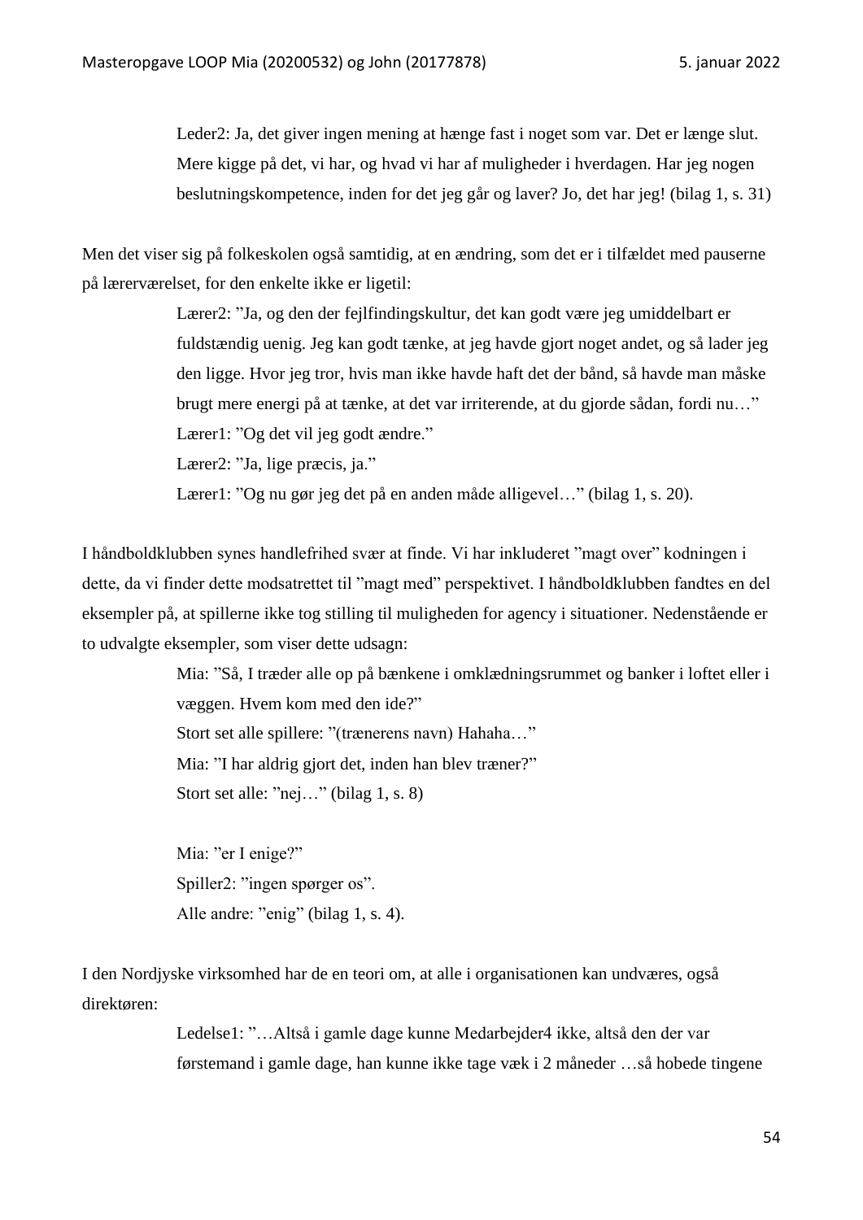> Leder2: Ja, det giver ingen mening at hænge fast i noget som var. Det er længe slut. Mere kigge på det, vi har, og hvad vi har af muligheder i hverdagen. Har jeg nogen beslutningskompetence, inden for det jeg går og laver? Jo, det har jeg! (bilag 1, s. 31)

Men det viser sig på folkeskolen også samtidig, at en ændring, som det er i tilfældet med pauserne på lærerværelset, for den enkelte ikke er ligetil:

> Lærer2: "Ja, og den der fejlfindingskultur, det kan godt være jeg umiddelbart er fuldstændig uenig. Jeg kan godt tænke, at jeg havde gjort noget andet, og så lader jeg den ligge. Hvor jeg tror, hvis man ikke havde haft det der bånd, så havde man måske brugt mere energi på at tænke, at det var irriterende, at du gjorde sådan, fordi nu…"
> Lærer1: "Og det vil jeg godt ændre."
> Lærer2: "Ja, lige præcis, ja."
> Lærer1: "Og nu gør jeg det på en anden måde alligevel…" (bilag 1, s. 20).

I håndboldklubben synes handlefrihed svær at finde. Vi har inkluderet "magt over" kodningen i dette, da vi finder dette modsatrettet til "magt med" perspektivet. I håndboldklubben fandtes en del eksempler på, at spillerne ikke tog stilling til muligheden for agency i situationer. Nedenstående er to udvalgte eksempler, som viser dette udsagn:

> Mia: "Så, I træder alle op på bænkene i omklædningsrummet og banker i loftet eller i væggen. Hvem kom med den ide?"
> Stort set alle spillere: "(trænerens navn) Hahaha…"
> Mia: "I har aldrig gjort det, inden han blev træner?"
> Stort set alle: "nej…" (bilag 1, s. 8)

> Mia: "er I enige?"
> Spiller2: "ingen spørger os".
> Alle andre: "enig" (bilag 1, s. 4).

I den Nordjyske virksomhed har de en teori om, at alle i organisationen kan undværes, også direktøren:

> Ledelse1: "…Altså i gamle dage kunne Medarbejder4 ikke, altså den der var førstemand i gamle dage, han kunne ikke tage væk i 2 måneder …så hobede tingene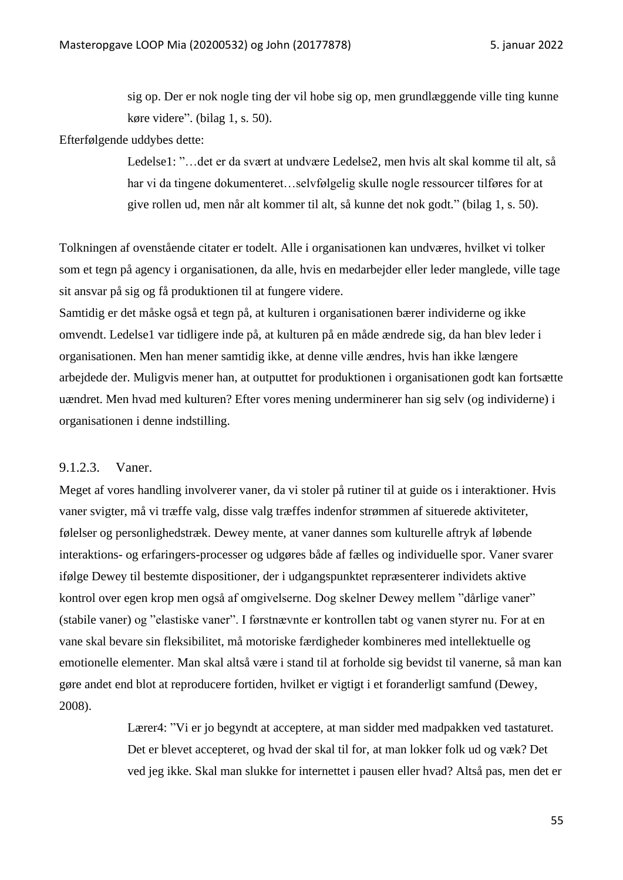> sig op. Der er nok nogle ting der vil hobe sig op, men grundlæggende ville ting kunne køre videre". (bilag 1, s. 50).

Efterfølgende uddybes dette:

> Ledelse1: "…det er da svært at undvære Ledelse2, men hvis alt skal komme til alt, så har vi da tingene dokumenteret…selvfølgelig skulle nogle ressourcer tilføres for at give rollen ud, men når alt kommer til alt, så kunne det nok godt." (bilag 1, s. 50).

Tolkningen af ovenstående citater er todelt. Alle i organisationen kan undværes, hvilket vi tolker som et tegn på agency i organisationen, da alle, hvis en medarbejder eller leder manglede, ville tage sit ansvar på sig og få produktionen til at fungere videre.
Samtidig er det måske også et tegn på, at kulturen i organisationen bærer individerne og ikke omvendt. Ledelse1 var tidligere inde på, at kulturen på en måde ændrede sig, da han blev leder i organisationen. Men han mener samtidig ikke, at denne ville ændres, hvis han ikke længere arbejdede der. Muligvis mener han, at outputtet for produktionen i organisationen godt kan fortsætte uændret. Men hvad med kulturen? Efter vores mening underminerer han sig selv (og individerne) i organisationen i denne indstilling.

#### 9.1.2.3. Vaner.

Meget af vores handling involverer vaner, da vi stoler på rutiner til at guide os i interaktioner. Hvis vaner svigter, må vi træffe valg, disse valg træffes indenfor strømmen af situerede aktiviteter, følelser og personlighedstræk. Dewey mente, at vaner dannes som kulturelle aftryk af løbende interaktions- og erfaringers-processer og udgøres både af fælles og individuelle spor. Vaner svarer ifølge Dewey til bestemte dispositioner, der i udgangspunktet repræsenterer individets aktive kontrol over egen krop men også af omgivelserne. Dog skelner Dewey mellem "dårlige vaner" (stabile vaner) og "elastiske vaner". I førstnævnte er kontrollen tabt og vanen styrer nu. For at en vane skal bevare sin fleksibilitet, må motoriske færdigheder kombineres med intellektuelle og emotionelle elementer. Man skal altså være i stand til at forholde sig bevidst til vanerne, så man kan gøre andet end blot at reproducere fortiden, hvilket er vigtigt i et foranderligt samfund (Dewey, 2008).

> Lærer4: "Vi er jo begyndt at acceptere, at man sidder med madpakken ved tastaturet. Det er blevet accepteret, og hvad der skal til for, at man lokker folk ud og væk? Det ved jeg ikke. Skal man slukke for internettet i pausen eller hvad? Altså pas, men det er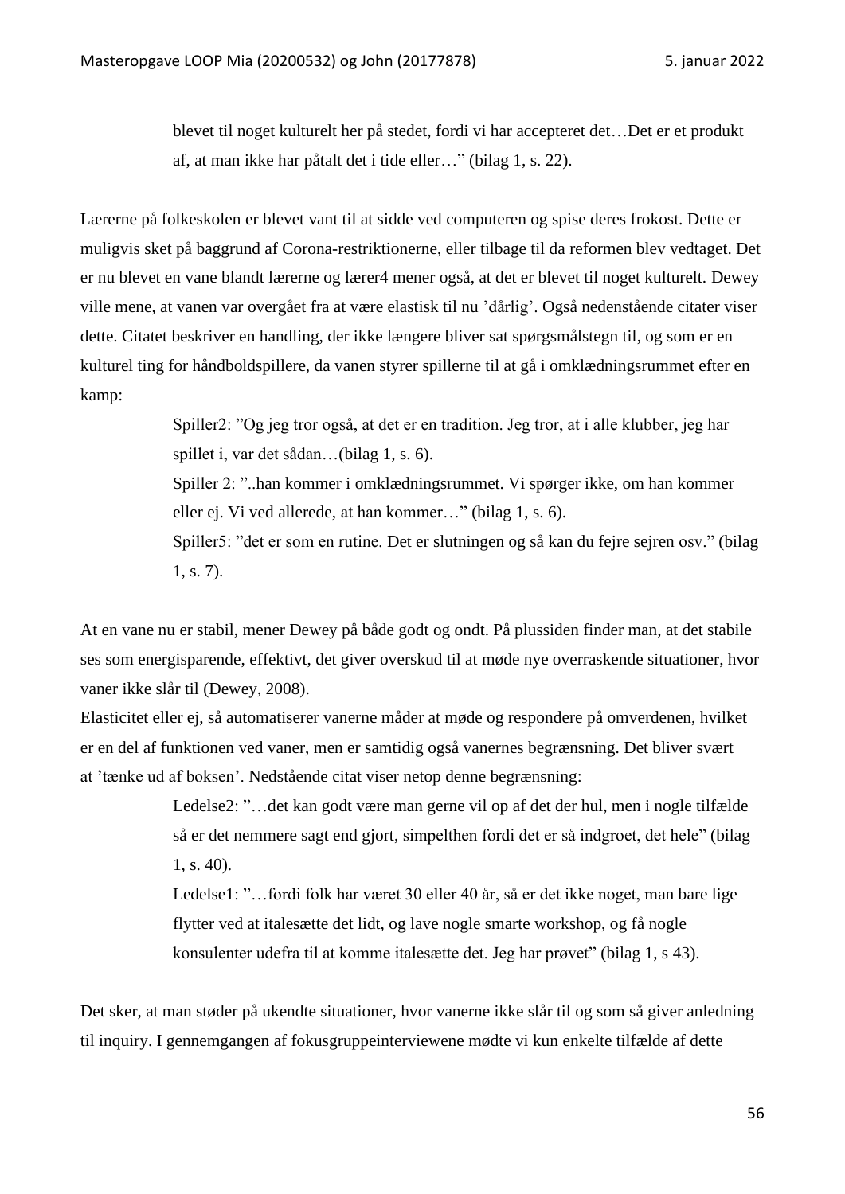> blevet til noget kulturelt her på stedet, fordi vi har accepteret det…Det er et produkt af, at man ikke har påtalt det i tide eller…" (bilag 1, s. 22).

Lærerne på folkeskolen er blevet vant til at sidde ved computeren og spise deres frokost. Dette er muligvis sket på baggrund af Corona-restriktionerne, eller tilbage til da reformen blev vedtaget. Det er nu blevet en vane blandt lærerne og lærer4 mener også, at det er blevet til noget kulturelt. Dewey ville mene, at vanen var overgået fra at være elastisk til nu 'dårlig'. Også nedenstående citater viser dette. Citatet beskriver en handling, der ikke længere bliver sat spørgsmålstegn til, og som er en kulturel ting for håndboldspillere, da vanen styrer spillerne til at gå i omklædningsrummet efter en kamp:

> Spiller2: "Og jeg tror også, at det er en tradition. Jeg tror, at i alle klubber, jeg har spillet i, var det sådan…(bilag 1, s. 6).
>
> Spiller 2: "..han kommer i omklædningsrummet. Vi spørger ikke, om han kommer eller ej. Vi ved allerede, at han kommer…" (bilag 1, s. 6).
>
> Spiller5: "det er som en rutine. Det er slutningen og så kan du fejre sejren osv." (bilag 1, s. 7).

At en vane nu er stabil, mener Dewey på både godt og ondt. På plussiden finder man, at det stabile ses som energisparende, effektivt, det giver overskud til at møde nye overraskende situationer, hvor vaner ikke slår til (Dewey, 2008).

Elasticitet eller ej, så automatiserer vanerne måder at møde og respondere på omverdenen, hvilket er en del af funktionen ved vaner, men er samtidig også vanernes begrænsning. Det bliver svært at 'tænke ud af boksen'. Nedstående citat viser netop denne begrænsning:

> Ledelse2: "…det kan godt være man gerne vil op af det der hul, men i nogle tilfælde så er det nemmere sagt end gjort, simpelthen fordi det er så indgroet, det hele" (bilag 1, s. 40).
>
> Ledelse1: "…fordi folk har været 30 eller 40 år, så er det ikke noget, man bare lige flytter ved at italesætte det lidt, og lave nogle smarte workshop, og få nogle konsulenter udefra til at komme italesætte det. Jeg har prøvet" (bilag 1, s 43).

Det sker, at man støder på ukendte situationer, hvor vanerne ikke slår til og som så giver anledning til inquiry. I gennemgangen af fokusgruppeinterviewene mødte vi kun enkelte tilfælde af dette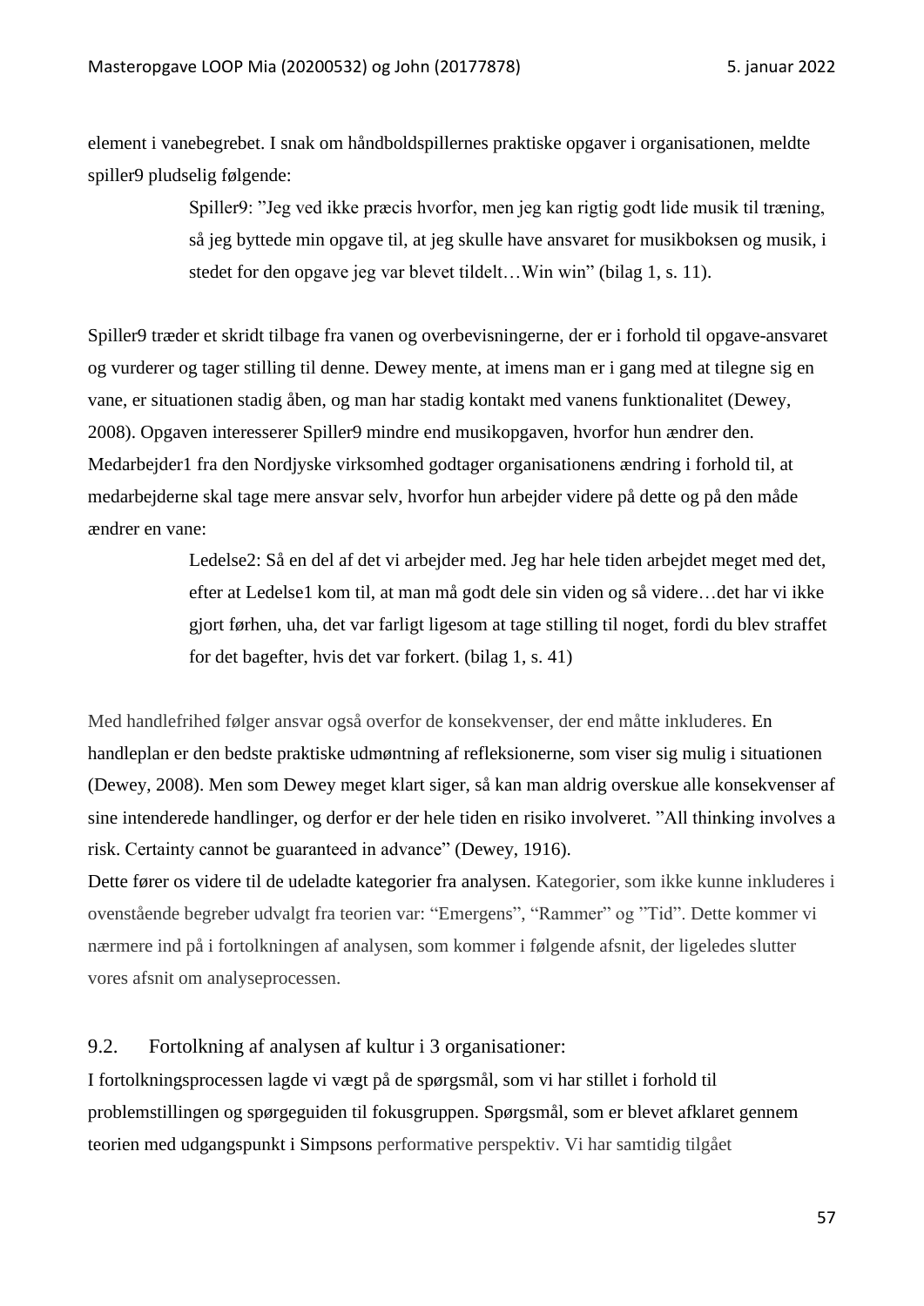element i vanebegrebet. I snak om håndboldspillernes praktiske opgaver i organisationen, meldte spiller9 pludselig følgende:

> Spiller9: "Jeg ved ikke præcis hvorfor, men jeg kan rigtig godt lide musik til træning, så jeg byttede min opgave til, at jeg skulle have ansvaret for musikboksen og musik, i stedet for den opgave jeg var blevet tildelt…Win win" (bilag 1, s. 11).

Spiller9 træder et skridt tilbage fra vanen og overbevisningerne, der er i forhold til opgave-ansvaret og vurderer og tager stilling til denne. Dewey mente, at imens man er i gang med at tilegne sig en vane, er situationen stadig åben, og man har stadig kontakt med vanens funktionalitet (Dewey, 2008). Opgaven interesserer Spiller9 mindre end musikopgaven, hvorfor hun ændrer den. Medarbejder1 fra den Nordjyske virksomhed godtager organisationens ændring i forhold til, at medarbejderne skal tage mere ansvar selv, hvorfor hun arbejder videre på dette og på den måde ændrer en vane:

> Ledelse2: Så en del af det vi arbejder med. Jeg har hele tiden arbejdet meget med det, efter at Ledelse1 kom til, at man må godt dele sin viden og så videre…det har vi ikke gjort førhen, uha, det var farligt ligesom at tage stilling til noget, fordi du blev straffet for det bagefter, hvis det var forkert. (bilag 1, s. 41)

Med handlefrihed følger ansvar også overfor de konsekvenser, der end måtte inkluderes. En handleplan er den bedste praktiske udmøntning af refleksionerne, som viser sig mulig i situationen (Dewey, 2008). Men som Dewey meget klart siger, så kan man aldrig overskue alle konsekvenser af sine intenderede handlinger, og derfor er der hele tiden en risiko involveret. "All thinking involves a risk. Certainty cannot be guaranteed in advance" (Dewey, 1916).
Dette fører os videre til de udeladte kategorier fra analysen. Kategorier, som ikke kunne inkluderes i ovenstående begreber udvalgt fra teorien var: "Emergens", "Rammer" og "Tid". Dette kommer vi nærmere ind på i fortolkningen af analysen, som kommer i følgende afsnit, der ligeledes slutter vores afsnit om analyseprocessen.

## 9.2. Fortolkning af analysen af kultur i 3 organisationer:

I fortolkningsprocessen lagde vi vægt på de spørgsmål, som vi har stillet i forhold til problemstillingen og spørgeguiden til fokusgruppen. Spørgsmål, som er blevet afklaret gennem teorien med udgangspunkt i Simpsons performative perspektiv. Vi har samtidig tilgået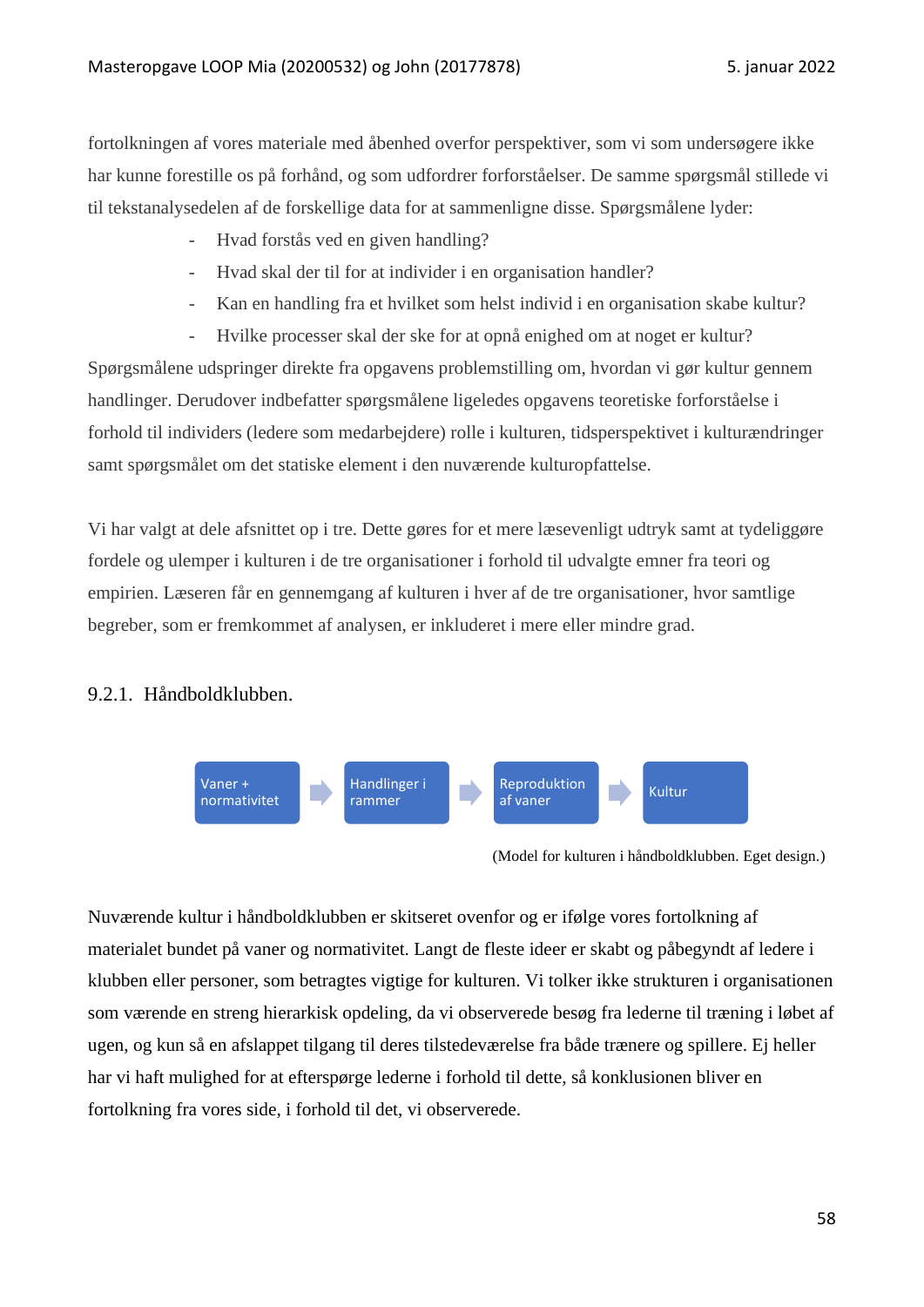fortolkningen af vores materiale med åbenhed overfor perspektiver, som vi som undersøgere ikke har kunne forestille os på forhånd, og som udfordrer forforståelser. De samme spørgsmål stillede vi til tekstanalysedelen af de forskellige data for at sammenligne disse. Spørgsmålene lyder:

- Hvad forstås ved en given handling?
- Hvad skal der til for at individer i en organisation handler?
- Kan en handling fra et hvilket som helst individ i en organisation skabe kultur?
- Hvilke processer skal der ske for at opnå enighed om at noget er kultur?

Spørgsmålene udspringer direkte fra opgavens problemstilling om, hvordan vi gør kultur gennem handlinger. Derudover indbefatter spørgsmålene ligeledes opgavens teoretiske forforståelse i forhold til individers (ledere som medarbejdere) rolle i kulturen, tidsperspektivet i kulturændringer samt spørgsmålet om det statiske element i den nuværende kulturopfattelse.

Vi har valgt at dele afsnittet op i tre. Dette gøres for et mere læsevenligt udtryk samt at tydeliggøre fordele og ulemper i kulturen i de tre organisationer i forhold til udvalgte emner fra teori og empirien. Læseren får en gennemgang af kulturen i hver af de tre organisationer, hvor samtlige begreber, som er fremkommet af analysen, er inkluderet i mere eller mindre grad.

### 9.2.1. Håndboldklubben.

Vaner + normativitet → Handlinger i rammer → Reproduktion af vaner → Kultur

(Model for kulturen i håndboldklubben. Eget design.)

Nuværende kultur i håndboldklubben er skitseret ovenfor og er ifølge vores fortolkning af materialet bundet på vaner og normativitet. Langt de fleste ideer er skabt og påbegyndt af ledere i klubben eller personer, som betragtes vigtige for kulturen. Vi tolker ikke strukturen i organisationen som værende en streng hierarkisk opdeling, da vi observerede besøg fra lederne til træning i løbet af ugen, og kun så en afslappet tilgang til deres tilstedeværelse fra både trænere og spillere. Ej heller har vi haft mulighed for at efterspørge lederne i forhold til dette, så konklusionen bliver en fortolkning fra vores side, i forhold til det, vi observerede.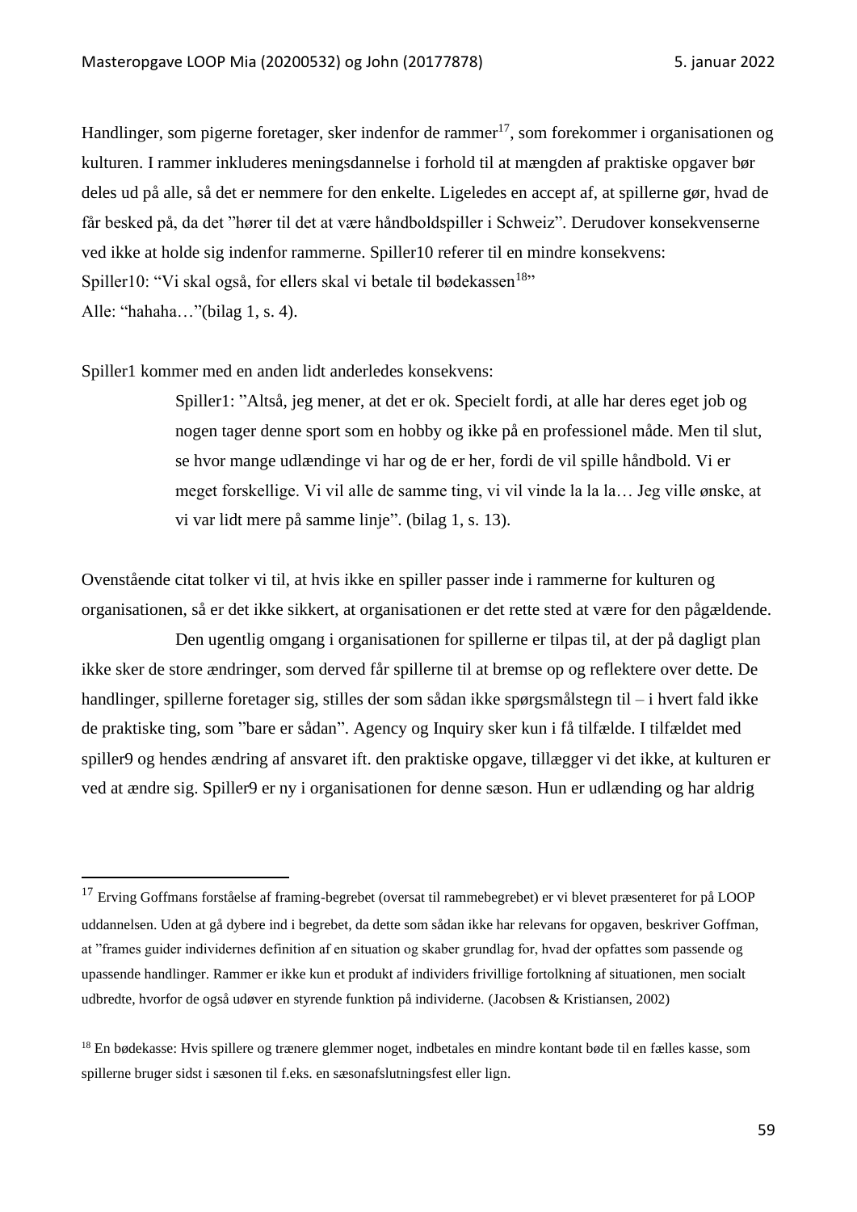Handlinger, som pigerne foretager, sker indenfor de rammer[17], som forekommer i organisationen og kulturen. I rammer inkluderes meningsdannelse i forhold til at mængden af praktiske opgaver bør deles ud på alle, så det er nemmere for den enkelte. Ligeledes en accept af, at spillerne gør, hvad de får besked på, da det "hører til det at være håndboldspiller i Schweiz". Derudover konsekvenserne ved ikke at holde sig indenfor rammerne. Spiller10 referer til en mindre konsekvens:
Spiller10: "Vi skal også, for ellers skal vi betale til bødekassen[18]"
Alle: "hahaha…"(bilag 1, s. 4).

Spiller1 kommer med en anden lidt anderledes konsekvens:

> Spiller1: "Altså, jeg mener, at det er ok. Specielt fordi, at alle har deres eget job og nogen tager denne sport som en hobby og ikke på en professionel måde. Men til slut, se hvor mange udlændinge vi har og de er her, fordi de vil spille håndbold. Vi er meget forskellige. Vi vil alle de samme ting, vi vil vinde la la la… Jeg ville ønske, at vi var lidt mere på samme linje". (bilag 1, s. 13).

Ovenstående citat tolker vi til, at hvis ikke en spiller passer inde i rammerne for kulturen og organisationen, så er det ikke sikkert, at organisationen er det rette sted at være for den pågældende.

Den ugentlig omgang i organisationen for spillerne er tilpas til, at der på dagligt plan ikke sker de store ændringer, som derved får spillerne til at bremse op og reflektere over dette. De handlinger, spillerne foretager sig, stilles der som sådan ikke spørgsmålstegn til – i hvert fald ikke de praktiske ting, som "bare er sådan". Agency og Inquiry sker kun i få tilfælde. I tilfældet med spiller9 og hendes ændring af ansvaret ift. den praktiske opgave, tillægger vi det ikke, at kulturen er ved at ændre sig. Spiller9 er ny i organisationen for denne sæson. Hun er udlænding og har aldrig

---

[17] Erving Goffmans forståelse af framing-begrebet (oversat til rammebegrebet) er vi blevet præsenteret for på LOOP uddannelsen. Uden at gå dybere ind i begrebet, da dette som sådan ikke har relevans for opgaven, beskriver Goffman, at "frames guider individernes definition af en situation og skaber grundlag for, hvad der opfattes som passende og upassende handlinger. Rammer er ikke kun et produkt af individers frivillige fortolkning af situationen, men socialt udbredte, hvorfor de også udøver en styrende funktion på individerne. (Jacobsen & Kristiansen, 2002)

[18] En bødekasse: Hvis spillere og trænere glemmer noget, indbetales en mindre kontant bøde til en fælles kasse, som spillerne bruger sidst i sæsonen til f.eks. en sæsonafslutningsfest eller lign.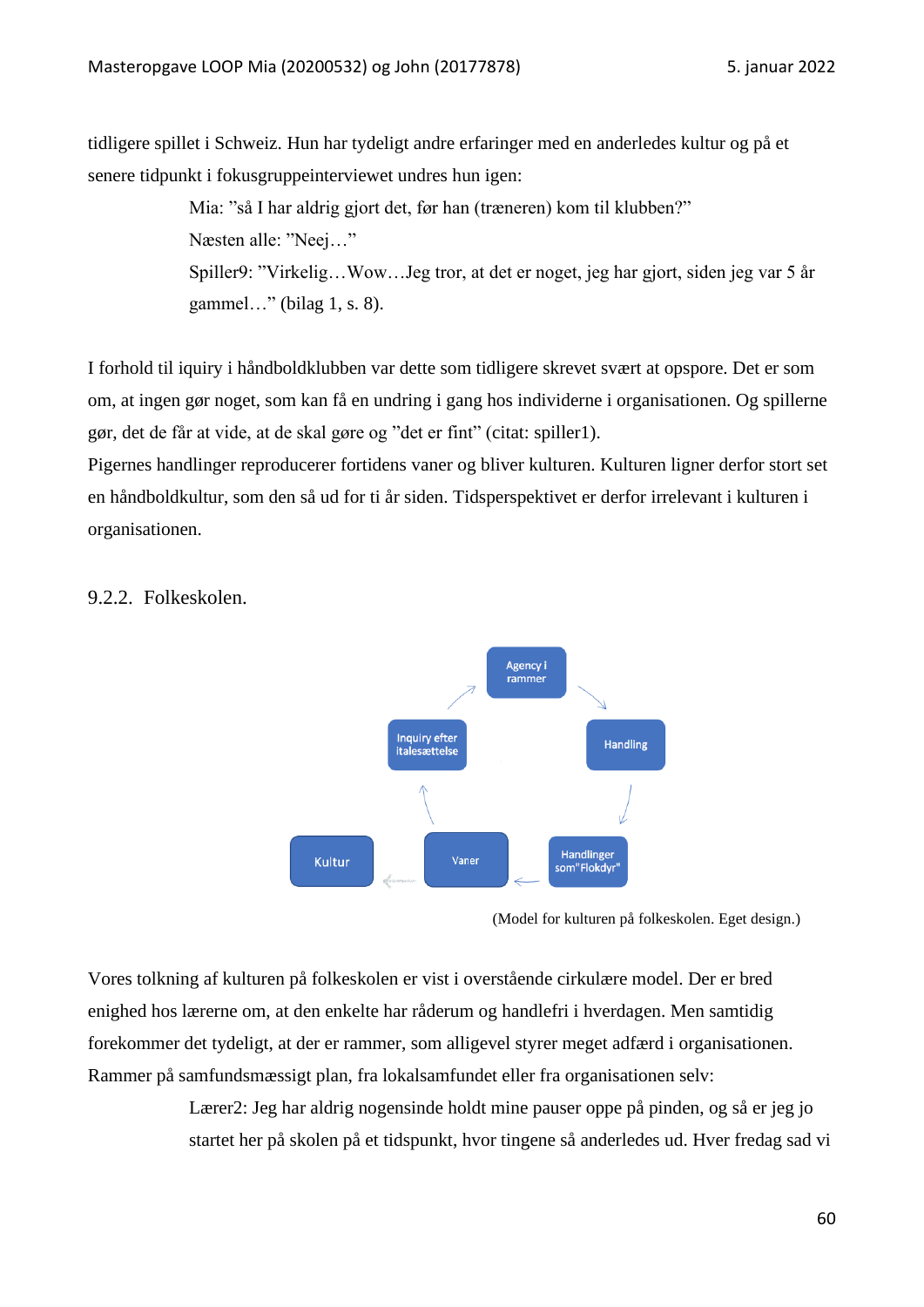tidligere spillet i Schweiz. Hun har tydeligt andre erfaringer med en anderledes kultur og på et senere tidpunkt i fokusgruppeinterviewet undres hun igen:

> Mia: "så I har aldrig gjort det, før han (træneren) kom til klubben?"
>
> Næsten alle: "Neej…"
>
> Spiller9: "Virkelig…Wow…Jeg tror, at det er noget, jeg har gjort, siden jeg var 5 år gammel…" (bilag 1, s. 8).

I forhold til iquiry i håndboldklubben var dette som tidligere skrevet svært at opspore. Det er som om, at ingen gør noget, som kan få en undring i gang hos individerne i organisationen. Og spillerne gør, det de får at vide, at de skal gøre og "det er fint" (citat: spiller1).

Pigernes handlinger reproducerer fortidens vaner og bliver kulturen. Kulturen ligner derfor stort set en håndboldkultur, som den så ud for ti år siden. Tidsperspektivet er derfor irrelevant i kulturen i organisationen.

### 9.2.2. Folkeskolen.

Agency i rammer → Handling → Handlinger som"Flokdyr" → Vaner → Inquiry efter italesættelse → Agency i rammer; Vaner → Kultur

(Model for kulturen på folkeskolen. Eget design.)

Vores tolkning af kulturen på folkeskolen er vist i overstående cirkulære model. Der er bred enighed hos lærerne om, at den enkelte har råderum og handlefri i hverdagen. Men samtidig forekommer det tydeligt, at der er rammer, som alligevel styrer meget adfærd i organisationen. Rammer på samfundsmæssigt plan, fra lokalsamfundet eller fra organisationen selv:

> Lærer2: Jeg har aldrig nogensinde holdt mine pauser oppe på pinden, og så er jeg jo startet her på skolen på et tidspunkt, hvor tingene så anderledes ud. Hver fredag sad vi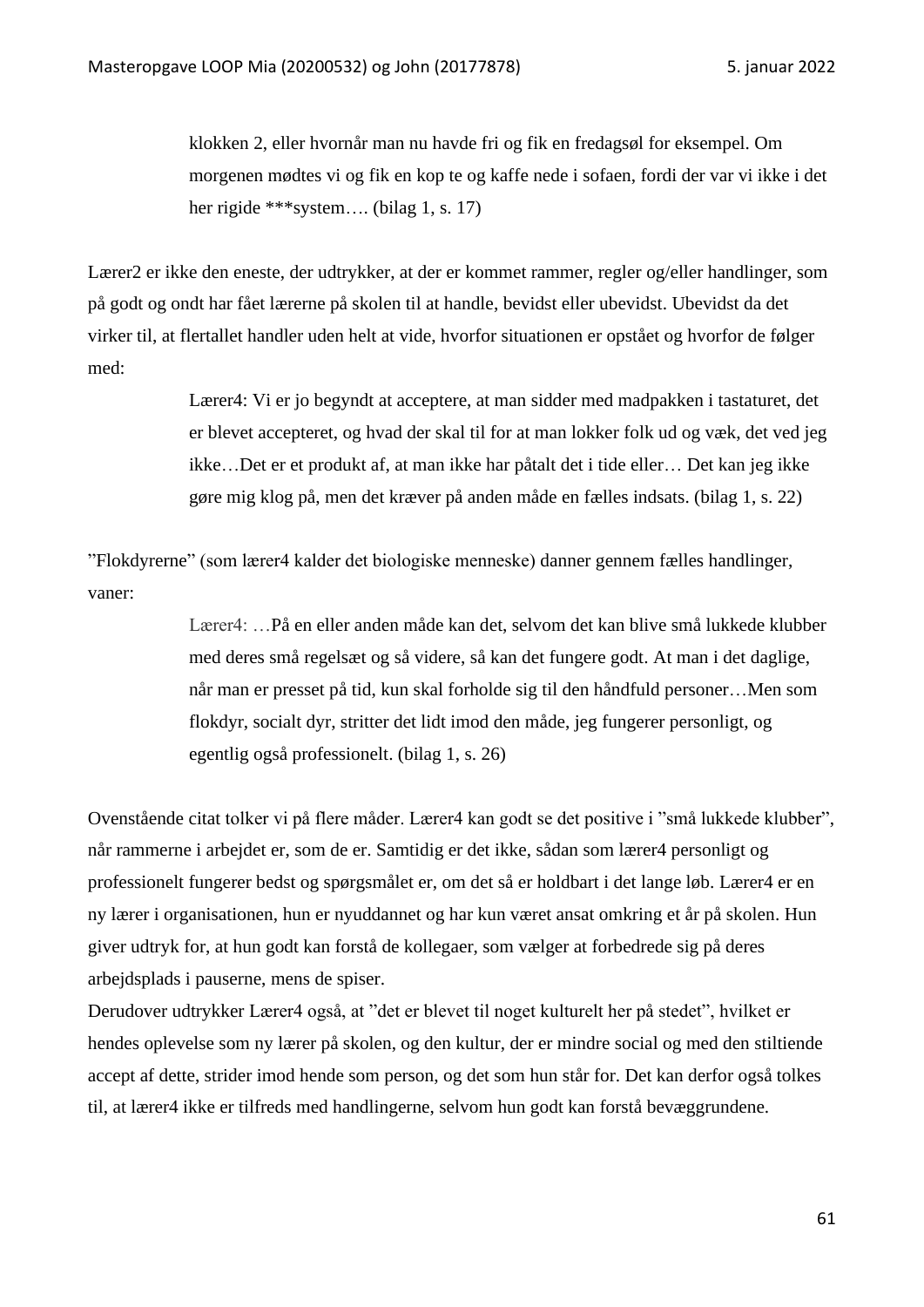> klokken 2, eller hvornår man nu havde fri og fik en fredagsøl for eksempel. Om morgenen mødtes vi og fik en kop te og kaffe nede i sofaen, fordi der var vi ikke i det her rigide ***system…. (bilag 1, s. 17)

Lærer2 er ikke den eneste, der udtrykker, at der er kommet rammer, regler og/eller handlinger, som på godt og ondt har fået lærerne på skolen til at handle, bevidst eller ubevidst. Ubevidst da det virker til, at flertallet handler uden helt at vide, hvorfor situationen er opstået og hvorfor de følger med:

> Lærer4: Vi er jo begyndt at acceptere, at man sidder med madpakken i tastaturet, det er blevet accepteret, og hvad der skal til for at man lokker folk ud og væk, det ved jeg ikke…Det er et produkt af, at man ikke har påtalt det i tide eller… Det kan jeg ikke gøre mig klog på, men det kræver på anden måde en fælles indsats. (bilag 1, s. 22)

”Flokdyrerne” (som lærer4 kalder det biologiske menneske) danner gennem fælles handlinger, vaner:

> Lærer4: …På en eller anden måde kan det, selvom det kan blive små lukkede klubber med deres små regelsæt og så videre, så kan det fungere godt. At man i det daglige, når man er presset på tid, kun skal forholde sig til den håndfuld personer…Men som flokdyr, socialt dyr, stritter det lidt imod den måde, jeg fungerer personligt, og egentlig også professionelt. (bilag 1, s. 26)

Ovenstående citat tolker vi på flere måder. Lærer4 kan godt se det positive i ”små lukkede klubber”, når rammerne i arbejdet er, som de er. Samtidig er det ikke, sådan som lærer4 personligt og professionelt fungerer bedst og spørgsmålet er, om det så er holdbart i det lange løb. Lærer4 er en ny lærer i organisationen, hun er nyuddannet og har kun været ansat omkring et år på skolen. Hun giver udtryk for, at hun godt kan forstå de kollegaer, som vælger at forbedrede sig på deres arbejdsplads i pauserne, mens de spiser.

Derudover udtrykker Lærer4 også, at ”det er blevet til noget kulturelt her på stedet”, hvilket er hendes oplevelse som ny lærer på skolen, og den kultur, der er mindre social og med den stiltiende accept af dette, strider imod hende som person, og det som hun står for. Det kan derfor også tolkes til, at lærer4 ikke er tilfreds med handlingerne, selvom hun godt kan forstå bevæggrundene.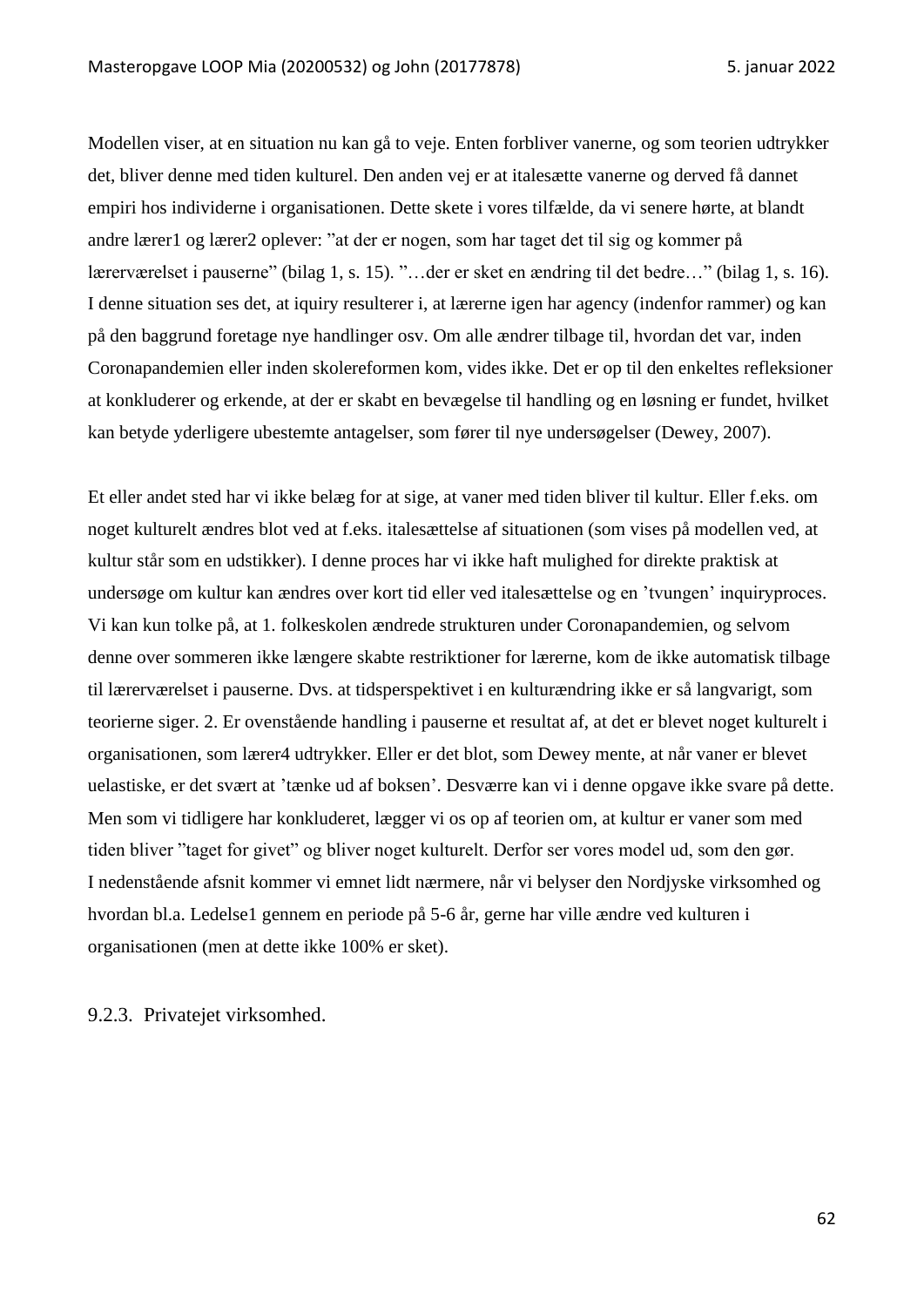Modellen viser, at en situation nu kan gå to veje. Enten forbliver vanerne, og som teorien udtrykker det, bliver denne med tiden kulturel. Den anden vej er at italesætte vanerne og derved få dannet empiri hos individerne i organisationen. Dette skete i vores tilfælde, da vi senere hørte, at blandt andre lærer1 og lærer2 oplever: "at der er nogen, som har taget det til sig og kommer på lærerværelset i pauserne" (bilag 1, s. 15). "…der er sket en ændring til det bedre…" (bilag 1, s. 16). I denne situation ses det, at iquiry resulterer i, at lærerne igen har agency (indenfor rammer) og kan på den baggrund foretage nye handlinger osv. Om alle ændrer tilbage til, hvordan det var, inden Coronapandemien eller inden skolereformen kom, vides ikke. Det er op til den enkeltes refleksioner at konkluderer og erkende, at der er skabt en bevægelse til handling og en løsning er fundet, hvilket kan betyde yderligere ubestemte antagelser, som fører til nye undersøgelser (Dewey, 2007).

Et eller andet sted har vi ikke belæg for at sige, at vaner med tiden bliver til kultur. Eller f.eks. om noget kulturelt ændres blot ved at f.eks. italesættelse af situationen (som vises på modellen ved, at kultur står som en udstikker). I denne proces har vi ikke haft mulighed for direkte praktisk at undersøge om kultur kan ændres over kort tid eller ved italesættelse og en 'tvungen' inquiryproces. Vi kan kun tolke på, at 1. folkeskolen ændrede strukturen under Coronapandemien, og selvom denne over sommeren ikke længere skabte restriktioner for lærerne, kom de ikke automatisk tilbage til lærerværelset i pauserne. Dvs. at tidsperspektivet i en kulturændring ikke er så langvarigt, som teorierne siger. 2. Er ovenstående handling i pauserne et resultat af, at det er blevet noget kulturelt i organisationen, som lærer4 udtrykker. Eller er det blot, som Dewey mente, at når vaner er blevet uelastiske, er det svært at 'tænke ud af boksen'. Desværre kan vi i denne opgave ikke svare på dette. Men som vi tidligere har konkluderet, lægger vi os op af teorien om, at kultur er vaner som med tiden bliver "taget for givet" og bliver noget kulturelt. Derfor ser vores model ud, som den gør. I nedenstående afsnit kommer vi emnet lidt nærmere, når vi belyser den Nordjyske virksomhed og hvordan bl.a. Ledelse1 gennem en periode på 5-6 år, gerne har ville ændre ved kulturen i organisationen (men at dette ikke 100% er sket).

### 9.2.3. Privatejet virksomhed.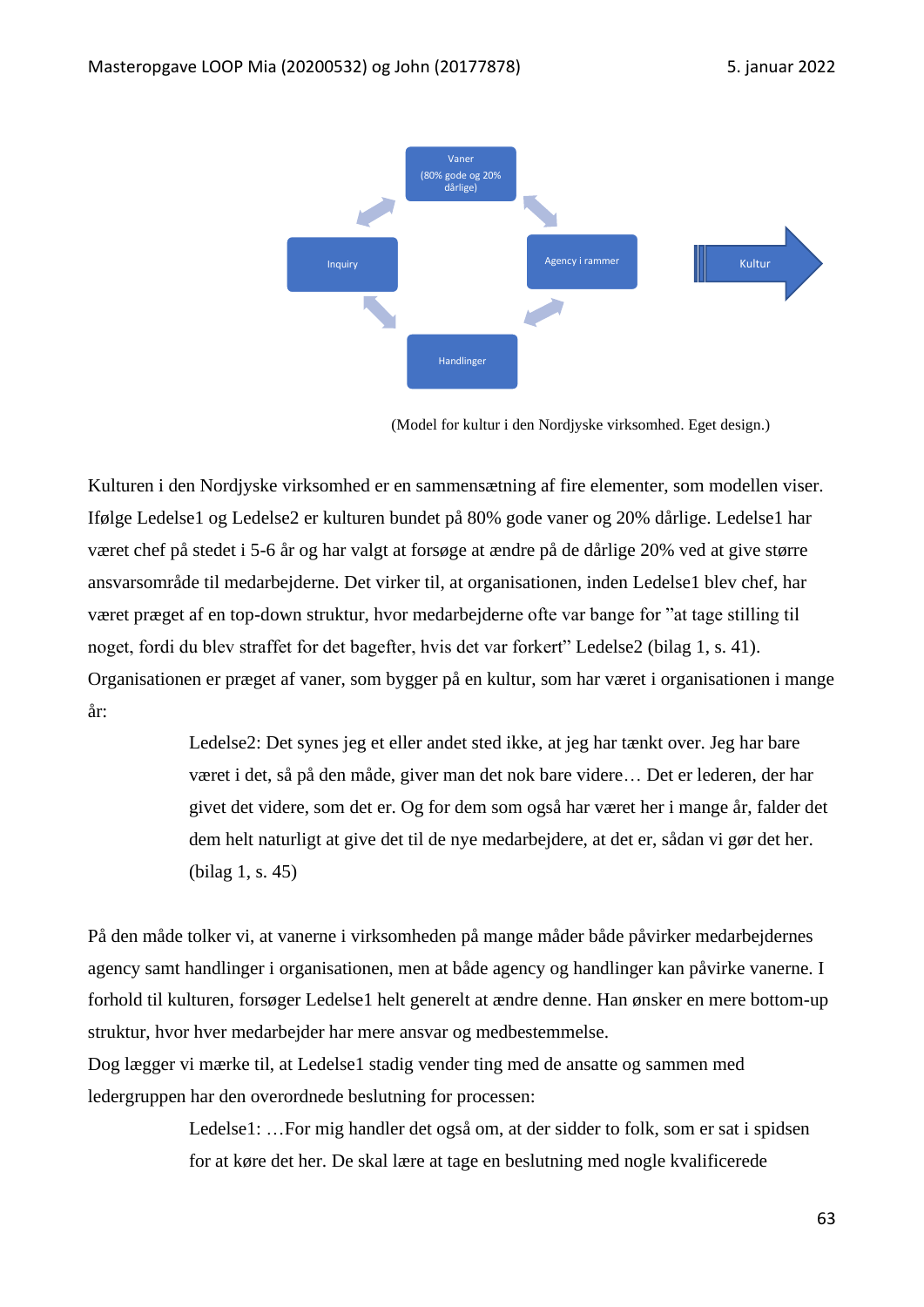Vaner (80% gode og 20% dårlige)

Inquiry

Agency i rammer

Kultur

Handlinger

(Model for kultur i den Nordjyske virksomhed. Eget design.)

Kulturen i den Nordjyske virksomhed er en sammensætning af fire elementer, som modellen viser. Ifølge Ledelse1 og Ledelse2 er kulturen bundet på 80% gode vaner og 20% dårlige. Ledelse1 har været chef på stedet i 5-6 år og har valgt at forsøge at ændre på de dårlige 20% ved at give større ansvarsområde til medarbejderne. Det virker til, at organisationen, inden Ledelse1 blev chef, har været præget af en top-down struktur, hvor medarbejderne ofte var bange for "at tage stilling til noget, fordi du blev straffet for det bagefter, hvis det var forkert" Ledelse2 (bilag 1, s. 41). Organisationen er præget af vaner, som bygger på en kultur, som har været i organisationen i mange år:

> Ledelse2: Det synes jeg et eller andet sted ikke, at jeg har tænkt over. Jeg har bare været i det, så på den måde, giver man det nok bare videre… Det er lederen, der har givet det videre, som det er. Og for dem som også har været her i mange år, falder det dem helt naturligt at give det til de nye medarbejdere, at det er, sådan vi gør det her. (bilag 1, s. 45)

På den måde tolker vi, at vanerne i virksomheden på mange måder både påvirker medarbejdernes agency samt handlinger i organisationen, men at både agency og handlinger kan påvirke vanerne. I forhold til kulturen, forsøger Ledelse1 helt generelt at ændre denne. Han ønsker en mere bottom-up struktur, hvor hver medarbejder har mere ansvar og medbestemmelse.
Dog lægger vi mærke til, at Ledelse1 stadig vender ting med de ansatte og sammen med ledergruppen har den overordnede beslutning for processen:

> Ledelse1: …For mig handler det også om, at der sidder to folk, som er sat i spidsen for at køre det her. De skal lære at tage en beslutning med nogle kvalificerede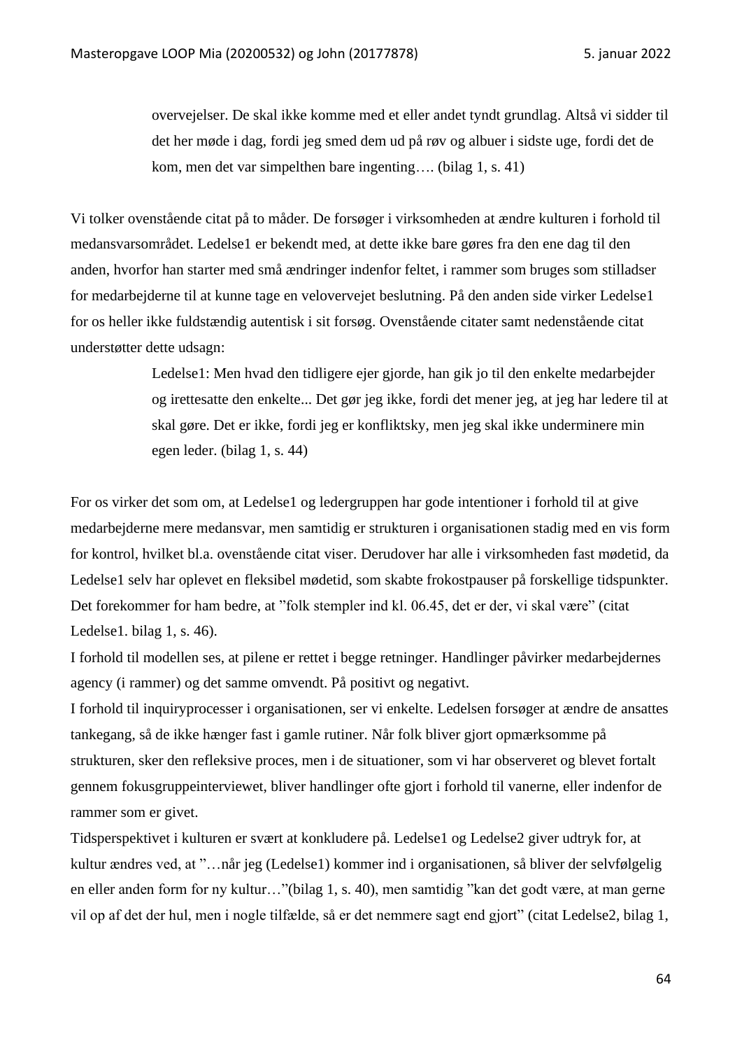> overvejelser. De skal ikke komme med et eller andet tyndt grundlag. Altså vi sidder til det her møde i dag, fordi jeg smed dem ud på røv og albuer i sidste uge, fordi det de kom, men det var simpelthen bare ingenting…. (bilag 1, s. 41)

Vi tolker ovenstående citat på to måder. De forsøger i virksomheden at ændre kulturen i forhold til medansvarsområdet. Ledelse1 er bekendt med, at dette ikke bare gøres fra den ene dag til den anden, hvorfor han starter med små ændringer indenfor feltet, i rammer som bruges som stilladser for medarbejderne til at kunne tage en velovervejet beslutning. På den anden side virker Ledelse1 for os heller ikke fuldstændig autentisk i sit forsøg. Ovenstående citater samt nedenstående citat understøtter dette udsagn:

> Ledelse1: Men hvad den tidligere ejer gjorde, han gik jo til den enkelte medarbejder og irettesatte den enkelte... Det gør jeg ikke, fordi det mener jeg, at jeg har ledere til at skal gøre. Det er ikke, fordi jeg er konfliktsky, men jeg skal ikke underminere min egen leder. (bilag 1, s. 44)

For os virker det som om, at Ledelse1 og ledergruppen har gode intentioner i forhold til at give medarbejderne mere medansvar, men samtidig er strukturen i organisationen stadig med en vis form for kontrol, hvilket bl.a. ovenstående citat viser. Derudover har alle i virksomheden fast mødetid, da Ledelse1 selv har oplevet en fleksibel mødetid, som skabte frokostpauser på forskellige tidspunkter. Det forekommer for ham bedre, at "folk stempler ind kl. 06.45, det er der, vi skal være" (citat Ledelse1. bilag 1, s. 46).

I forhold til modellen ses, at pilene er rettet i begge retninger. Handlinger påvirker medarbejdernes agency (i rammer) og det samme omvendt. På positivt og negativt.

I forhold til inquiryprocesser i organisationen, ser vi enkelte. Ledelsen forsøger at ændre de ansattes tankegang, så de ikke hænger fast i gamle rutiner. Når folk bliver gjort opmærksomme på strukturen, sker den refleksive proces, men i de situationer, som vi har observeret og blevet fortalt gennem fokusgruppeinterviewet, bliver handlinger ofte gjort i forhold til vanerne, eller indenfor de rammer som er givet.

Tidsperspektivet i kulturen er svært at konkludere på. Ledelse1 og Ledelse2 giver udtryk for, at kultur ændres ved, at "…når jeg (Ledelse1) kommer ind i organisationen, så bliver der selvfølgelig en eller anden form for ny kultur…"(bilag 1, s. 40), men samtidig "kan det godt være, at man gerne vil op af det der hul, men i nogle tilfælde, så er det nemmere sagt end gjort" (citat Ledelse2, bilag 1,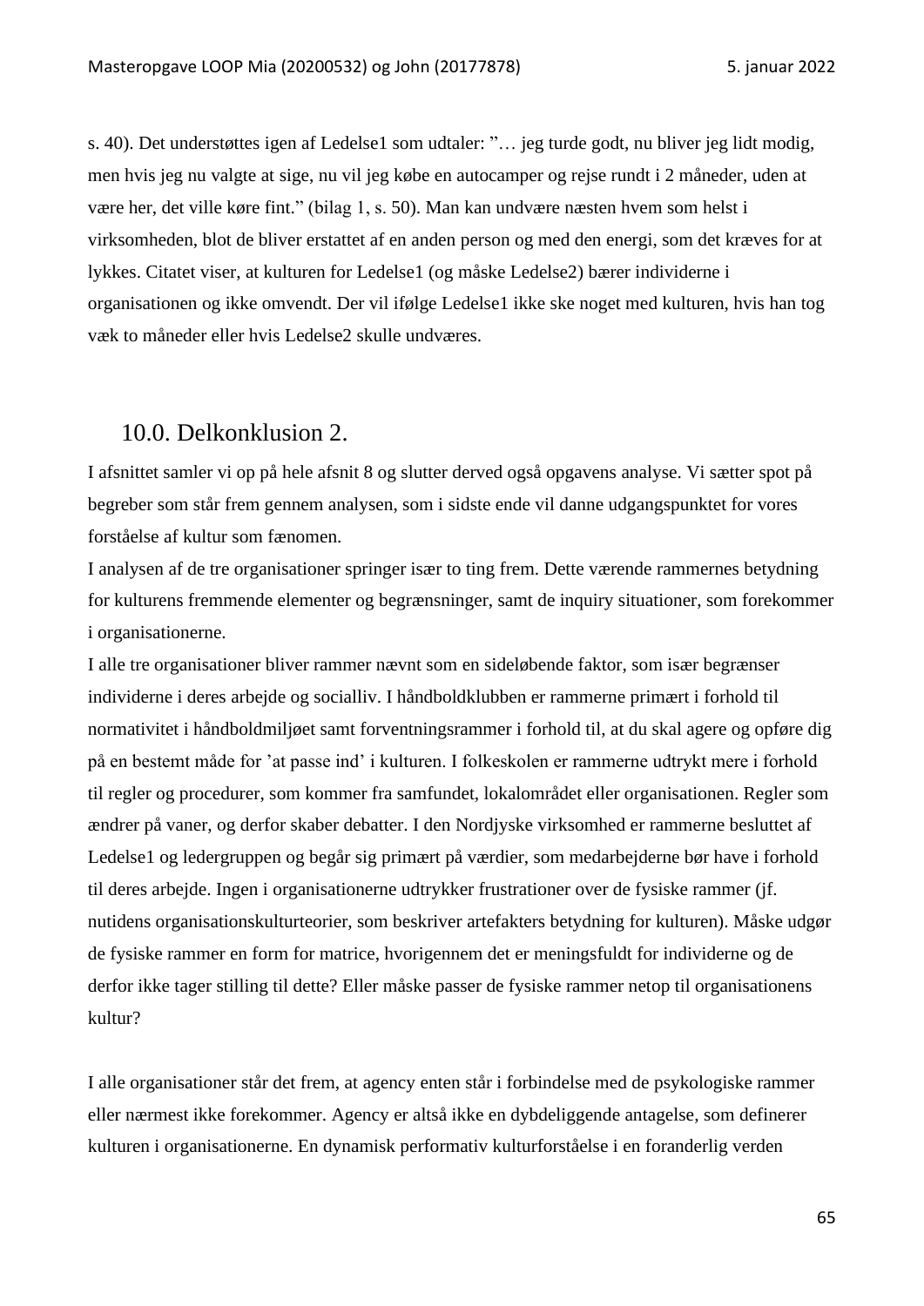s. 40). Det understøttes igen af Ledelse1 som udtaler: "… jeg turde godt, nu bliver jeg lidt modig, men hvis jeg nu valgte at sige, nu vil jeg købe en autocamper og rejse rundt i 2 måneder, uden at være her, det ville køre fint." (bilag 1, s. 50). Man kan undvære næsten hvem som helst i virksomheden, blot de bliver erstattet af en anden person og med den energi, som det kræves for at lykkes. Citatet viser, at kulturen for Ledelse1 (og måske Ledelse2) bærer individerne i organisationen og ikke omvendt. Der vil ifølge Ledelse1 ikke ske noget med kulturen, hvis han tog væk to måneder eller hvis Ledelse2 skulle undværes.

## 10.0. Delkonklusion 2.

I afsnittet samler vi op på hele afsnit 8 og slutter derved også opgavens analyse. Vi sætter spot på begreber som står frem gennem analysen, som i sidste ende vil danne udgangspunktet for vores forståelse af kultur som fænomen.

I analysen af de tre organisationer springer især to ting frem. Dette værende rammernes betydning for kulturens fremmende elementer og begrænsninger, samt de inquiry situationer, som forekommer i organisationerne.

I alle tre organisationer bliver rammer nævnt som en sideløbende faktor, som især begrænser individerne i deres arbejde og socialliv. I håndboldklubben er rammerne primært i forhold til normativitet i håndboldmiljøet samt forventningsrammer i forhold til, at du skal agere og opføre dig på en bestemt måde for 'at passe ind' i kulturen. I folkeskolen er rammerne udtrykt mere i forhold til regler og procedurer, som kommer fra samfundet, lokalområdet eller organisationen. Regler som ændrer på vaner, og derfor skaber debatter. I den Nordjyske virksomhed er rammerne besluttet af Ledelse1 og ledergruppen og begår sig primært på værdier, som medarbejderne bør have i forhold til deres arbejde. Ingen i organisationerne udtrykker frustrationer over de fysiske rammer (jf. nutidens organisationskulturteorier, som beskriver artefakters betydning for kulturen). Måske udgør de fysiske rammer en form for matrice, hvorigennem det er meningsfuldt for individerne og de derfor ikke tager stilling til dette? Eller måske passer de fysiske rammer netop til organisationens kultur?

I alle organisationer står det frem, at agency enten står i forbindelse med de psykologiske rammer eller nærmest ikke forekommer. Agency er altså ikke en dybdeliggende antagelse, som definerer kulturen i organisationerne. En dynamisk performativ kulturforståelse i en foranderlig verden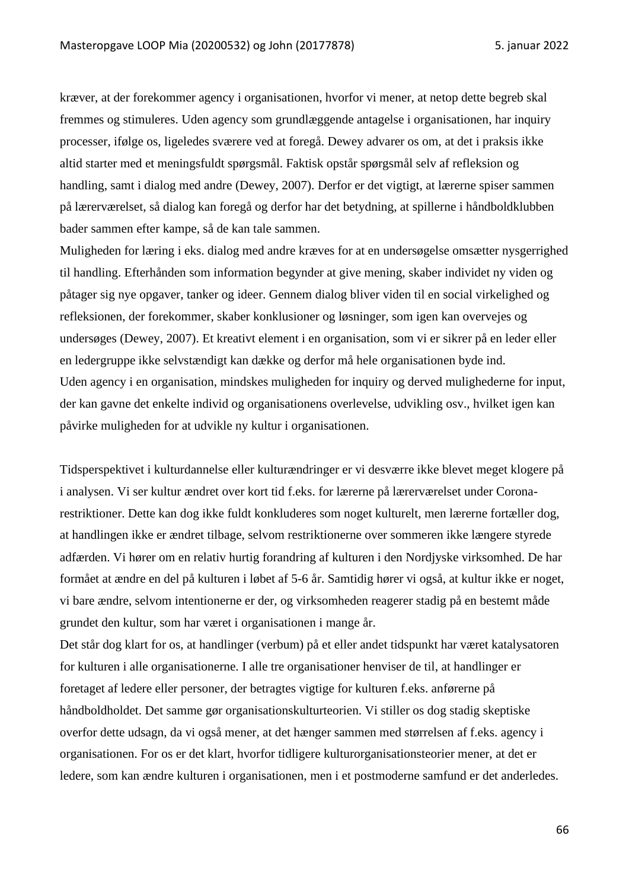kræver, at der forekommer agency i organisationen, hvorfor vi mener, at netop dette begreb skal fremmes og stimuleres. Uden agency som grundlæggende antagelse i organisationen, har inquiry processer, ifølge os, ligeledes sværere ved at foregå. Dewey advarer os om, at det i praksis ikke altid starter med et meningsfuldt spørgsmål. Faktisk opstår spørgsmål selv af refleksion og handling, samt i dialog med andre (Dewey, 2007). Derfor er det vigtigt, at lærerne spiser sammen på lærerværelset, så dialog kan foregå og derfor har det betydning, at spillerne i håndboldklubben bader sammen efter kampe, så de kan tale sammen.

Muligheden for læring i eks. dialog med andre kræves for at en undersøgelse omsætter nysgerrighed til handling. Efterhånden som information begynder at give mening, skaber individet ny viden og påtager sig nye opgaver, tanker og ideer. Gennem dialog bliver viden til en social virkelighed og refleksionen, der forekommer, skaber konklusioner og løsninger, som igen kan overvejes og undersøges (Dewey, 2007). Et kreativt element i en organisation, som vi er sikrer på en leder eller en ledergruppe ikke selvstændigt kan dække og derfor må hele organisationen byde ind.

Uden agency i en organisation, mindskes muligheden for inquiry og derved mulighederne for input, der kan gavne det enkelte individ og organisationens overlevelse, udvikling osv., hvilket igen kan påvirke muligheden for at udvikle ny kultur i organisationen.

Tidsperspektivet i kulturdannelse eller kulturændringer er vi desværre ikke blevet meget klogere på i analysen. Vi ser kultur ændret over kort tid f.eks. for lærerne på lærerværelset under Corona-restriktioner. Dette kan dog ikke fuldt konkluderes som noget kulturelt, men lærerne fortæller dog, at handlingen ikke er ændret tilbage, selvom restriktionerne over sommeren ikke længere styrede adfærden. Vi hører om en relativ hurtig forandring af kulturen i den Nordjyske virksomhed. De har formået at ændre en del på kulturen i løbet af 5-6 år. Samtidig hører vi også, at kultur ikke er noget, vi bare ændre, selvom intentionerne er der, og virksomheden reagerer stadig på en bestemt måde grundet den kultur, som har været i organisationen i mange år.

Det står dog klart for os, at handlinger (verbum) på et eller andet tidspunkt har været katalysatoren for kulturen i alle organisationerne. I alle tre organisationer henviser de til, at handlinger er foretaget af ledere eller personer, der betragtes vigtige for kulturen f.eks. anførerne på håndboldholdet. Det samme gør organisationskulturteorien. Vi stiller os dog stadig skeptiske overfor dette udsagn, da vi også mener, at det hænger sammen med størrelsen af f.eks. agency i organisationen. For os er det klart, hvorfor tidligere kulturorganisationsteorier mener, at det er ledere, som kan ændre kulturen i organisationen, men i et postmoderne samfund er det anderledes.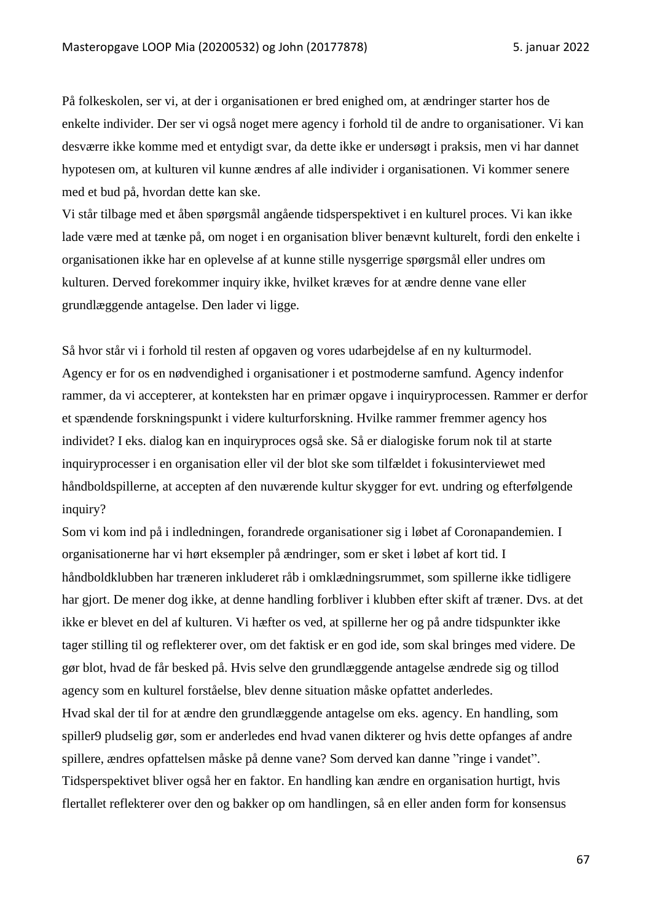På folkeskolen, ser vi, at der i organisationen er bred enighed om, at ændringer starter hos de enkelte individer. Der ser vi også noget mere agency i forhold til de andre to organisationer. Vi kan desværre ikke komme med et entydigt svar, da dette ikke er undersøgt i praksis, men vi har dannet hypotesen om, at kulturen vil kunne ændres af alle individer i organisationen. Vi kommer senere med et bud på, hvordan dette kan ske.

Vi står tilbage med et åben spørgsmål angående tidsperspektivet i en kulturel proces. Vi kan ikke lade være med at tænke på, om noget i en organisation bliver benævnt kulturelt, fordi den enkelte i organisationen ikke har en oplevelse af at kunne stille nysgerrige spørgsmål eller undres om kulturen. Derved forekommer inquiry ikke, hvilket kræves for at ændre denne vane eller grundlæggende antagelse. Den lader vi ligge.

Så hvor står vi i forhold til resten af opgaven og vores udarbejdelse af en ny kulturmodel.

Agency er for os en nødvendighed i organisationer i et postmoderne samfund. Agency indenfor rammer, da vi accepterer, at konteksten har en primær opgave i inquiryprocessen. Rammer er derfor et spændende forskningspunkt i videre kulturforskning. Hvilke rammer fremmer agency hos individet? I eks. dialog kan en inquiryproces også ske. Så er dialogiske forum nok til at starte inquiryprocesser i en organisation eller vil der blot ske som tilfældet i fokusinterviewet med håndboldspillerne, at accepten af den nuværende kultur skygger for evt. undring og efterfølgende inquiry?

Som vi kom ind på i indledningen, forandrede organisationer sig i løbet af Coronapandemien. I organisationerne har vi hørt eksempler på ændringer, som er sket i løbet af kort tid. I håndboldklubben har træneren inkluderet råb i omklædningsrummet, som spillerne ikke tidligere har gjort. De mener dog ikke, at denne handling forbliver i klubben efter skift af træner. Dvs. at det ikke er blevet en del af kulturen. Vi hæfter os ved, at spillerne her og på andre tidspunkter ikke tager stilling til og reflekterer over, om det faktisk er en god ide, som skal bringes med videre. De gør blot, hvad de får besked på. Hvis selve den grundlæggende antagelse ændrede sig og tillod agency som en kulturel forståelse, blev denne situation måske opfattet anderledes.

Hvad skal der til for at ændre den grundlæggende antagelse om eks. agency. En handling, som spiller9 pludselig gør, som er anderledes end hvad vanen dikterer og hvis dette opfanges af andre spillere, ændres opfattelsen måske på denne vane? Som derved kan danne "ringe i vandet". Tidsperspektivet bliver også her en faktor. En handling kan ændre en organisation hurtigt, hvis flertallet reflekterer over den og bakker op om handlingen, så en eller anden form for konsensus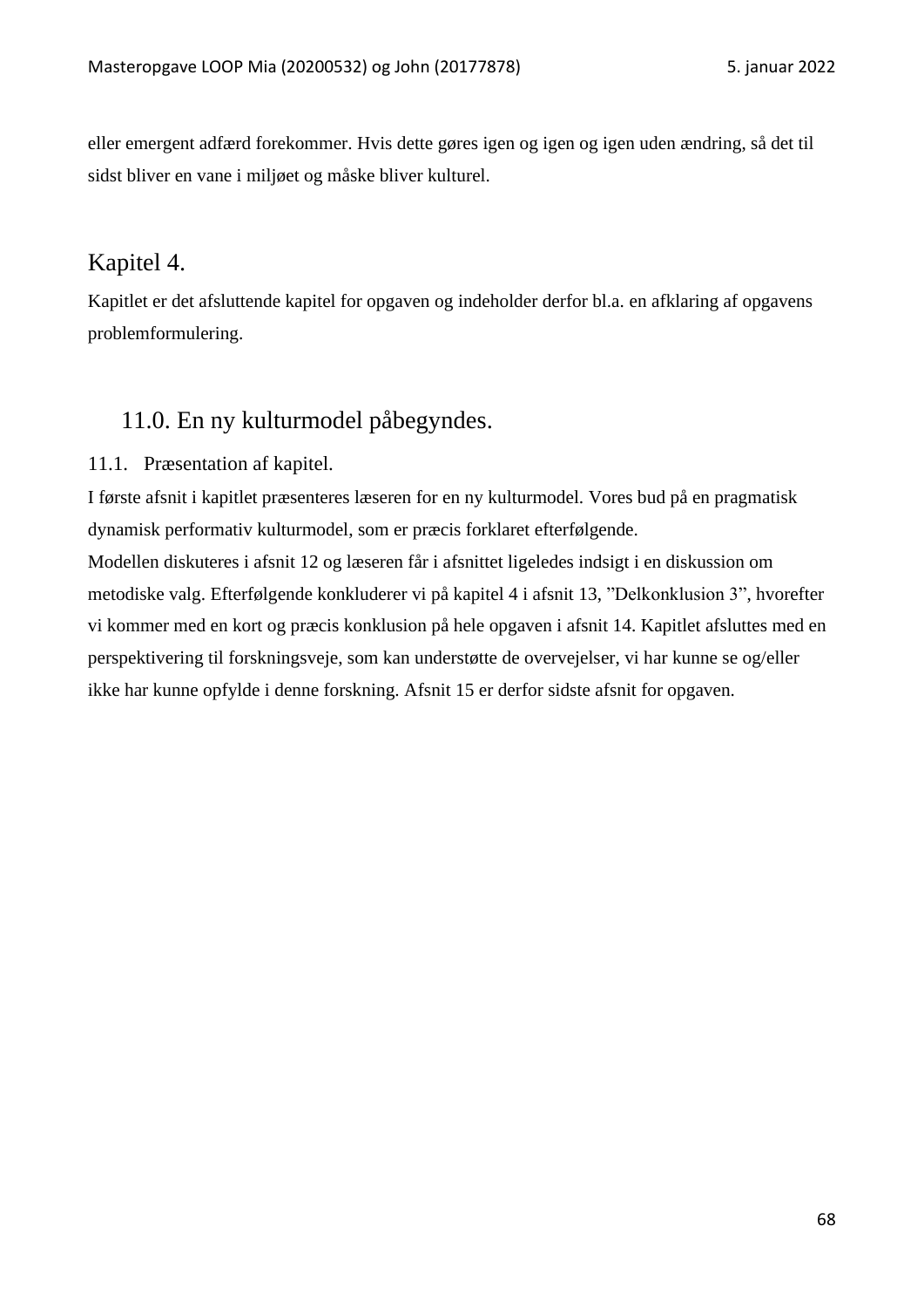eller emergent adfærd forekommer. Hvis dette gøres igen og igen og igen uden ændring, så det til sidst bliver en vane i miljøet og måske bliver kulturel.

# Kapitel 4.

Kapitlet er det afsluttende kapitel for opgaven og indeholder derfor bl.a. en afklaring af opgavens problemformulering.

## 11.0. En ny kulturmodel påbegyndes.

### 11.1. Præsentation af kapitel.

I første afsnit i kapitlet præsenteres læseren for en ny kulturmodel. Vores bud på en pragmatisk dynamisk performativ kulturmodel, som er præcis forklaret efterfølgende.

Modellen diskuteres i afsnit 12 og læseren får i afsnittet ligeledes indsigt i en diskussion om metodiske valg. Efterfølgende konkluderer vi på kapitel 4 i afsnit 13, "Delkonklusion 3", hvorefter vi kommer med en kort og præcis konklusion på hele opgaven i afsnit 14. Kapitlet afsluttes med en perspektivering til forskningsveje, som kan understøtte de overvejelser, vi har kunne se og/eller ikke har kunne opfylde i denne forskning. Afsnit 15 er derfor sidste afsnit for opgaven.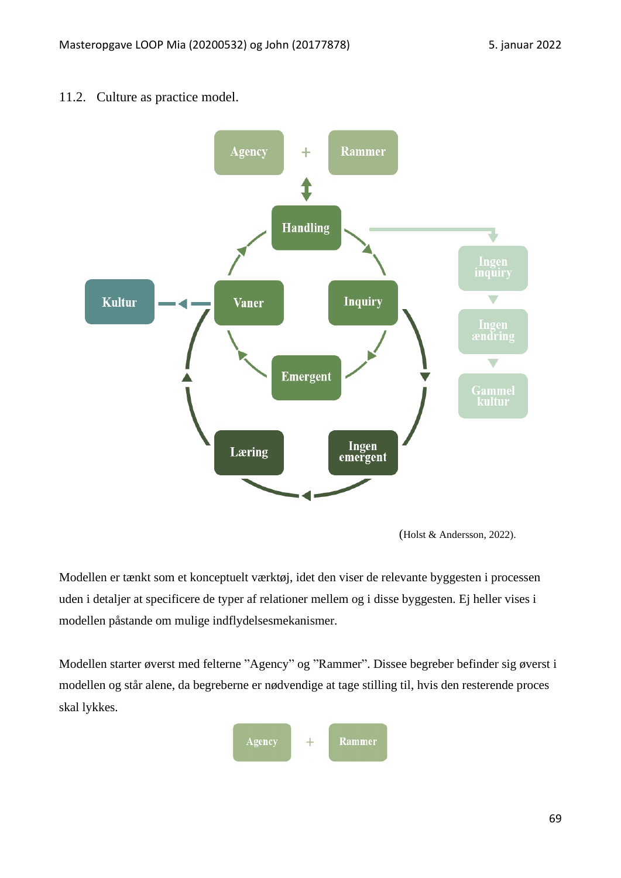## 11.2. Culture as practice model.

(Holst & Andersson, 2022).

Modellen er tænkt som et konceptuelt værktøj, idet den viser de relevante byggesten i processen uden i detaljer at specificere de typer af relationer mellem og i disse byggesten. Ej heller vises i modellen påstande om mulige indflydelsesmekanismer.

Modellen starter øverst med felterne "Agency" og "Rammer". Dissee begreber befinder sig øverst i modellen og står alene, da begreberne er nødvendige at tage stilling til, hvis den resterende proces skal lykkes.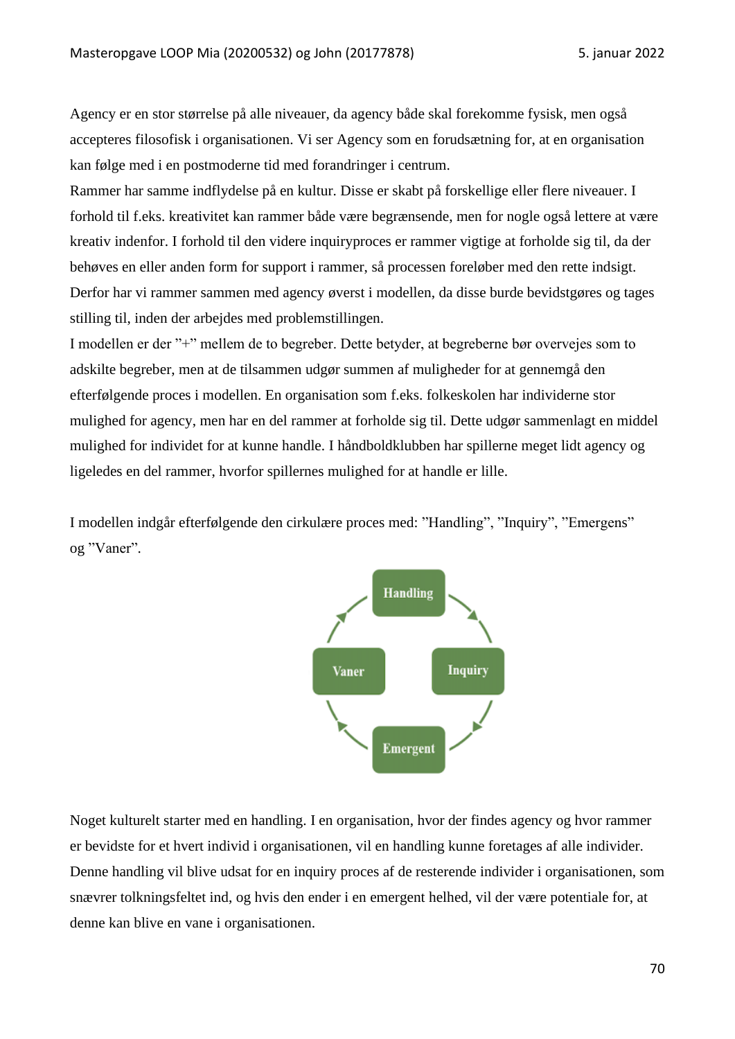Agency er en stor størrelse på alle niveauer, da agency både skal forekomme fysisk, men også accepteres filosofisk i organisationen. Vi ser Agency som en forudsætning for, at en organisation kan følge med i en postmoderne tid med forandringer i centrum.

Rammer har samme indflydelse på en kultur. Disse er skabt på forskellige eller flere niveauer. I forhold til f.eks. kreativitet kan rammer både være begrænsende, men for nogle også lettere at være kreativ indenfor. I forhold til den videre inquiryproces er rammer vigtige at forholde sig til, da der behøves en eller anden form for support i rammer, så processen foreløber med den rette indsigt. Derfor har vi rammer sammen med agency øverst i modellen, da disse burde bevidstgøres og tages stilling til, inden der arbejdes med problemstillingen.

I modellen er der "+" mellem de to begreber. Dette betyder, at begreberne bør overvejes som to adskilte begreber, men at de tilsammen udgør summen af muligheder for at gennemgå den efterfølgende proces i modellen. En organisation som f.eks. folkeskolen har individerne stor mulighed for agency, men har en del rammer at forholde sig til. Dette udgør sammenlagt en middel mulighed for individet for at kunne handle. I håndboldklubben har spillerne meget lidt agency og ligeledes en del rammer, hvorfor spillernes mulighed for at handle er lille.

I modellen indgår efterfølgende den cirkulære proces med: "Handling", "Inquiry", "Emergens" og "Vaner".

Handling → Inquiry → Emergent → Vaner → Handling

Noget kulturelt starter med en handling. I en organisation, hvor der findes agency og hvor rammer er bevidste for et hvert individ i organisationen, vil en handling kunne foretages af alle individer. Denne handling vil blive udsat for en inquiry proces af de resterende individer i organisationen, som snævrer tolkningsfeltet ind, og hvis den ender i en emergent helhed, vil der være potentiale for, at denne kan blive en vane i organisationen.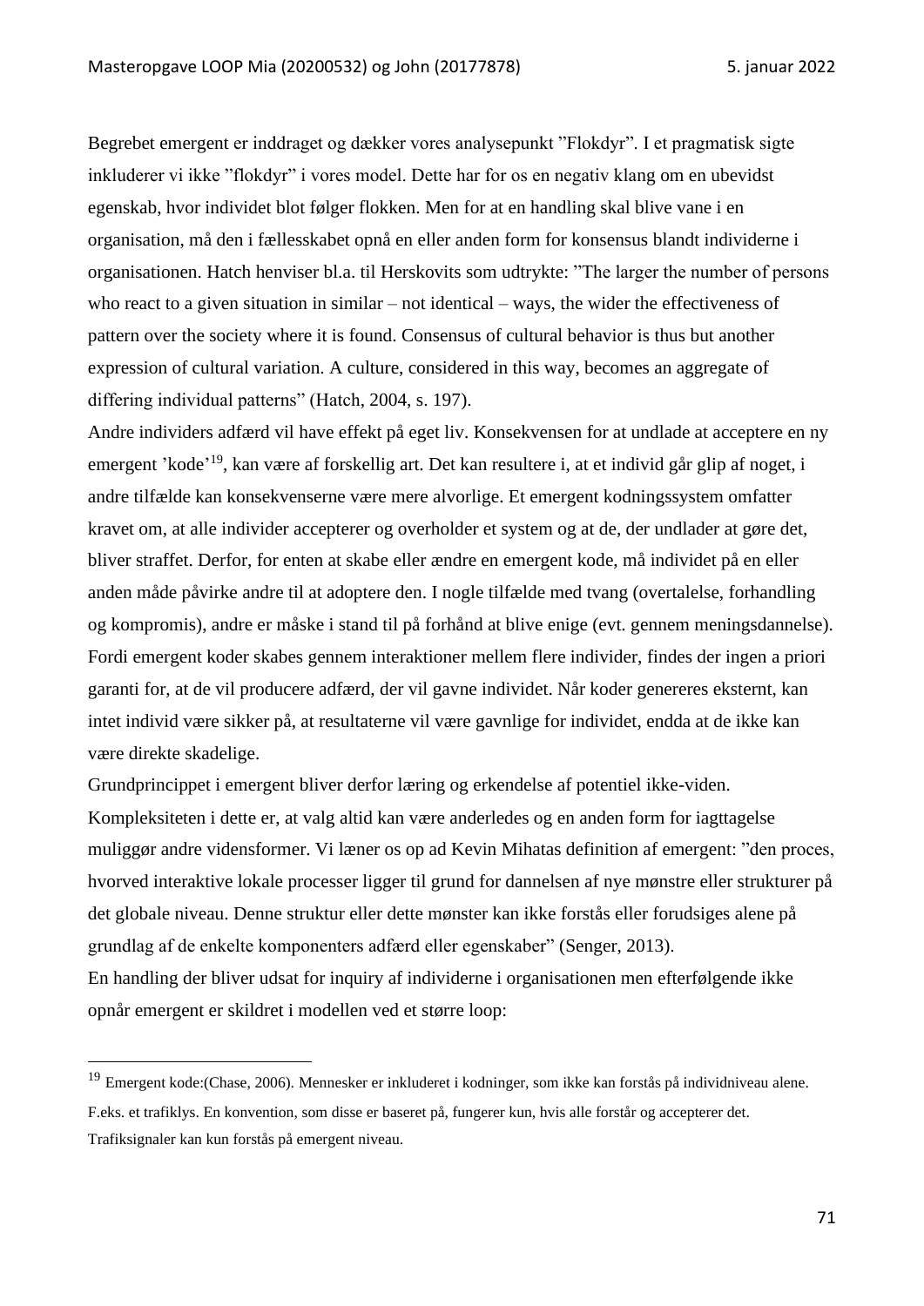Begrebet emergent er inddraget og dækker vores analysepunkt ”Flokdyr”. I et pragmatisk sigte inkluderer vi ikke ”flokdyr” i vores model. Dette har for os en negativ klang om en ubevidst egenskab, hvor individet blot følger flokken. Men for at en handling skal blive vane i en organisation, må den i fællesskabet opnå en eller anden form for konsensus blandt individerne i organisationen. Hatch henviser bl.a. til Herskovits som udtrykte: ”The larger the number of persons who react to a given situation in similar – not identical – ways, the wider the effectiveness of pattern over the society where it is found. Consensus of cultural behavior is thus but another expression of cultural variation. A culture, considered in this way, becomes an aggregate of differing individual patterns” (Hatch, 2004, s. 197).

Andre individers adfærd vil have effekt på eget liv. Konsekvensen for at undlade at acceptere en ny emergent ’kode’[19], kan være af forskellig art. Det kan resultere i, at et individ går glip af noget, i andre tilfælde kan konsekvenserne være mere alvorlige. Et emergent kodningssystem omfatter kravet om, at alle individer accepterer og overholder et system og at de, der undlader at gøre det, bliver straffet. Derfor, for enten at skabe eller ændre en emergent kode, må individet på en eller anden måde påvirke andre til at adoptere den. I nogle tilfælde med tvang (overtalelse, forhandling og kompromis), andre er måske i stand til på forhånd at blive enige (evt. gennem meningsdannelse). Fordi emergent koder skabes gennem interaktioner mellem flere individer, findes der ingen a priori garanti for, at de vil producere adfærd, der vil gavne individet. Når koder genereres eksternt, kan intet individ være sikker på, at resultaterne vil være gavnlige for individet, endda at de ikke kan være direkte skadelige.

Grundprincippet i emergent bliver derfor læring og erkendelse af potentiel ikke-viden. Kompleksiteten i dette er, at valg altid kan være anderledes og en anden form for iagttagelse muliggør andre vidensformer. Vi læner os op ad Kevin Mihatas definition af emergent: ”den proces, hvorved interaktive lokale processer ligger til grund for dannelsen af nye mønstre eller strukturer på det globale niveau. Denne struktur eller dette mønster kan ikke forstås eller forudsiges alene på grundlag af de enkelte komponenters adfærd eller egenskaber” (Senger, 2013).

En handling der bliver udsat for inquiry af individerne i organisationen men efterfølgende ikke opnår emergent er skildret i modellen ved et større loop:

[19] Emergent kode:(Chase, 2006). Mennesker er inkluderet i kodninger, som ikke kan forstås på individniveau alene. F.eks. et trafiklys. En konvention, som disse er baseret på, fungerer kun, hvis alle forstår og accepterer det. Trafiksignaler kan kun forstås på emergent niveau.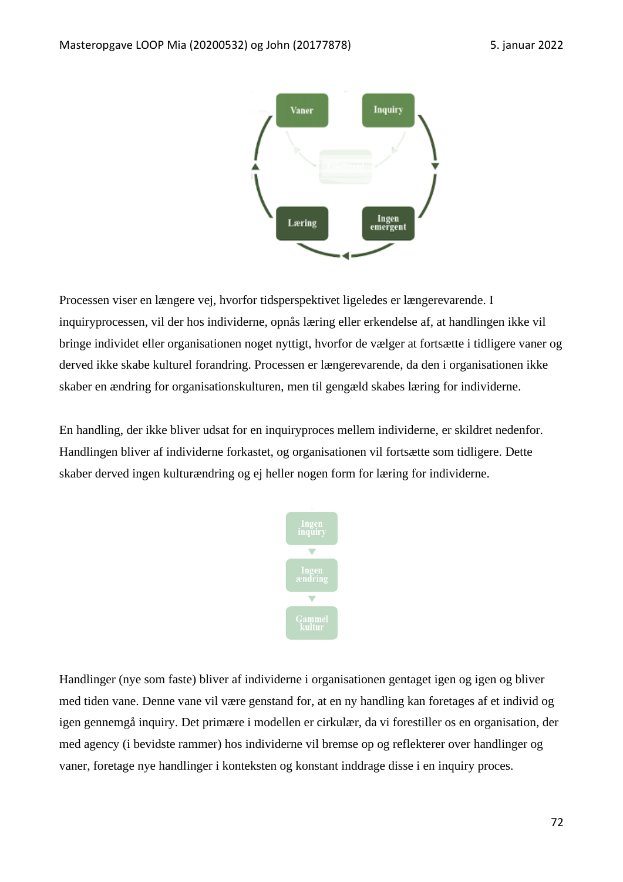Processen viser en længere vej, hvorfor tidsperspektivet ligeledes er længerevarende. I inquiryprocessen, vil der hos individerne, opnås læring eller erkendelse af, at handlingen ikke vil bringe individet eller organisationen noget nyttigt, hvorfor de vælger at fortsætte i tidligere vaner og derved ikke skabe kulturel forandring. Processen er længerevarende, da den i organisationen ikke skaber en ændring for organisationskulturen, men til gengæld skabes læring for individerne.

En handling, der ikke bliver udsat for en inquiryproces mellem individerne, er skildret nedenfor. Handlingen bliver af individerne forkastet, og organisationen vil fortsætte som tidligere. Dette skaber derved ingen kulturændring og ej heller nogen form for læring for individerne.

Handlinger (nye som faste) bliver af individerne i organisationen gentaget igen og igen og bliver med tiden vane. Denne vane vil være genstand for, at en ny handling kan foretages af et individ og igen gennemgå inquiry. Det primære i modellen er cirkulær, da vi forestiller os en organisation, der med agency (i bevidste rammer) hos individerne vil bremse op og reflekterer over handlinger og vaner, foretage nye handlinger i konteksten og konstant inddrage disse i en inquiry proces.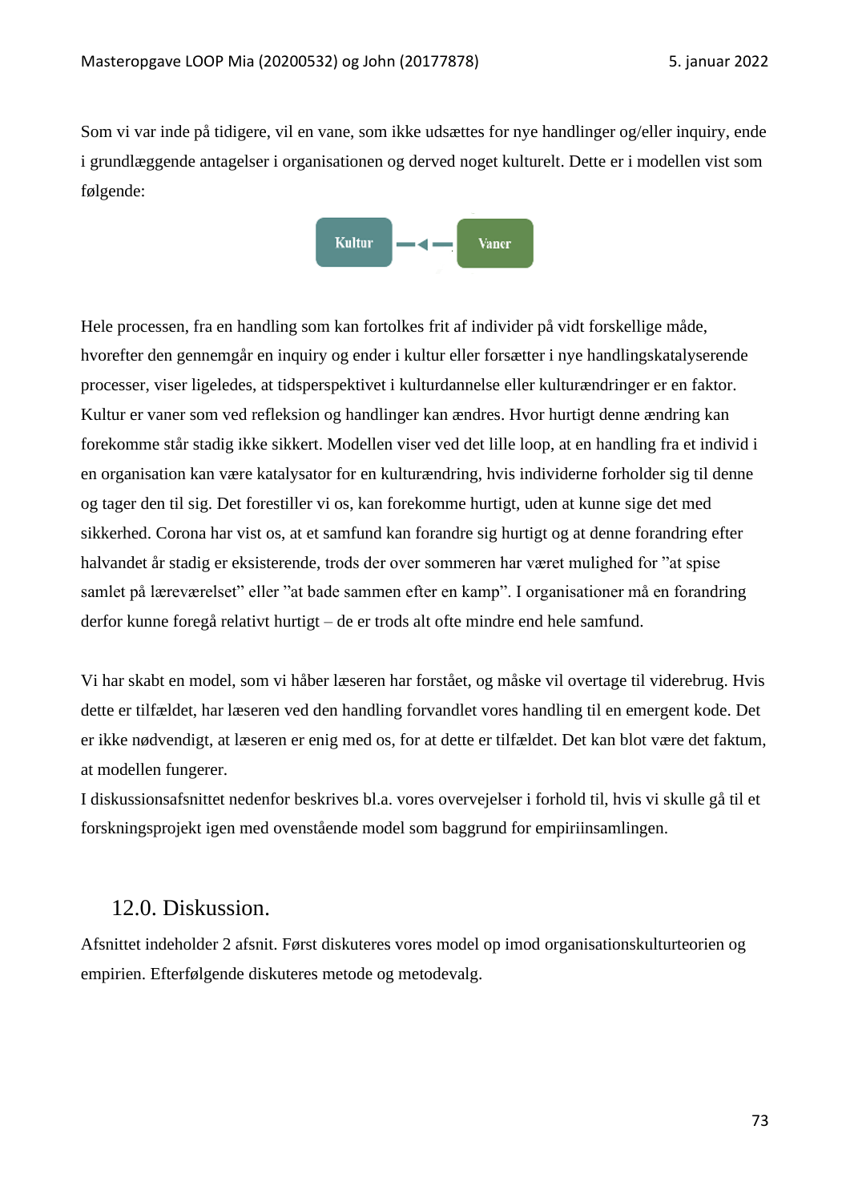Som vi var inde på tidigere, vil en vane, som ikke udsættes for nye handlinger og/eller inquiry, ende i grundlæggende antagelser i organisationen og derved noget kulturelt. Dette er i modellen vist som følgende:

Kultur ◄ Vaner

Hele processen, fra en handling som kan fortolkes frit af individer på vidt forskellige måde, hvorefter den gennemgår en inquiry og ender i kultur eller forsætter i nye handlingskatalyserende processer, viser ligeledes, at tidsperspektivet i kulturdannelse eller kulturændringer er en faktor. Kultur er vaner som ved refleksion og handlinger kan ændres. Hvor hurtigt denne ændring kan forekomme står stadig ikke sikkert. Modellen viser ved det lille loop, at en handling fra et individ i en organisation kan være katalysator for en kulturændring, hvis individerne forholder sig til denne og tager den til sig. Det forestiller vi os, kan forekomme hurtigt, uden at kunne sige det med sikkerhed. Corona har vist os, at et samfund kan forandre sig hurtigt og at denne forandring efter halvandet år stadig er eksisterende, trods der over sommeren har været mulighed for "at spise samlet på læreværelset" eller "at bade sammen efter en kamp". I organisationer må en forandring derfor kunne foregå relativt hurtigt – de er trods alt ofte mindre end hele samfund.

Vi har skabt en model, som vi håber læseren har forstået, og måske vil overtage til viderebrug. Hvis dette er tilfældet, har læseren ved den handling forvandlet vores handling til en emergent kode. Det er ikke nødvendigt, at læseren er enig med os, for at dette er tilfældet. Det kan blot være det faktum, at modellen fungerer.

I diskussionsafsnittet nedenfor beskrives bl.a. vores overvejelser i forhold til, hvis vi skulle gå til et forskningsprojekt igen med ovenstående model som baggrund for empiriinsamlingen.

## 12.0. Diskussion.

Afsnittet indeholder 2 afsnit. Først diskuteres vores model op imod organisationskulturteorien og empirien. Efterfølgende diskuteres metode og metodevalg.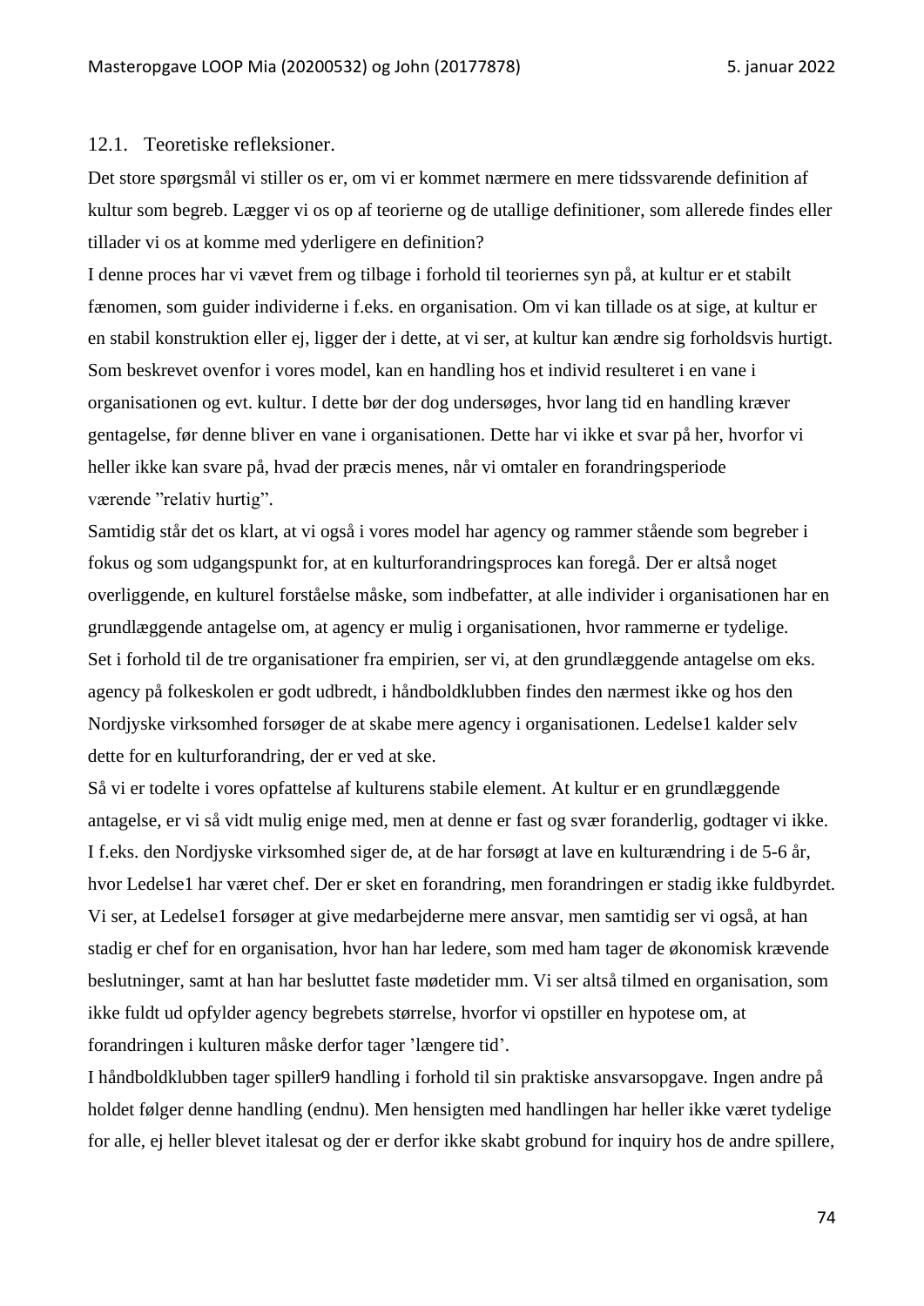### 12.1. Teoretiske refleksioner.

Det store spørgsmål vi stiller os er, om vi er kommet nærmere en mere tidssvarende definition af kultur som begreb. Lægger vi os op af teorierne og de utallige definitioner, som allerede findes eller tillader vi os at komme med yderligere en definition?

I denne proces har vi vævet frem og tilbage i forhold til teoriernes syn på, at kultur er et stabilt fænomen, som guider individerne i f.eks. en organisation. Om vi kan tillade os at sige, at kultur er en stabil konstruktion eller ej, ligger der i dette, at vi ser, at kultur kan ændre sig forholdsvis hurtigt. Som beskrevet ovenfor i vores model, kan en handling hos et individ resulteret i en vane i organisationen og evt. kultur. I dette bør der dog undersøges, hvor lang tid en handling kræver gentagelse, før denne bliver en vane i organisationen. Dette har vi ikke et svar på her, hvorfor vi heller ikke kan svare på, hvad der præcis menes, når vi omtaler en forandringsperiode værende ”relativ hurtig”.

Samtidig står det os klart, at vi også i vores model har agency og rammer stående som begreber i fokus og som udgangspunkt for, at en kulturforandringsproces kan foregå. Der er altså noget overliggende, en kulturel forståelse måske, som indbefatter, at alle individer i organisationen har en grundlæggende antagelse om, at agency er mulig i organisationen, hvor rammerne er tydelige. Set i forhold til de tre organisationer fra empirien, ser vi, at den grundlæggende antagelse om eks. agency på folkeskolen er godt udbredt, i håndboldklubben findes den nærmest ikke og hos den Nordjyske virksomhed forsøger de at skabe mere agency i organisationen. Ledelse1 kalder selv dette for en kulturforandring, der er ved at ske.

Så vi er todelte i vores opfattelse af kulturens stabile element. At kultur er en grundlæggende antagelse, er vi så vidt mulig enige med, men at denne er fast og svær foranderlig, godtager vi ikke. I f.eks. den Nordjyske virksomhed siger de, at de har forsøgt at lave en kulturændring i de 5-6 år, hvor Ledelse1 har været chef. Der er sket en forandring, men forandringen er stadig ikke fuldbyrdet. Vi ser, at Ledelse1 forsøger at give medarbejderne mere ansvar, men samtidig ser vi også, at han stadig er chef for en organisation, hvor han har ledere, som med ham tager de økonomisk krævende beslutninger, samt at han har besluttet faste mødetider mm. Vi ser altså tilmed en organisation, som ikke fuldt ud opfylder agency begrebets størrelse, hvorfor vi opstiller en hypotese om, at forandringen i kulturen måske derfor tager 'længere tid'.

I håndboldklubben tager spiller9 handling i forhold til sin praktiske ansvarsopgave. Ingen andre på holdet følger denne handling (endnu). Men hensigten med handlingen har heller ikke været tydelige for alle, ej heller blevet italesat og der er derfor ikke skabt grobund for inquiry hos de andre spillere,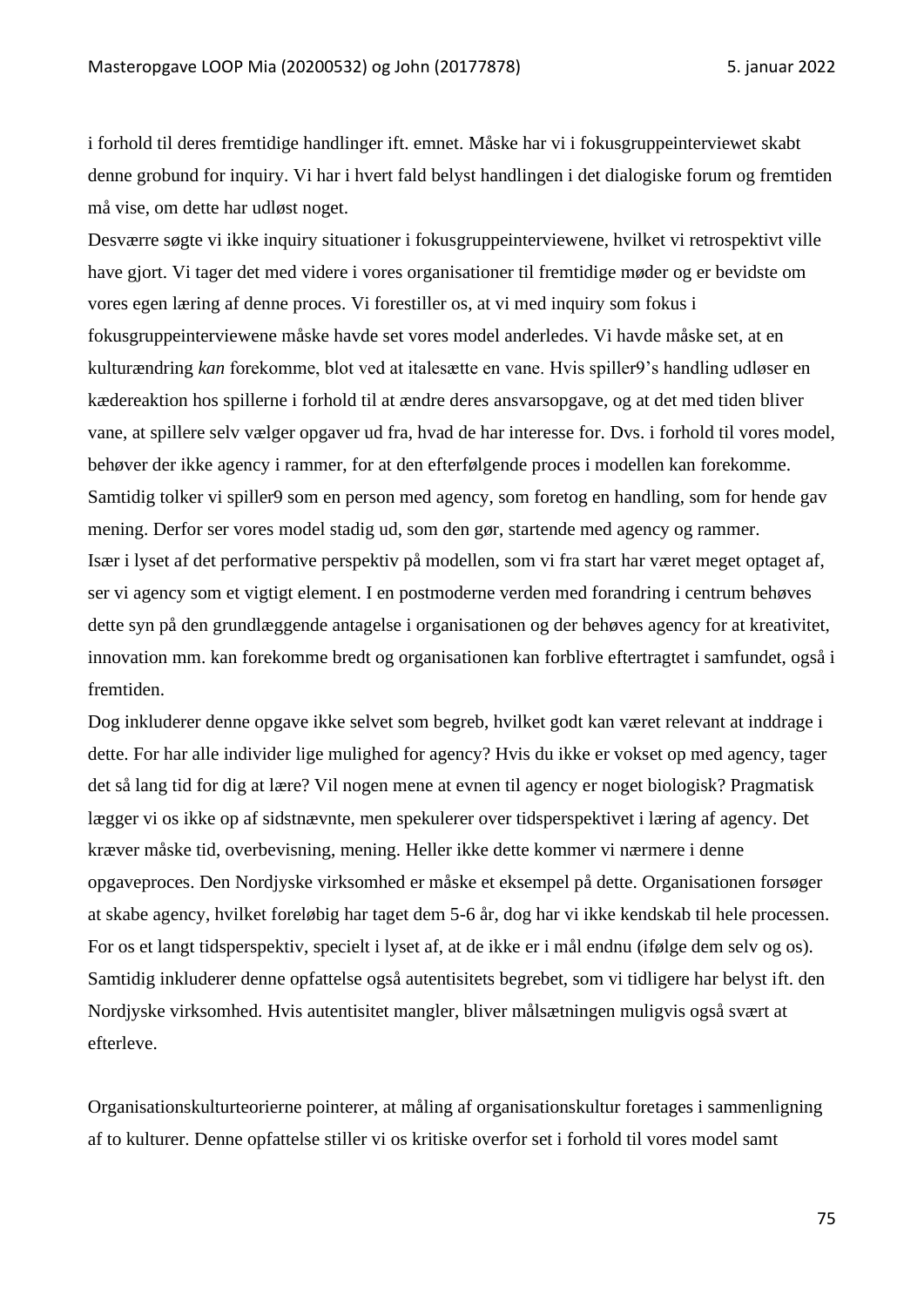i forhold til deres fremtidige handlinger ift. emnet. Måske har vi i fokusgruppeinterviewet skabt denne grobund for inquiry. Vi har i hvert fald belyst handlingen i det dialogiske forum og fremtiden må vise, om dette har udløst noget.

Desværre søgte vi ikke inquiry situationer i fokusgruppeinterviewene, hvilket vi retrospektivt ville have gjort. Vi tager det med videre i vores organisationer til fremtidige møder og er bevidste om vores egen læring af denne proces. Vi forestiller os, at vi med inquiry som fokus i fokusgruppeinterviewene måske havde set vores model anderledes. Vi havde måske set, at en kulturændring *kan* forekomme, blot ved at italesætte en vane. Hvis spiller9's handling udløser en kædereaktion hos spillerne i forhold til at ændre deres ansvarsopgave, og at det med tiden bliver vane, at spillere selv vælger opgaver ud fra, hvad de har interesse for. Dvs. i forhold til vores model, behøver der ikke agency i rammer, for at den efterfølgende proces i modellen kan forekomme. Samtidig tolker vi spiller9 som en person med agency, som foretog en handling, som for hende gav mening. Derfor ser vores model stadig ud, som den gør, startende med agency og rammer.

Især i lyset af det performative perspektiv på modellen, som vi fra start har været meget optaget af, ser vi agency som et vigtigt element. I en postmoderne verden med forandring i centrum behøves dette syn på den grundlæggende antagelse i organisationen og der behøves agency for at kreativitet, innovation mm. kan forekomme bredt og organisationen kan forblive eftertragtet i samfundet, også i fremtiden.

Dog inkluderer denne opgave ikke selvet som begreb, hvilket godt kan været relevant at inddrage i dette. For har alle individer lige mulighed for agency? Hvis du ikke er vokset op med agency, tager det så lang tid for dig at lære? Vil nogen mene at evnen til agency er noget biologisk? Pragmatisk lægger vi os ikke op af sidstnævnte, men spekulerer over tidsperspektivet i læring af agency. Det kræver måske tid, overbevisning, mening. Heller ikke dette kommer vi nærmere i denne opgaveproces. Den Nordjyske virksomhed er måske et eksempel på dette. Organisationen forsøger at skabe agency, hvilket foreløbig har taget dem 5-6 år, dog har vi ikke kendskab til hele processen. For os et langt tidsperspektiv, specielt i lyset af, at de ikke er i mål endnu (ifølge dem selv og os). Samtidig inkluderer denne opfattelse også autentisitets begrebet, som vi tidligere har belyst ift. den Nordjyske virksomhed. Hvis autentisitet mangler, bliver målsætningen muligvis også svært at efterleve.

Organisationskulturteorierne pointerer, at måling af organisationskultur foretages i sammenligning af to kulturer. Denne opfattelse stiller vi os kritiske overfor set i forhold til vores model samt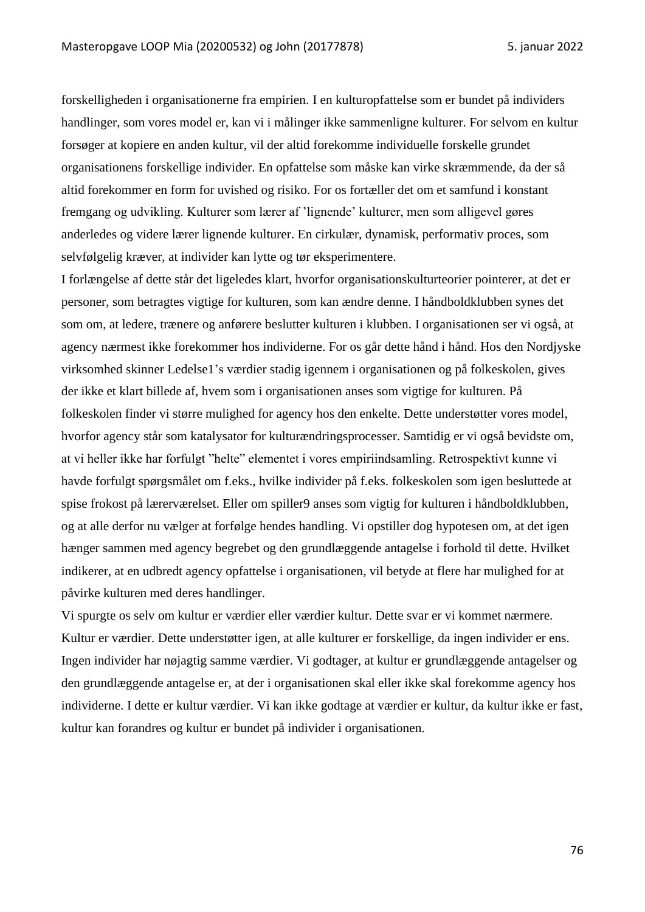forskelligheden i organisationerne fra empirien. I en kulturopfattelse som er bundet på individers handlinger, som vores model er, kan vi i målinger ikke sammenligne kulturer. For selvom en kultur forsøger at kopiere en anden kultur, vil der altid forekomme individuelle forskelle grundet organisationens forskellige individer. En opfattelse som måske kan virke skræmmende, da der så altid forekommer en form for uvished og risiko. For os fortæller det om et samfund i konstant fremgang og udvikling. Kulturer som lærer af 'lignende' kulturer, men som alligevel gøres anderledes og videre lærer lignende kulturer. En cirkulær, dynamisk, performativ proces, som selvfølgelig kræver, at individer kan lytte og tør eksperimentere.

I forlængelse af dette står det ligeledes klart, hvorfor organisationskulturteorier pointerer, at det er personer, som betragtes vigtige for kulturen, som kan ændre denne. I håndboldklubben synes det som om, at ledere, trænere og anførere beslutter kulturen i klubben. I organisationen ser vi også, at agency nærmest ikke forekommer hos individerne. For os går dette hånd i hånd. Hos den Nordjyske virksomhed skinner Ledelse1's værdier stadig igennem i organisationen og på folkeskolen, gives der ikke et klart billede af, hvem som i organisationen anses som vigtige for kulturen. På folkeskolen finder vi større mulighed for agency hos den enkelte. Dette understøtter vores model, hvorfor agency står som katalysator for kulturændringsprocesser. Samtidig er vi også bevidste om, at vi heller ikke har forfulgt "helte" elementet i vores empiriindsamling. Retrospektivt kunne vi havde forfulgt spørgsmålet om f.eks., hvilke individer på f.eks. folkeskolen som igen besluttede at spise frokost på lærerværelset. Eller om spiller9 anses som vigtig for kulturen i håndboldklubben, og at alle derfor nu vælger at forfølge hendes handling. Vi opstiller dog hypotesen om, at det igen hænger sammen med agency begrebet og den grundlæggende antagelse i forhold til dette. Hvilket indikerer, at en udbredt agency opfattelse i organisationen, vil betyde at flere har mulighed for at påvirke kulturen med deres handlinger.

Vi spurgte os selv om kultur er værdier eller værdier kultur. Dette svar er vi kommet nærmere. Kultur er værdier. Dette understøtter igen, at alle kulturer er forskellige, da ingen individer er ens. Ingen individer har nøjagtig samme værdier. Vi godtager, at kultur er grundlæggende antagelser og den grundlæggende antagelse er, at der i organisationen skal eller ikke skal forekomme agency hos individerne. I dette er kultur værdier. Vi kan ikke godtage at værdier er kultur, da kultur ikke er fast, kultur kan forandres og kultur er bundet på individer i organisationen.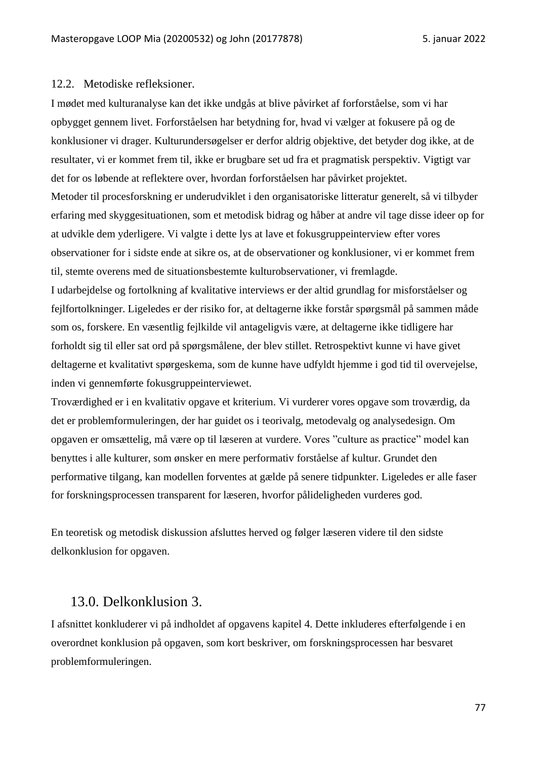### 12.2. Metodiske refleksioner.

I mødet med kulturanalyse kan det ikke undgås at blive påvirket af forforståelse, som vi har opbygget gennem livet. Forforståelsen har betydning for, hvad vi vælger at fokusere på og de konklusioner vi drager. Kulturundersøgelser er derfor aldrig objektive, det betyder dog ikke, at de resultater, vi er kommet frem til, ikke er brugbare set ud fra et pragmatisk perspektiv. Vigtigt var det for os løbende at reflektere over, hvordan forforståelsen har påvirket projektet.
Metoder til procesforskning er underudviklet i den organisatoriske litteratur generelt, så vi tilbyder erfaring med skyggesituationen, som et metodisk bidrag og håber at andre vil tage disse ideer op for at udvikle dem yderligere. Vi valgte i dette lys at lave et fokusgruppeinterview efter vores observationer for i sidste ende at sikre os, at de observationer og konklusioner, vi er kommet frem til, stemte overens med de situationsbestemte kulturobservationer, vi fremlagde.
I udarbejdelse og fortolkning af kvalitative interviews er der altid grundlag for misforståelser og fejlfortolkninger. Ligeledes er der risiko for, at deltagerne ikke forstår spørgsmål på sammen måde som os, forskere. En væsentlig fejlkilde vil antageligvis være, at deltagerne ikke tidligere har forholdt sig til eller sat ord på spørgsmålene, der blev stillet. Retrospektivt kunne vi have givet deltagerne et kvalitativt spørgeskema, som de kunne have udfyldt hjemme i god tid til overvejelse, inden vi gennemførte fokusgruppeinterviewet.
Troværdighed er i en kvalitativ opgave et kriterium. Vi vurderer vores opgave som troværdig, da det er problemformuleringen, der har guidet os i teorivalg, metodevalg og analysedesign. Om opgaven er omsættelig, må være op til læseren at vurdere. Vores "culture as practice" model kan benyttes i alle kulturer, som ønsker en mere performativ forståelse af kultur. Grundet den performative tilgang, kan modellen forventes at gælde på senere tidpunkter. Ligeledes er alle faser for forskningsprocessen transparent for læseren, hvorfor påideligheden vurderes god.

En teoretisk og metodisk diskussion afsluttes herved og følger læseren videre til den sidste delkonklusion for opgaven.

## 13.0. Delkonklusion 3.

I afsnittet konkluderer vi på indholdet af opgavens kapitel 4. Dette inkluderes efterfølgende i en overordnet konklusion på opgaven, som kort beskriver, om forskningsprocessen har besvaret problemformuleringen.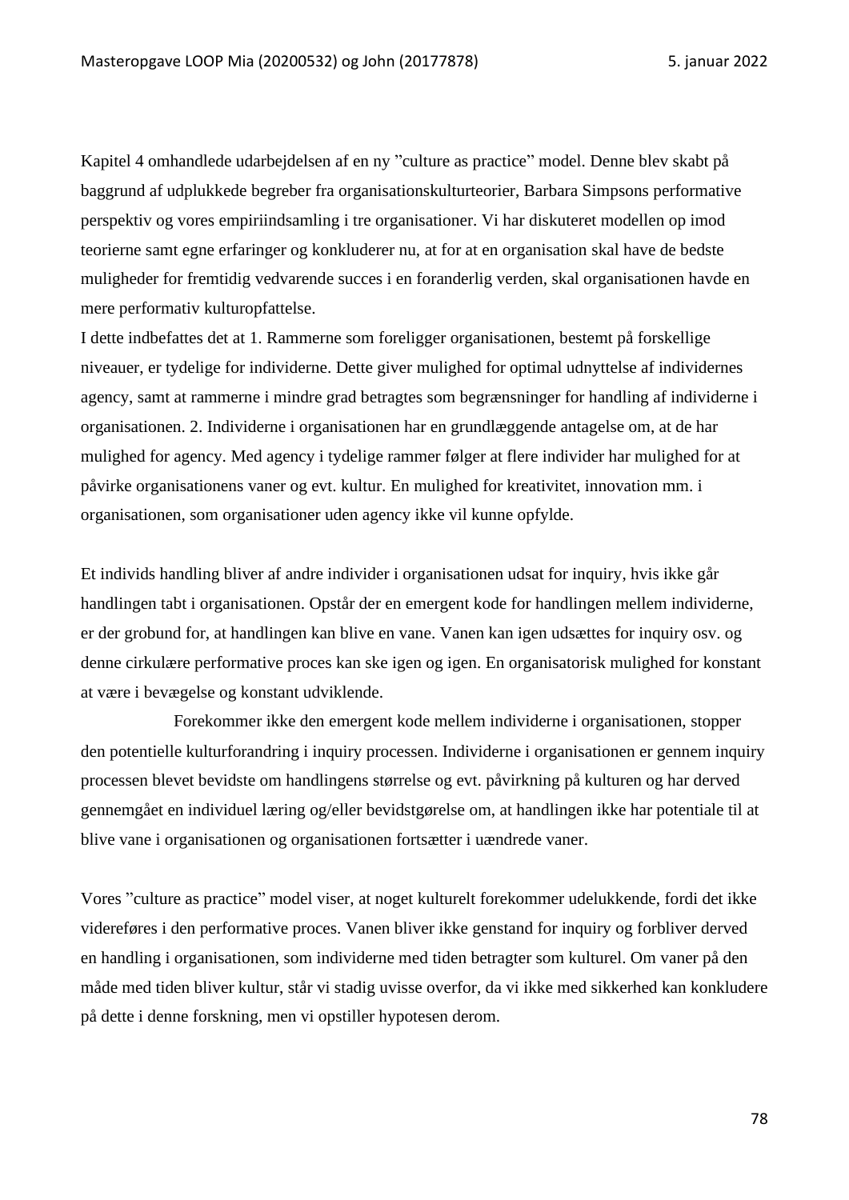Kapitel 4 omhandlede udarbejdelsen af en ny "culture as practice" model. Denne blev skabt på baggrund af udplukkede begreber fra organisationskulturteorier, Barbara Simpsons performative perspektiv og vores empiriindsamling i tre organisationer. Vi har diskuteret modellen op imod teorierne samt egne erfaringer og konkluderer nu, at for at en organisation skal have de bedste muligheder for fremtidig vedvarende succes i en foranderlig verden, skal organisationen havde en mere performativ kulturopfattelse.
I dette indbefattes det at 1. Rammerne som foreligger organisationen, bestemt på forskellige niveauer, er tydelige for individerne. Dette giver mulighed for optimal udnyttelse af individernes agency, samt at rammerne i mindre grad betragtes som begrænsninger for handling af individerne i organisationen. 2. Individerne i organisationen har en grundlæggende antagelse om, at de har mulighed for agency. Med agency i tydelige rammer følger at flere individer har mulighed for at påvirke organisationens vaner og evt. kultur. En mulighed for kreativitet, innovation mm. i organisationen, som organisationer uden agency ikke vil kunne opfylde.

Et individs handling bliver af andre individer i organisationen udsat for inquiry, hvis ikke går handlingen tabt i organisationen. Opstår der en emergent kode for handlingen mellem individerne, er der grobund for, at handlingen kan blive en vane. Vanen kan igen udsættes for inquiry osv. og denne cirkulære performative proces kan ske igen og igen. En organisatorisk mulighed for konstant at være i bevægelse og konstant udviklende.

Forekommer ikke den emergent kode mellem individerne i organisationen, stopper den potentielle kulturforandring i inquiry processen. Individerne i organisationen er gennem inquiry processen blevet bevidste om handlingens størrelse og evt. påvirkning på kulturen og har derved gennemgået en individuel læring og/eller bevidstgørelse om, at handlingen ikke har potentiale til at blive vane i organisationen og organisationen fortsætter i uændrede vaner.

Vores "culture as practice" model viser, at noget kulturelt forekommer udelukkende, fordi det ikke videreføres i den performative proces. Vanen bliver ikke genstand for inquiry og forbliver derved en handling i organisationen, som individerne med tiden betragter som kulturel. Om vaner på den måde med tiden bliver kultur, står vi stadig uvisse overfor, da vi ikke med sikkerhed kan konkludere på dette i denne forskning, men vi opstiller hypotesen derom.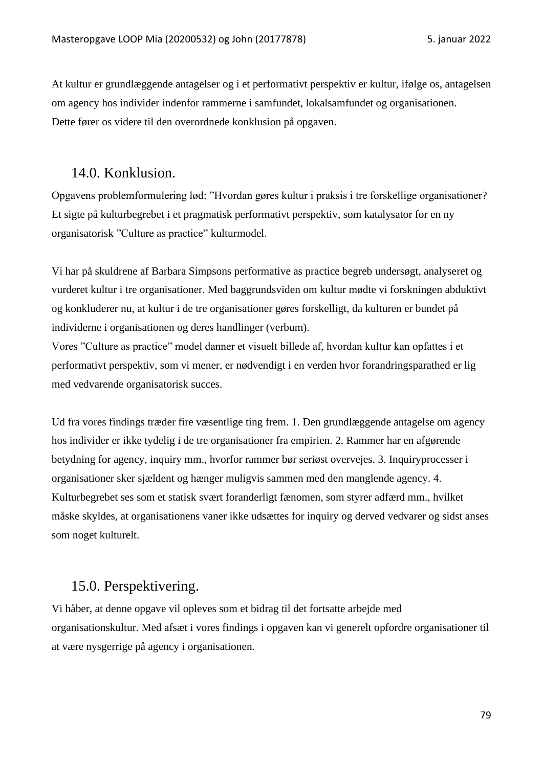At kultur er grundlæggende antagelser og i et performativt perspektiv er kultur, ifølge os, antagelsen om agency hos individer indenfor rammerne i samfundet, lokalsamfundet og organisationen.
Dette fører os videre til den overordnede konklusion på opgaven.

## 14.0. Konklusion.

Opgavens problemformulering lød: ”Hvordan gøres kultur i praksis i tre forskellige organisationer? Et sigte på kulturbegrebet i et pragmatisk performativt perspektiv, som katalysator for en ny organisatorisk ”Culture as practice” kulturmodel.

Vi har på skuldrene af Barbara Simpsons performative as practice begreb undersøgt, analyseret og vurderet kultur i tre organisationer. Med baggrundsviden om kultur mødte vi forskningen abduktivt og konkluderer nu, at kultur i de tre organisationer gøres forskelligt, da kulturen er bundet på individerne i organisationen og deres handlinger (verbum).
Vores ”Culture as practice” model danner et visuelt billede af, hvordan kultur kan opfattes i et performativt perspektiv, som vi mener, er nødvendigt i en verden hvor forandringsparathed er lig med vedvarende organisatorisk succes.

Ud fra vores findings træder fire væsentlige ting frem. 1. Den grundlæggende antagelse om agency hos individer er ikke tydelig i de tre organisationer fra empirien. 2. Rammer har en afgørende betydning for agency, inquiry mm., hvorfor rammer bør seriøst overvejes. 3. Inquiryprocesser i organisationer sker sjældent og hænger muligvis sammen med den manglende agency. 4. Kulturbegrebet ses som et statisk svært foranderligt fænomen, som styrer adfærd mm., hvilket måske skyldes, at organisationens vaner ikke udsættes for inquiry og derved vedvarer og sidst anses som noget kulturelt.

## 15.0. Perspektivering.

Vi håber, at denne opgave vil opleves som et bidrag til det fortsatte arbejde med organisationskultur. Med afsæt i vores findings i opgaven kan vi generelt opfordre organisationer til at være nysgerrige på agency i organisationen.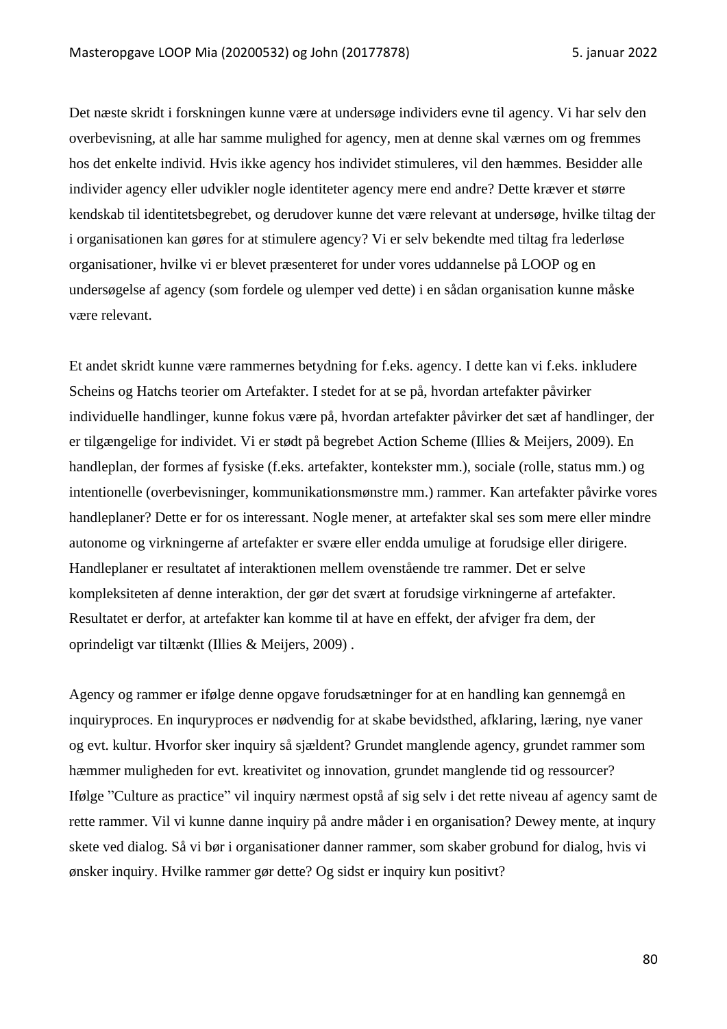Det næste skridt i forskningen kunne være at undersøge individers evne til agency. Vi har selv den overbevisning, at alle har samme mulighed for agency, men at denne skal værnes om og fremmes hos det enkelte individ. Hvis ikke agency hos individet stimuleres, vil den hæmmes. Besidder alle individer agency eller udvikler nogle identiteter agency mere end andre? Dette kræver et større kendskab til identitetsbegrebet, og derudover kunne det være relevant at undersøge, hvilke tiltag der i organisationen kan gøres for at stimulere agency? Vi er selv bekendte med tiltag fra lederløse organisationer, hvilke vi er blevet præsenteret for under vores uddannelse på LOOP og en undersøgelse af agency (som fordele og ulemper ved dette) i en sådan organisation kunne måske være relevant.

Et andet skridt kunne være rammernes betydning for f.eks. agency. I dette kan vi f.eks. inkludere Scheins og Hatchs teorier om Artefakter. I stedet for at se på, hvordan artefakter påvirker individuelle handlinger, kunne fokus være på, hvordan artefakter påvirker det sæt af handlinger, der er tilgængelige for individet. Vi er stødt på begrebet Action Scheme (Illies & Meijers, 2009). En handleplan, der formes af fysiske (f.eks. artefakter, kontekster mm.), sociale (rolle, status mm.) og intentionelle (overbevisninger, kommunikationsmønstre mm.) rammer. Kan artefakter påvirke vores handleplaner? Dette er for os interessant. Nogle mener, at artefakter skal ses som mere eller mindre autonome og virkningerne af artefakter er svære eller endda umulige at forudsige eller dirigere. Handleplaner er resultatet af interaktionen mellem ovenstående tre rammer. Det er selve kompleksiteten af denne interaktion, der gør det svært at forudsige virkningerne af artefakter. Resultatet er derfor, at artefakter kan komme til at have en effekt, der afviger fra dem, der oprindeligt var tiltænkt (Illies & Meijers, 2009) .

Agency og rammer er ifølge denne opgave forudsætninger for at en handling kan gennemgå en inquiryproces. En inquryproces er nødvendig for at skabe bevidsthed, afklaring, læring, nye vaner og evt. kultur. Hvorfor sker inquiry så sjældent? Grundet manglende agency, grundet rammer som hæmmer muligheden for evt. kreativitet og innovation, grundet manglende tid og ressourcer? Ifølge "Culture as practice" vil inquiry nærmest opstå af sig selv i det rette niveau af agency samt de rette rammer. Vil vi kunne danne inquiry på andre måder i en organisation? Dewey mente, at inqury skete ved dialog. Så vi bør i organisationer danner rammer, som skaber grobund for dialog, hvis vi ønsker inquiry. Hvilke rammer gør dette? Og sidst er inquiry kun positivt?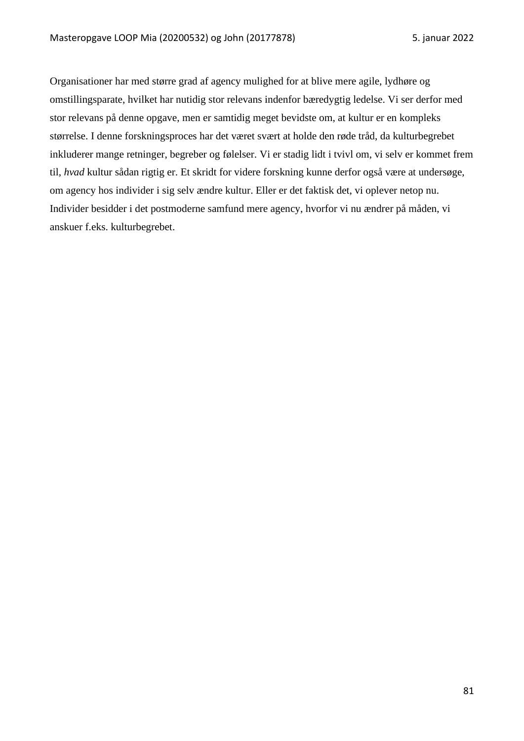Organisationer har med større grad af agency mulighed for at blive mere agile, lydhøre og omstillingsparate, hvilket har nutidig stor relevans indenfor bæredygtig ledelse. Vi ser derfor med stor relevans på denne opgave, men er samtidig meget bevidste om, at kultur er en kompleks størrelse. I denne forskningsproces har det været svært at holde den røde tråd, da kulturbegrebet inkluderer mange retninger, begreber og følelser. Vi er stadig lidt i tvivl om, vi selv er kommet frem til, *hvad* kultur sådan rigtig er. Et skridt for videre forskning kunne derfor også være at undersøge, om agency hos individer i sig selv ændre kultur. Eller er det faktisk det, vi oplever netop nu. Individer besidder i det postmoderne samfund mere agency, hvorfor vi nu ændrer på måden, vi anskuer f.eks. kulturbegrebet.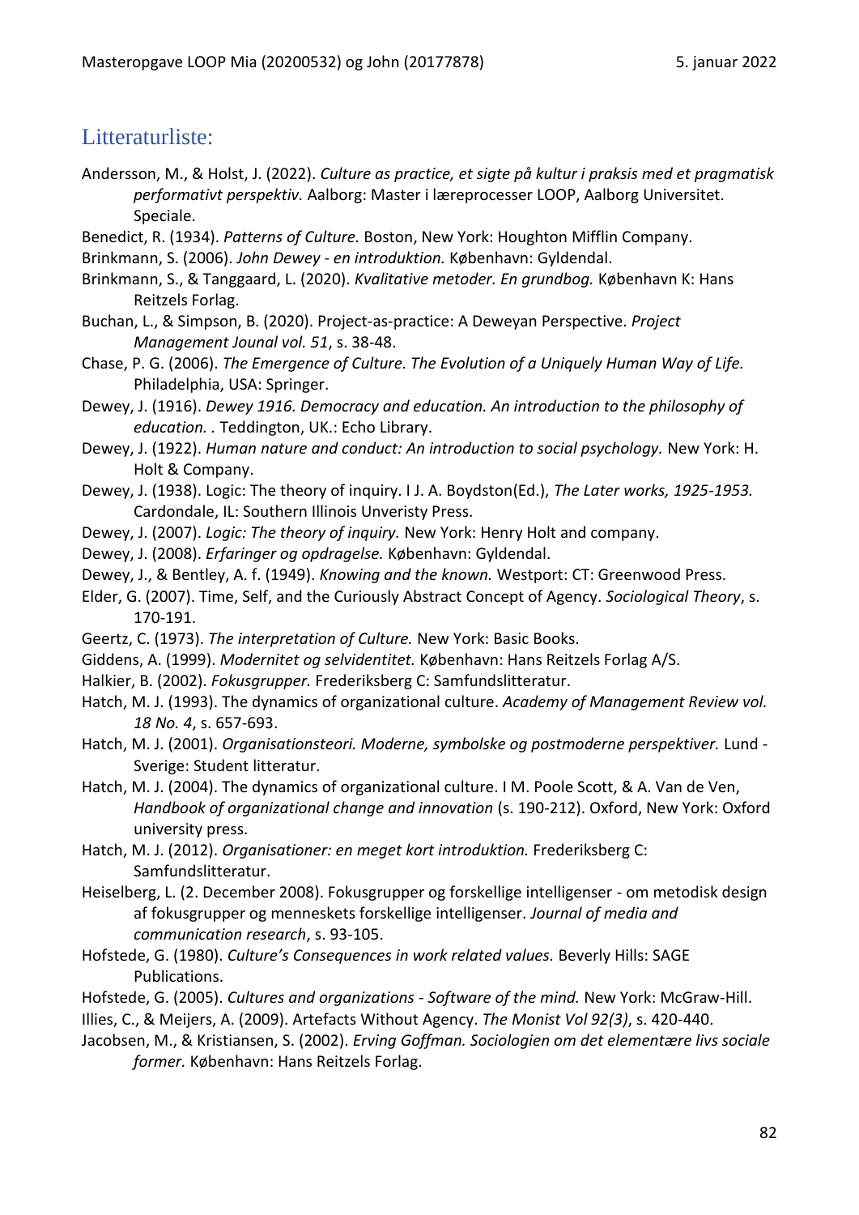## Litteraturliste:

Andersson, M., & Holst, J. (2022). *Culture as practice, et sigte på kultur i praksis med et pragmatisk performativt perspektiv.* Aalborg: Master i læreprocesser LOOP, Aalborg Universitet. Speciale.

Benedict, R. (1934). *Patterns of Culture.* Boston, New York: Houghton Mifflin Company.

Brinkmann, S. (2006). *John Dewey - en introduktion.* København: Gyldendal.

Brinkmann, S., & Tanggaard, L. (2020). *Kvalitative metoder. En grundbog.* København K: Hans Reitzels Forlag.

Buchan, L., & Simpson, B. (2020). Project-as-practice: A Deweyan Perspective. *Project Management Jounal vol. 51*, s. 38-48.

Chase, P. G. (2006). *The Emergence of Culture. The Evolution of a Uniquely Human Way of Life.* Philadelphia, USA: Springer.

Dewey, J. (1916). *Dewey 1916. Democracy and education. An introduction to the philosophy of education. .* Teddington, UK.: Echo Library.

Dewey, J. (1922). *Human nature and conduct: An introduction to social psychology.* New York: H. Holt & Company.

Dewey, J. (1938). Logic: The theory of inquiry. I J. A. Boydston(Ed.), *The Later works, 1925-1953.* Cardondale, IL: Southern Illinois Unveristy Press.

Dewey, J. (2007). *Logic: The theory of inquiry.* New York: Henry Holt and company.

Dewey, J. (2008). *Erfaringer og opdragelse.* København: Gyldendal.

Dewey, J., & Bentley, A. f. (1949). *Knowing and the known.* Westport: CT: Greenwood Press.

Elder, G. (2007). Time, Self, and the Curiously Abstract Concept of Agency. *Sociological Theory*, s. 170-191.

Geertz, C. (1973). *The interpretation of Culture.* New York: Basic Books.

Giddens, A. (1999). *Modernitet og selvidentitet.* København: Hans Reitzels Forlag A/S.

Halkier, B. (2002). *Fokusgrupper.* Frederiksberg C: Samfundslitteratur.

Hatch, M. J. (1993). The dynamics of organizational culture. *Academy of Management Review vol. 18 No. 4*, s. 657-693.

Hatch, M. J. (2001). *Organisationsteori. Moderne, symbolske og postmoderne perspektiver.* Lund - Sverige: Student litteratur.

Hatch, M. J. (2004). The dynamics of organizational culture. I M. Poole Scott, & A. Van de Ven, *Handbook of organizational change and innovation* (s. 190-212). Oxford, New York: Oxford university press.

Hatch, M. J. (2012). *Organisationer: en meget kort introduktion.* Frederiksberg C: Samfundslitteratur.

Heiselberg, L. (2. December 2008). Fokusgrupper og forskellige intelligenser - om metodisk design af fokusgrupper og menneskets forskellige intelligenser. *Journal of media and communication research*, s. 93-105.

Hofstede, G. (1980). *Culture's Consequences in work related values.* Beverly Hills: SAGE Publications.

Hofstede, G. (2005). *Cultures and organizations - Software of the mind.* New York: McGraw-Hill.

Illies, C., & Meijers, A. (2009). Artefacts Without Agency. *The Monist Vol 92(3)*, s. 420-440.

Jacobsen, M., & Kristiansen, S. (2002). *Erving Goffman. Sociologien om det elementære livs sociale former.* København: Hans Reitzels Forlag.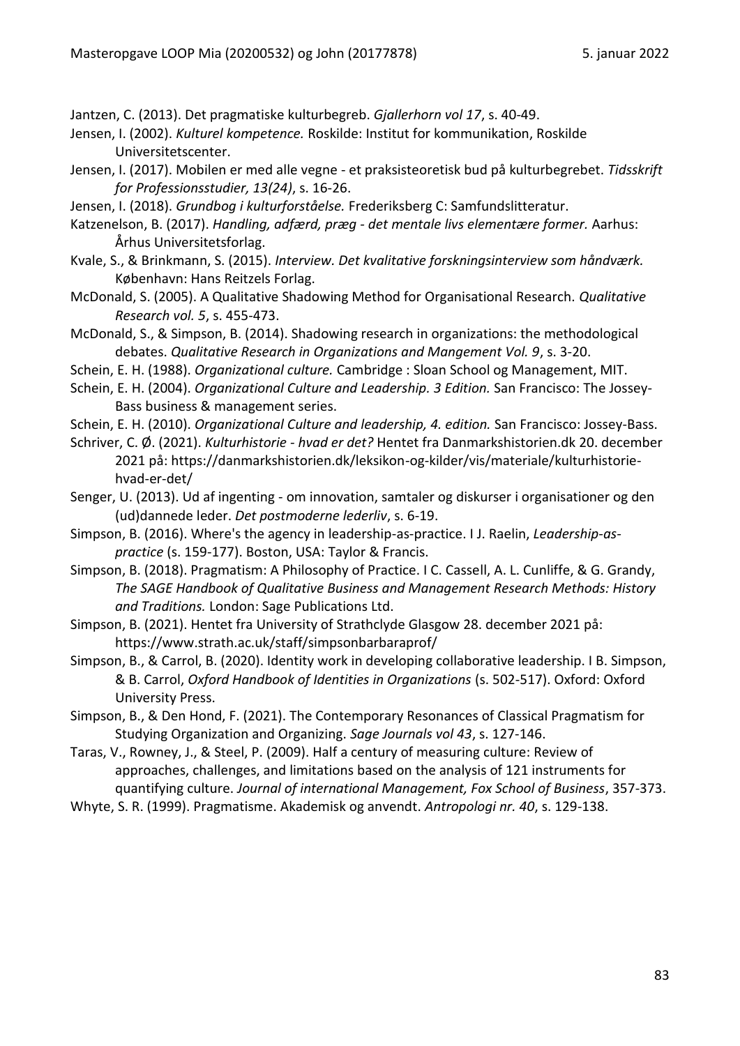Jantzen, C. (2013). Det pragmatiske kulturbegreb. *Gjallerhorn vol 17*, s. 40-49.

Jensen, I. (2002). *Kulturel kompetence.* Roskilde: Institut for kommunikation, Roskilde Universitetscenter.

Jensen, I. (2017). Mobilen er med alle vegne - et praksisteoretisk bud på kulturbegrebet. *Tidsskrift for Professionsstudier, 13(24)*, s. 16-26.

Jensen, I. (2018). *Grundbog i kulturforståelse.* Frederiksberg C: Samfundslitteratur.

Katzenelson, B. (2017). *Handling, adfærd, præg - det mentale livs elementære former.* Aarhus: Århus Universitetsforlag.

Kvale, S., & Brinkmann, S. (2015). *Interview. Det kvalitative forskningsinterview som håndværk.* København: Hans Reitzels Forlag.

McDonald, S. (2005). A Qualitative Shadowing Method for Organisational Research. *Qualitative Research vol. 5*, s. 455-473.

McDonald, S., & Simpson, B. (2014). Shadowing research in organizations: the methodological debates. *Qualitative Research in Organizations and Mangement Vol. 9*, s. 3-20.

Schein, E. H. (1988). *Organizational culture.* Cambridge : Sloan School og Management, MIT.

Schein, E. H. (2004). *Organizational Culture and Leadership. 3 Edition.* San Francisco: The Jossey-Bass business & management series.

Schein, E. H. (2010). *Organizational Culture and leadership, 4. edition.* San Francisco: Jossey-Bass.

Schriver, C. Ø. (2021). *Kulturhistorie - hvad er det?* Hentet fra Danmarkshistorien.dk 20. december 2021 på: https://danmarkshistorien.dk/leksikon-og-kilder/vis/materiale/kulturhistorie-hvad-er-det/

Senger, U. (2013). Ud af ingenting - om innovation, samtaler og diskurser i organisationer og den (ud)dannede leder. *Det postmoderne lederliv*, s. 6-19.

Simpson, B. (2016). Where's the agency in leadership-as-practice. I J. Raelin, *Leadership-as-practice* (s. 159-177). Boston, USA: Taylor & Francis.

Simpson, B. (2018). Pragmatism: A Philosophy of Practice. I C. Cassell, A. L. Cunliffe, & G. Grandy, *The SAGE Handbook of Qualitative Business and Management Research Methods: History and Traditions.* London: Sage Publications Ltd.

Simpson, B. (2021). Hentet fra University of Strathclyde Glasgow 28. december 2021 på: https://www.strath.ac.uk/staff/simpsonbarbaraprof/

Simpson, B., & Carrol, B. (2020). Identity work in developing collaborative leadership. I B. Simpson, & B. Carrol, *Oxford Handbook of Identities in Organizations* (s. 502-517). Oxford: Oxford University Press.

Simpson, B., & Den Hond, F. (2021). The Contemporary Resonances of Classical Pragmatism for Studying Organization and Organizing. *Sage Journals vol 43*, s. 127-146.

Taras, V., Rowney, J., & Steel, P. (2009). Half a century of measuring culture: Review of approaches, challenges, and limitations based on the analysis of 121 instruments for quantifying culture. *Journal of international Management, Fox School of Business*, 357-373.

Whyte, S. R. (1999). Pragmatisme. Akademisk og anvendt. *Antropologi nr. 40*, s. 129-138.